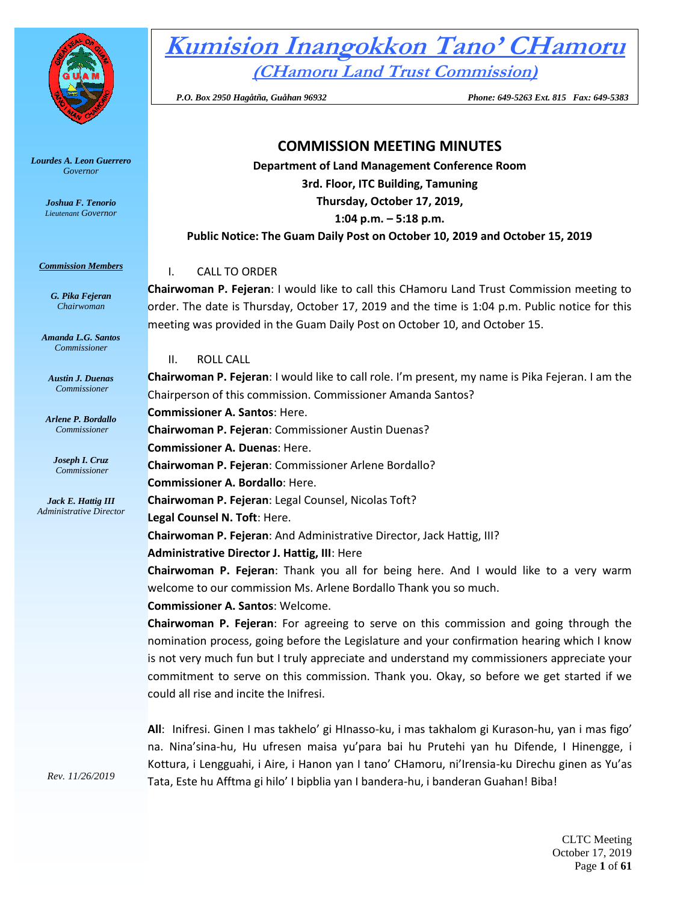# Kumision Inangokkon Tano' CHamoru

## (CHamoru Land Trust Commission)

*P.O. Box 2950 Hagåtña, Guåhan 96932* *Phone: 649-5263 Ext. 815 Fax: 649-5383*

***Lourdes A. Leon Guerrero***
*Governor*

***Joshua F. Tenorio***
*Lieutenant Governor*

***Commission Members***

***G. Pika Fejeran***
*Chairwoman*

***Amanda L.G. Santos***
*Commissioner*

***Austin J. Duenas***
*Commissioner*

***Arlene P. Bordallo***
*Commissioner*

***Joseph I. Cruz***
*Commissioner*

***Jack E. Hattig III***
*Administrative Director*

*Rev. 11/26/2019*

## COMMISSION MEETING MINUTES

**Department of Land Management Conference Room**
**3rd. Floor, ITC Building, Tamuning**
**Thursday, October 17, 2019,**
**1:04 p.m. – 5:18 p.m.**
**Public Notice: The Guam Daily Post on October 10, 2019 and October 15, 2019**

I. CALL TO ORDER

**Chairwoman P. Fejeran**: I would like to call this CHamoru Land Trust Commission meeting to order. The date is Thursday, October 17, 2019 and the time is 1:04 p.m. Public notice for this meeting was provided in the Guam Daily Post on October 10, and October 15.

II. ROLL CALL

**Chairwoman P. Fejeran**: I would like to call role. I'm present, my name is Pika Fejeran. I am the Chairperson of this commission. Commissioner Amanda Santos?
**Commissioner A. Santos**: Here.
**Chairwoman P. Fejeran**: Commissioner Austin Duenas?
**Commissioner A. Duenas**: Here.
**Chairwoman P. Fejeran**: Commissioner Arlene Bordallo?
**Commissioner A. Bordallo**: Here.
**Chairwoman P. Fejeran**: Legal Counsel, Nicolas Toft?
**Legal Counsel N. Toft**: Here.
**Chairwoman P. Fejeran**: And Administrative Director, Jack Hattig, III?
**Administrative Director J. Hattig, III**: Here
**Chairwoman P. Fejeran**: Thank you all for being here. And I would like to a very warm welcome to our commission Ms. Arlene Bordallo Thank you so much.
**Commissioner A. Santos**: Welcome.
**Chairwoman P. Fejeran**: For agreeing to serve on this commission and going through the nomination process, going before the Legislature and your confirmation hearing which I know is not very much fun but I truly appreciate and understand my commissioners appreciate your commitment to serve on this commission. Thank you. Okay, so before we get started if we could all rise and incite the Inifresi.

**All**: Inifresi. Ginen I mas takhelo' gi HInasso-ku, i mas takhalom gi Kurason-hu, yan i mas figo' na. Nina'sina-hu, Hu ufresen maisa yu'para bai hu Prutehi yan hu Difende, I Hinengge, i Kottura, i Lengguahi, i Aire, i Hanon yan I tano' CHamoru, ni'Irensia-ku Direchu ginen as Yu'as Tata, Este hu Afftma gi hilo' I bipblia yan I bandera-hu, i banderan Guahan! Biba!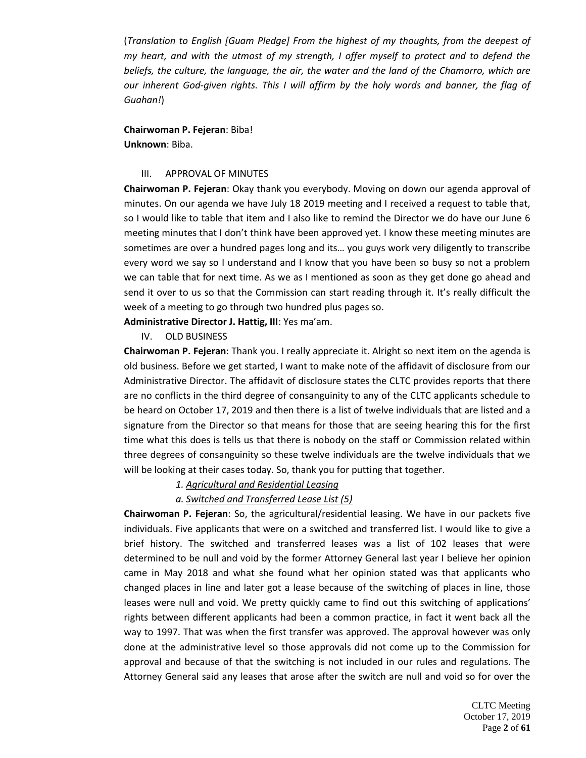(*Translation to English [Guam Pledge] From the highest of my thoughts, from the deepest of my heart, and with the utmost of my strength, I offer myself to protect and to defend the beliefs, the culture, the language, the air, the water and the land of the Chamorro, which are our inherent God-given rights. This I will affirm by the holy words and banner, the flag of Guahan!*)

**Chairwoman P. Fejeran**: Biba!
**Unknown**: Biba.

III. APPROVAL OF MINUTES

**Chairwoman P. Fejeran**: Okay thank you everybody. Moving on down our agenda approval of minutes. On our agenda we have July 18 2019 meeting and I received a request to table that, so I would like to table that item and I also like to remind the Director we do have our June 6 meeting minutes that I don't think have been approved yet. I know these meeting minutes are sometimes are over a hundred pages long and its… you guys work very diligently to transcribe every word we say so I understand and I know that you have been so busy so not a problem we can table that for next time. As we as I mentioned as soon as they get done go ahead and send it over to us so that the Commission can start reading through it. It's really difficult the week of a meeting to go through two hundred plus pages so.

**Administrative Director J. Hattig, III**: Yes ma'am.

IV. OLD BUSINESS

**Chairwoman P. Fejeran**: Thank you. I really appreciate it. Alright so next item on the agenda is old business. Before we get started, I want to make note of the affidavit of disclosure from our Administrative Director. The affidavit of disclosure states the CLTC provides reports that there are no conflicts in the third degree of consanguinity to any of the CLTC applicants schedule to be heard on October 17, 2019 and then there is a list of twelve individuals that are listed and a signature from the Director so that means for those that are seeing hearing this for the first time what this does is tells us that there is nobody on the staff or Commission related within three degrees of consanguinity so these twelve individuals are the twelve individuals that we will be looking at their cases today. So, thank you for putting that together.

*1. Agricultural and Residential Leasing*

*a. Switched and Transferred Lease List (5)*

**Chairwoman P. Fejeran**: So, the agricultural/residential leasing. We have in our packets five individuals. Five applicants that were on a switched and transferred list. I would like to give a brief history. The switched and transferred leases was a list of 102 leases that were determined to be null and void by the former Attorney General last year I believe her opinion came in May 2018 and what she found what her opinion stated was that applicants who changed places in line and later got a lease because of the switching of places in line, those leases were null and void. We pretty quickly came to find out this switching of applications' rights between different applicants had been a common practice, in fact it went back all the way to 1997. That was when the first transfer was approved. The approval however was only done at the administrative level so those approvals did not come up to the Commission for approval and because of that the switching is not included in our rules and regulations. The Attorney General said any leases that arose after the switch are null and void so for over the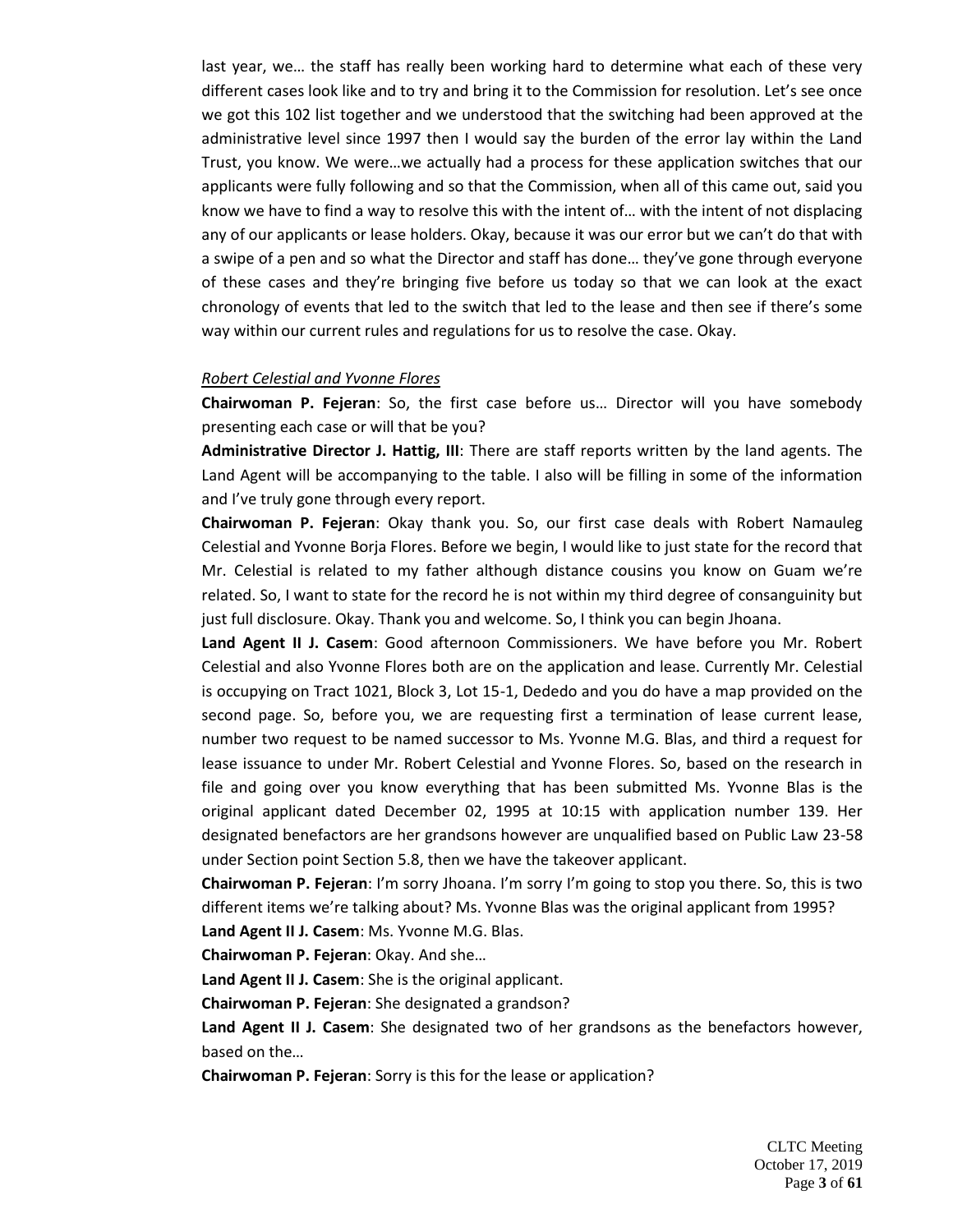last year, we… the staff has really been working hard to determine what each of these very different cases look like and to try and bring it to the Commission for resolution. Let's see once we got this 102 list together and we understood that the switching had been approved at the administrative level since 1997 then I would say the burden of the error lay within the Land Trust, you know. We were…we actually had a process for these application switches that our applicants were fully following and so that the Commission, when all of this came out, said you know we have to find a way to resolve this with the intent of… with the intent of not displacing any of our applicants or lease holders. Okay, because it was our error but we can't do that with a swipe of a pen and so what the Director and staff has done… they've gone through everyone of these cases and they're bringing five before us today so that we can look at the exact chronology of events that led to the switch that led to the lease and then see if there's some way within our current rules and regulations for us to resolve the case. Okay.

*Robert Celestial and Yvonne Flores*

**Chairwoman P. Fejeran**: So, the first case before us… Director will you have somebody presenting each case or will that be you?

**Administrative Director J. Hattig, III**: There are staff reports written by the land agents. The Land Agent will be accompanying to the table. I also will be filling in some of the information and I've truly gone through every report.

**Chairwoman P. Fejeran**: Okay thank you. So, our first case deals with Robert Namauleg Celestial and Yvonne Borja Flores. Before we begin, I would like to just state for the record that Mr. Celestial is related to my father although distance cousins you know on Guam we're related. So, I want to state for the record he is not within my third degree of consanguinity but just full disclosure. Okay. Thank you and welcome. So, I think you can begin Jhoana.

**Land Agent II J. Casem**: Good afternoon Commissioners. We have before you Mr. Robert Celestial and also Yvonne Flores both are on the application and lease. Currently Mr. Celestial is occupying on Tract 1021, Block 3, Lot 15-1, Dededo and you do have a map provided on the second page. So, before you, we are requesting first a termination of lease current lease, number two request to be named successor to Ms. Yvonne M.G. Blas, and third a request for lease issuance to under Mr. Robert Celestial and Yvonne Flores. So, based on the research in file and going over you know everything that has been submitted Ms. Yvonne Blas is the original applicant dated December 02, 1995 at 10:15 with application number 139. Her designated benefactors are her grandsons however are unqualified based on Public Law 23-58 under Section point Section 5.8, then we have the takeover applicant.

**Chairwoman P. Fejeran**: I'm sorry Jhoana. I'm sorry I'm going to stop you there. So, this is two different items we're talking about? Ms. Yvonne Blas was the original applicant from 1995?

**Land Agent II J. Casem**: Ms. Yvonne M.G. Blas.

**Chairwoman P. Fejeran**: Okay. And she…

**Land Agent II J. Casem**: She is the original applicant.

**Chairwoman P. Fejeran**: She designated a grandson?

**Land Agent II J. Casem**: She designated two of her grandsons as the benefactors however, based on the…

**Chairwoman P. Fejeran**: Sorry is this for the lease or application?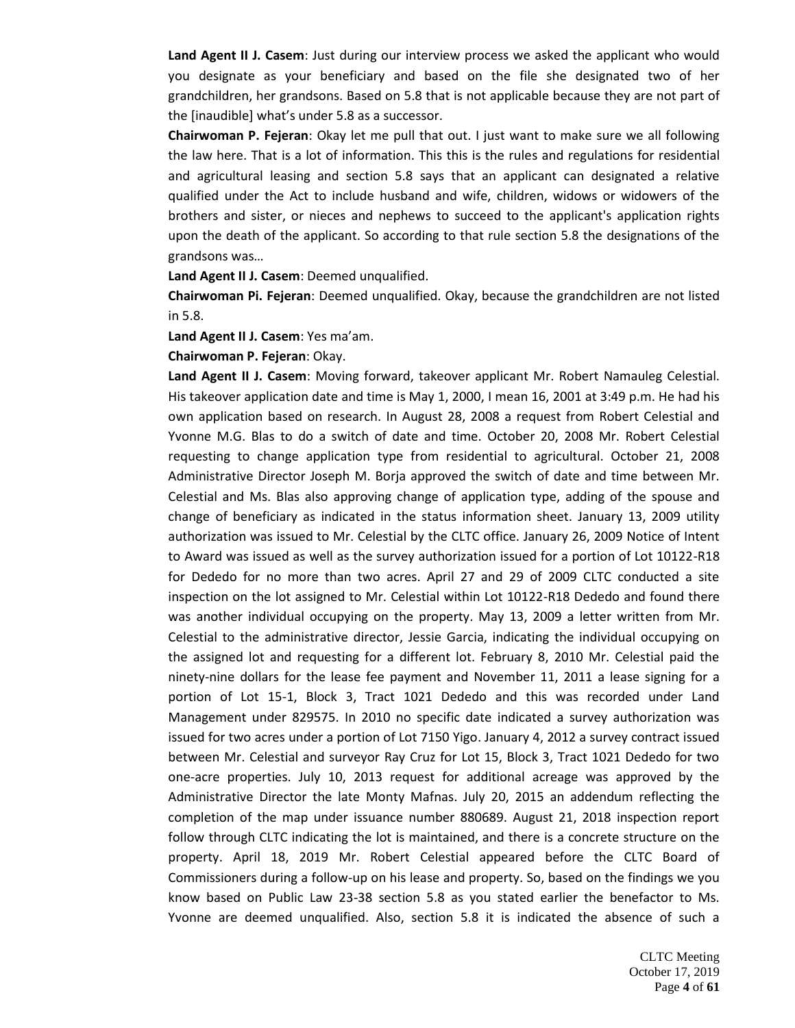**Land Agent II J. Casem**: Just during our interview process we asked the applicant who would you designate as your beneficiary and based on the file she designated two of her grandchildren, her grandsons. Based on 5.8 that is not applicable because they are not part of the [inaudible] what's under 5.8 as a successor.

**Chairwoman P. Fejeran**: Okay let me pull that out. I just want to make sure we all following the law here. That is a lot of information. This this is the rules and regulations for residential and agricultural leasing and section 5.8 says that an applicant can designated a relative qualified under the Act to include husband and wife, children, widows or widowers of the brothers and sister, or nieces and nephews to succeed to the applicant's application rights upon the death of the applicant. So according to that rule section 5.8 the designations of the grandsons was…

**Land Agent II J. Casem**: Deemed unqualified.

**Chairwoman Pi. Fejeran**: Deemed unqualified. Okay, because the grandchildren are not listed in 5.8.

**Land Agent II J. Casem**: Yes ma'am.

**Chairwoman P. Fejeran**: Okay.

**Land Agent II J. Casem**: Moving forward, takeover applicant Mr. Robert Namauleg Celestial. His takeover application date and time is May 1, 2000, I mean 16, 2001 at 3:49 p.m. He had his own application based on research. In August 28, 2008 a request from Robert Celestial and Yvonne M.G. Blas to do a switch of date and time. October 20, 2008 Mr. Robert Celestial requesting to change application type from residential to agricultural. October 21, 2008 Administrative Director Joseph M. Borja approved the switch of date and time between Mr. Celestial and Ms. Blas also approving change of application type, adding of the spouse and change of beneficiary as indicated in the status information sheet. January 13, 2009 utility authorization was issued to Mr. Celestial by the CLTC office. January 26, 2009 Notice of Intent to Award was issued as well as the survey authorization issued for a portion of Lot 10122-R18 for Dededo for no more than two acres. April 27 and 29 of 2009 CLTC conducted a site inspection on the lot assigned to Mr. Celestial within Lot 10122-R18 Dededo and found there was another individual occupying on the property. May 13, 2009 a letter written from Mr. Celestial to the administrative director, Jessie Garcia, indicating the individual occupying on the assigned lot and requesting for a different lot. February 8, 2010 Mr. Celestial paid the ninety-nine dollars for the lease fee payment and November 11, 2011 a lease signing for a portion of Lot 15-1, Block 3, Tract 1021 Dededo and this was recorded under Land Management under 829575. In 2010 no specific date indicated a survey authorization was issued for two acres under a portion of Lot 7150 Yigo. January 4, 2012 a survey contract issued between Mr. Celestial and surveyor Ray Cruz for Lot 15, Block 3, Tract 1021 Dededo for two one-acre properties. July 10, 2013 request for additional acreage was approved by the Administrative Director the late Monty Mafnas. July 20, 2015 an addendum reflecting the completion of the map under issuance number 880689. August 21, 2018 inspection report follow through CLTC indicating the lot is maintained, and there is a concrete structure on the property. April 18, 2019 Mr. Robert Celestial appeared before the CLTC Board of Commissioners during a follow-up on his lease and property. So, based on the findings we you know based on Public Law 23-38 section 5.8 as you stated earlier the benefactor to Ms. Yvonne are deemed unqualified. Also, section 5.8 it is indicated the absence of such a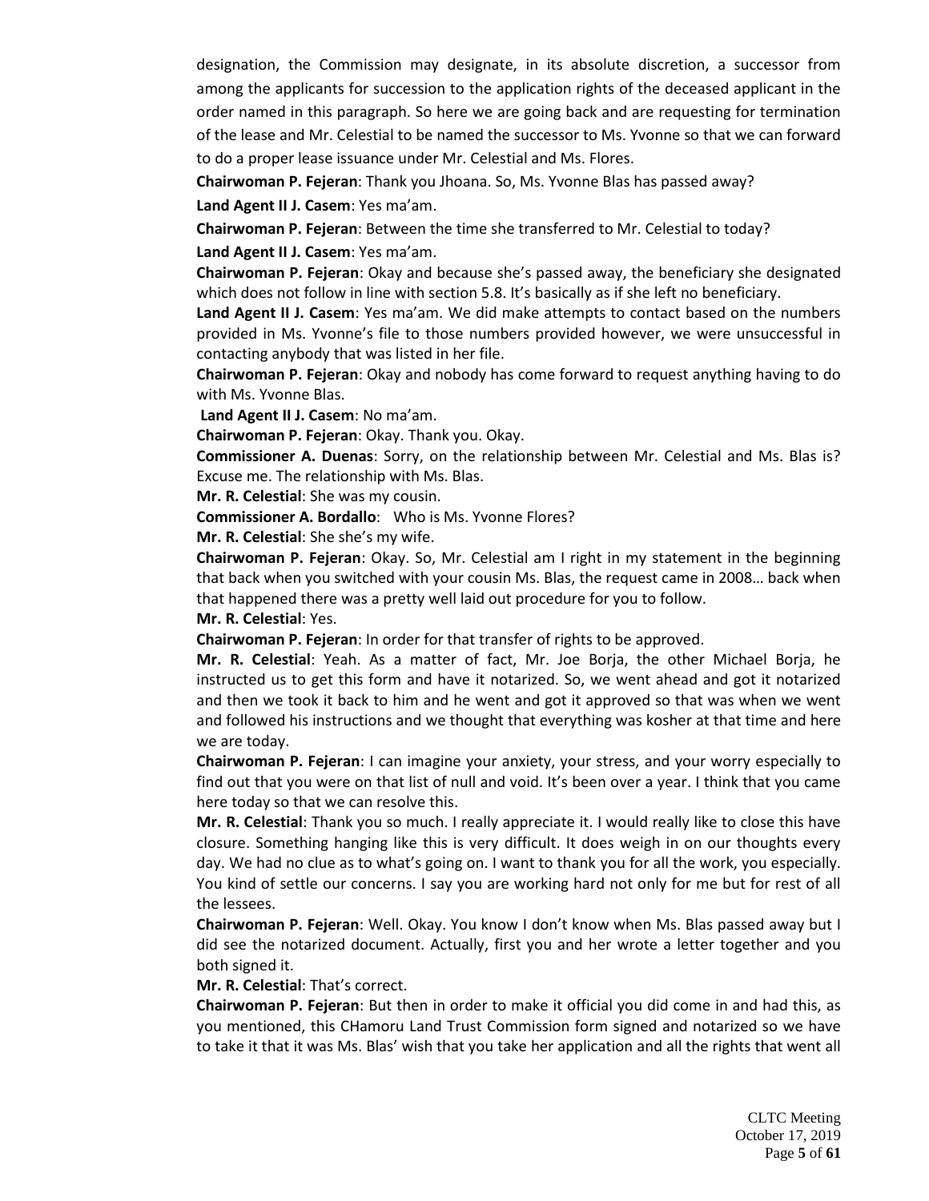designation, the Commission may designate, in its absolute discretion, a successor from among the applicants for succession to the application rights of the deceased applicant in the order named in this paragraph. So here we are going back and are requesting for termination of the lease and Mr. Celestial to be named the successor to Ms. Yvonne so that we can forward to do a proper lease issuance under Mr. Celestial and Ms. Flores.

**Chairwoman P. Fejeran**: Thank you Jhoana. So, Ms. Yvonne Blas has passed away?

**Land Agent II J. Casem**: Yes ma'am.

**Chairwoman P. Fejeran**: Between the time she transferred to Mr. Celestial to today?

**Land Agent II J. Casem**: Yes ma'am.

**Chairwoman P. Fejeran**: Okay and because she's passed away, the beneficiary she designated which does not follow in line with section 5.8. It's basically as if she left no beneficiary.

**Land Agent II J. Casem**: Yes ma'am. We did make attempts to contact based on the numbers provided in Ms. Yvonne's file to those numbers provided however, we were unsuccessful in contacting anybody that was listed in her file.

**Chairwoman P. Fejeran**: Okay and nobody has come forward to request anything having to do with Ms. Yvonne Blas.

**Land Agent II J. Casem**: No ma'am.

**Chairwoman P. Fejeran**: Okay. Thank you. Okay.

**Commissioner A. Duenas**: Sorry, on the relationship between Mr. Celestial and Ms. Blas is? Excuse me. The relationship with Ms. Blas.

**Mr. R. Celestial**: She was my cousin.

**Commissioner A. Bordallo**: Who is Ms. Yvonne Flores?

**Mr. R. Celestial**: She she's my wife.

**Chairwoman P. Fejeran**: Okay. So, Mr. Celestial am I right in my statement in the beginning that back when you switched with your cousin Ms. Blas, the request came in 2008… back when that happened there was a pretty well laid out procedure for you to follow.

**Mr. R. Celestial**: Yes.

**Chairwoman P. Fejeran**: In order for that transfer of rights to be approved.

**Mr. R. Celestial**: Yeah. As a matter of fact, Mr. Joe Borja, the other Michael Borja, he instructed us to get this form and have it notarized. So, we went ahead and got it notarized and then we took it back to him and he went and got it approved so that was when we went and followed his instructions and we thought that everything was kosher at that time and here we are today.

**Chairwoman P. Fejeran**: I can imagine your anxiety, your stress, and your worry especially to find out that you were on that list of null and void. It's been over a year. I think that you came here today so that we can resolve this.

**Mr. R. Celestial**: Thank you so much. I really appreciate it. I would really like to close this have closure. Something hanging like this is very difficult. It does weigh in on our thoughts every day. We had no clue as to what's going on. I want to thank you for all the work, you especially. You kind of settle our concerns. I say you are working hard not only for me but for rest of all the lessees.

**Chairwoman P. Fejeran**: Well. Okay. You know I don't know when Ms. Blas passed away but I did see the notarized document. Actually, first you and her wrote a letter together and you both signed it.

**Mr. R. Celestial**: That's correct.

**Chairwoman P. Fejeran**: But then in order to make it official you did come in and had this, as you mentioned, this CHamoru Land Trust Commission form signed and notarized so we have to take it that it was Ms. Blas' wish that you take her application and all the rights that went all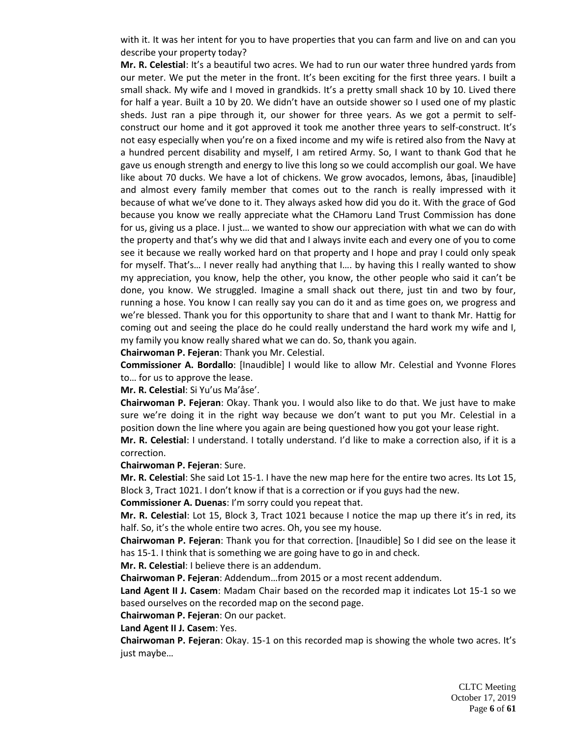with it. It was her intent for you to have properties that you can farm and live on and can you describe your property today?

**Mr. R. Celestial**: It's a beautiful two acres. We had to run our water three hundred yards from our meter. We put the meter in the front. It's been exciting for the first three years. I built a small shack. My wife and I moved in grandkids. It's a pretty small shack 10 by 10. Lived there for half a year. Built a 10 by 20. We didn't have an outside shower so I used one of my plastic sheds. Just ran a pipe through it, our shower for three years. As we got a permit to self-construct our home and it got approved it took me another three years to self-construct. It's not easy especially when you're on a fixed income and my wife is retired also from the Navy at a hundred percent disability and myself, I am retired Army. So, I want to thank God that he gave us enough strength and energy to live this long so we could accomplish our goal. We have like about 70 ducks. We have a lot of chickens. We grow avocados, lemons, åbas, [inaudible] and almost every family member that comes out to the ranch is really impressed with it because of what we've done to it. They always asked how did you do it. With the grace of God because you know we really appreciate what the CHamoru Land Trust Commission has done for us, giving us a place. I just… we wanted to show our appreciation with what we can do with the property and that's why we did that and I always invite each and every one of you to come see it because we really worked hard on that property and I hope and pray I could only speak for myself. That's… I never really had anything that I…. by having this I really wanted to show my appreciation, you know, help the other, you know, the other people who said it can't be done, you know. We struggled. Imagine a small shack out there, just tin and two by four, running a hose. You know I can really say you can do it and as time goes on, we progress and we're blessed. Thank you for this opportunity to share that and I want to thank Mr. Hattig for coming out and seeing the place do he could really understand the hard work my wife and I, my family you know really shared what we can do. So, thank you again.

**Chairwoman P. Fejeran**: Thank you Mr. Celestial.

**Commissioner A. Bordallo**: [Inaudible] I would like to allow Mr. Celestial and Yvonne Flores to… for us to approve the lease.

**Mr. R. Celestial**: Si Yu'us Ma'åse'.

**Chairwoman P. Fejeran**: Okay. Thank you. I would also like to do that. We just have to make sure we're doing it in the right way because we don't want to put you Mr. Celestial in a position down the line where you again are being questioned how you got your lease right.

**Mr. R. Celestial**: I understand. I totally understand. I'd like to make a correction also, if it is a correction.

**Chairwoman P. Fejeran**: Sure.

**Mr. R. Celestial**: She said Lot 15-1. I have the new map here for the entire two acres. Its Lot 15, Block 3, Tract 1021. I don't know if that is a correction or if you guys had the new.

**Commissioner A. Duenas**: I'm sorry could you repeat that.

**Mr. R. Celestial**: Lot 15, Block 3, Tract 1021 because I notice the map up there it's in red, its half. So, it's the whole entire two acres. Oh, you see my house.

**Chairwoman P. Fejeran**: Thank you for that correction. [Inaudible] So I did see on the lease it has 15-1. I think that is something we are going have to go in and check.

**Mr. R. Celestial**: I believe there is an addendum.

**Chairwoman P. Fejeran**: Addendum…from 2015 or a most recent addendum.

**Land Agent II J. Casem**: Madam Chair based on the recorded map it indicates Lot 15-1 so we based ourselves on the recorded map on the second page.

**Chairwoman P. Fejeran**: On our packet.

**Land Agent II J. Casem**: Yes.

**Chairwoman P. Fejeran**: Okay. 15-1 on this recorded map is showing the whole two acres. It's just maybe…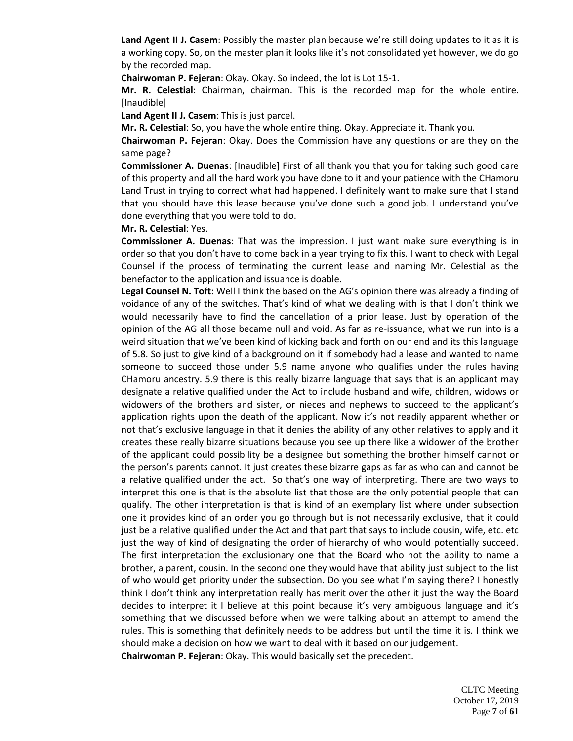**Land Agent II J. Casem**: Possibly the master plan because we're still doing updates to it as it is a working copy. So, on the master plan it looks like it's not consolidated yet however, we do go by the recorded map.

**Chairwoman P. Fejeran**: Okay. Okay. So indeed, the lot is Lot 15-1.

**Mr. R. Celestial**: Chairman, chairman. This is the recorded map for the whole entire. [Inaudible]

**Land Agent II J. Casem**: This is just parcel.

**Mr. R. Celestial**: So, you have the whole entire thing. Okay. Appreciate it. Thank you.

**Chairwoman P. Fejeran**: Okay. Does the Commission have any questions or are they on the same page?

**Commissioner A. Duenas**: [Inaudible] First of all thank you that you for taking such good care of this property and all the hard work you have done to it and your patience with the CHamoru Land Trust in trying to correct what had happened. I definitely want to make sure that I stand that you should have this lease because you've done such a good job. I understand you've done everything that you were told to do.

**Mr. R. Celestial**: Yes.

**Commissioner A. Duenas**: That was the impression. I just want make sure everything is in order so that you don't have to come back in a year trying to fix this. I want to check with Legal Counsel if the process of terminating the current lease and naming Mr. Celestial as the benefactor to the application and issuance is doable.

**Legal Counsel N. Toft**: Well I think the based on the AG's opinion there was already a finding of voidance of any of the switches. That's kind of what we dealing with is that I don't think we would necessarily have to find the cancellation of a prior lease. Just by operation of the opinion of the AG all those became null and void. As far as re-issuance, what we run into is a weird situation that we've been kind of kicking back and forth on our end and its this language of 5.8. So just to give kind of a background on it if somebody had a lease and wanted to name someone to succeed those under 5.9 name anyone who qualifies under the rules having CHamoru ancestry. 5.9 there is this really bizarre language that says that is an applicant may designate a relative qualified under the Act to include husband and wife, children, widows or widowers of the brothers and sister, or nieces and nephews to succeed to the applicant's application rights upon the death of the applicant. Now it's not readily apparent whether or not that's exclusive language in that it denies the ability of any other relatives to apply and it creates these really bizarre situations because you see up there like a widower of the brother of the applicant could possibility be a designee but something the brother himself cannot or the person's parents cannot. It just creates these bizarre gaps as far as who can and cannot be a relative qualified under the act. So that's one way of interpreting. There are two ways to interpret this one is that is the absolute list that those are the only potential people that can qualify. The other interpretation is that is kind of an exemplary list where under subsection one it provides kind of an order you go through but is not necessarily exclusive, that it could just be a relative qualified under the Act and that part that says to include cousin, wife, etc. etc just the way of kind of designating the order of hierarchy of who would potentially succeed. The first interpretation the exclusionary one that the Board who not the ability to name a brother, a parent, cousin. In the second one they would have that ability just subject to the list of who would get priority under the subsection. Do you see what I'm saying there? I honestly think I don't think any interpretation really has merit over the other it just the way the Board decides to interpret it I believe at this point because it's very ambiguous language and it's something that we discussed before when we were talking about an attempt to amend the rules. This is something that definitely needs to be address but until the time it is. I think we should make a decision on how we want to deal with it based on our judgement.

**Chairwoman P. Fejeran**: Okay. This would basically set the precedent.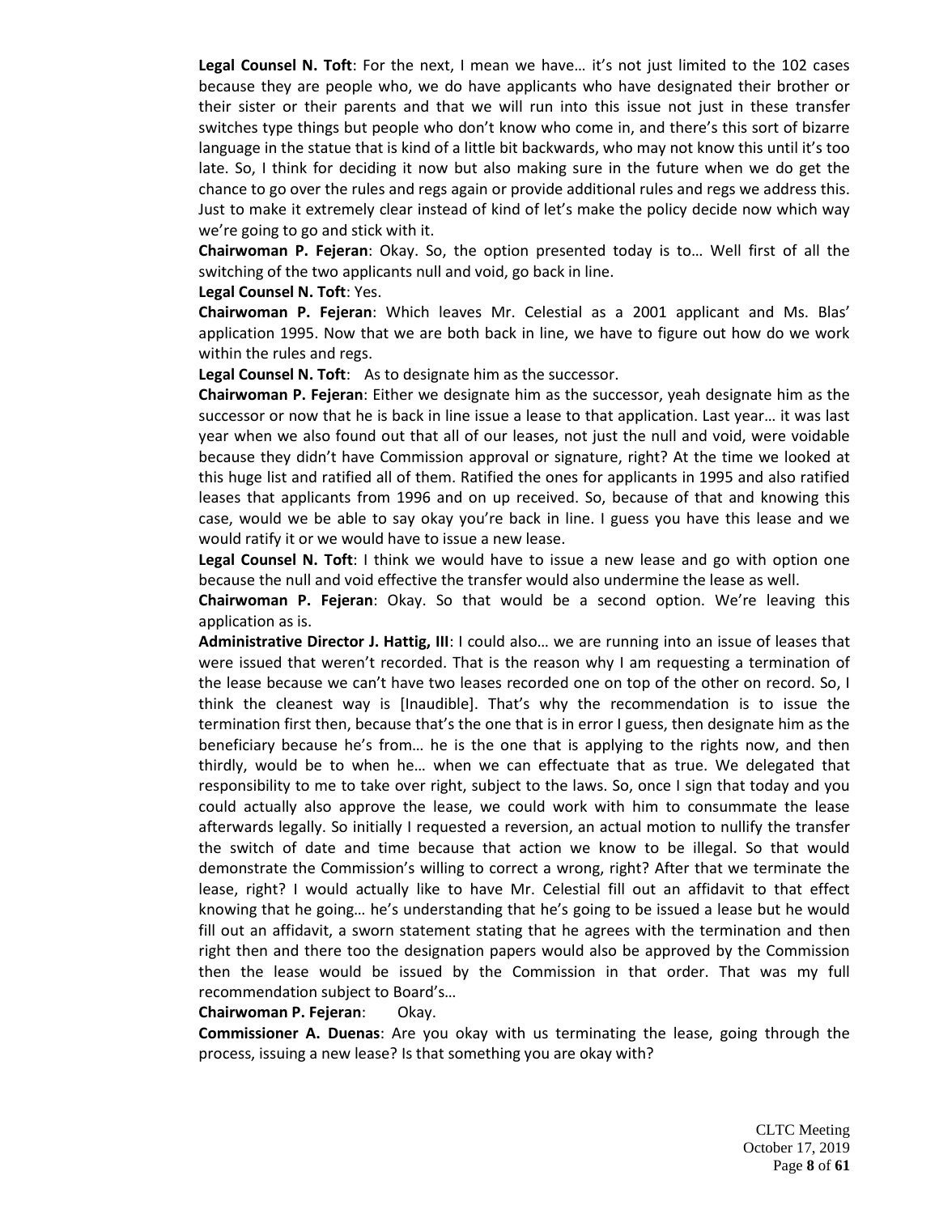**Legal Counsel N. Toft**: For the next, I mean we have… it's not just limited to the 102 cases because they are people who, we do have applicants who have designated their brother or their sister or their parents and that we will run into this issue not just in these transfer switches type things but people who don't know who come in, and there's this sort of bizarre language in the statue that is kind of a little bit backwards, who may not know this until it's too late. So, I think for deciding it now but also making sure in the future when we do get the chance to go over the rules and regs again or provide additional rules and regs we address this. Just to make it extremely clear instead of kind of let's make the policy decide now which way we're going to go and stick with it.

**Chairwoman P. Fejeran**: Okay. So, the option presented today is to… Well first of all the switching of the two applicants null and void, go back in line.

**Legal Counsel N. Toft**: Yes.

**Chairwoman P. Fejeran**: Which leaves Mr. Celestial as a 2001 applicant and Ms. Blas' application 1995. Now that we are both back in line, we have to figure out how do we work within the rules and regs.

**Legal Counsel N. Toft**: As to designate him as the successor.

**Chairwoman P. Fejeran**: Either we designate him as the successor, yeah designate him as the successor or now that he is back in line issue a lease to that application. Last year… it was last year when we also found out that all of our leases, not just the null and void, were voidable because they didn't have Commission approval or signature, right? At the time we looked at this huge list and ratified all of them. Ratified the ones for applicants in 1995 and also ratified leases that applicants from 1996 and on up received. So, because of that and knowing this case, would we be able to say okay you're back in line. I guess you have this lease and we would ratify it or we would have to issue a new lease.

**Legal Counsel N. Toft**: I think we would have to issue a new lease and go with option one because the null and void effective the transfer would also undermine the lease as well.

**Chairwoman P. Fejeran**: Okay. So that would be a second option. We're leaving this application as is.

**Administrative Director J. Hattig, III**: I could also… we are running into an issue of leases that were issued that weren't recorded. That is the reason why I am requesting a termination of the lease because we can't have two leases recorded one on top of the other on record. So, I think the cleanest way is [Inaudible]. That's why the recommendation is to issue the termination first then, because that's the one that is in error I guess, then designate him as the beneficiary because he's from… he is the one that is applying to the rights now, and then thirdly, would be to when he… when we can effectuate that as true. We delegated that responsibility to me to take over right, subject to the laws. So, once I sign that today and you could actually also approve the lease, we could work with him to consummate the lease afterwards legally. So initially I requested a reversion, an actual motion to nullify the transfer the switch of date and time because that action we know to be illegal. So that would demonstrate the Commission's willing to correct a wrong, right? After that we terminate the lease, right? I would actually like to have Mr. Celestial fill out an affidavit to that effect knowing that he going… he's understanding that he's going to be issued a lease but he would fill out an affidavit, a sworn statement stating that he agrees with the termination and then right then and there too the designation papers would also be approved by the Commission then the lease would be issued by the Commission in that order. That was my full recommendation subject to Board's…

**Chairwoman P. Fejeran**: Okay.

**Commissioner A. Duenas**: Are you okay with us terminating the lease, going through the process, issuing a new lease? Is that something you are okay with?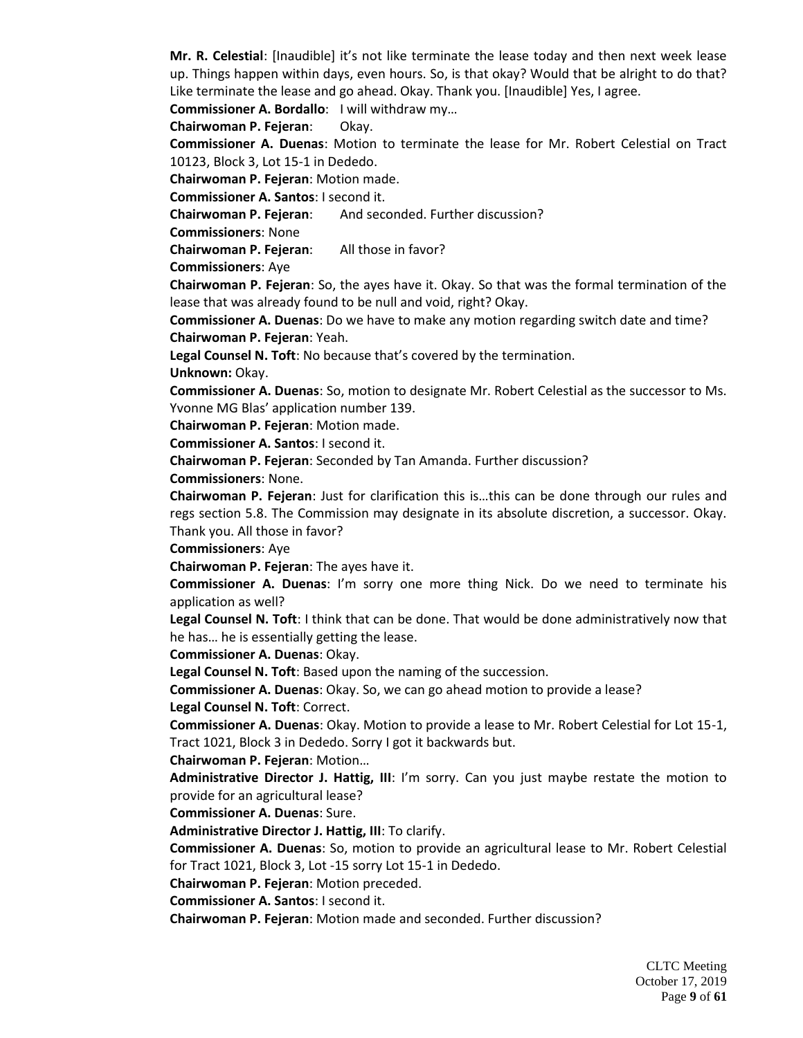**Mr. R. Celestial**: [Inaudible] it's not like terminate the lease today and then next week lease up. Things happen within days, even hours. So, is that okay? Would that be alright to do that? Like terminate the lease and go ahead. Okay. Thank you. [Inaudible] Yes, I agree.

**Commissioner A. Bordallo**: I will withdraw my…

**Chairwoman P. Fejeran**: Okay.

**Commissioner A. Duenas**: Motion to terminate the lease for Mr. Robert Celestial on Tract 10123, Block 3, Lot 15-1 in Dededo.

**Chairwoman P. Fejeran**: Motion made.

**Commissioner A. Santos**: I second it.

**Chairwoman P. Fejeran**: And seconded. Further discussion?

**Commissioners**: None

**Chairwoman P. Fejeran**: All those in favor?

**Commissioners**: Aye

**Chairwoman P. Fejeran**: So, the ayes have it. Okay. So that was the formal termination of the lease that was already found to be null and void, right? Okay.

**Commissioner A. Duenas**: Do we have to make any motion regarding switch date and time?

**Chairwoman P. Fejeran**: Yeah.

**Legal Counsel N. Toft**: No because that's covered by the termination.

**Unknown:** Okay.

**Commissioner A. Duenas**: So, motion to designate Mr. Robert Celestial as the successor to Ms. Yvonne MG Blas' application number 139.

**Chairwoman P. Fejeran**: Motion made.

**Commissioner A. Santos**: I second it.

**Chairwoman P. Fejeran**: Seconded by Tan Amanda. Further discussion?

**Commissioners**: None.

**Chairwoman P. Fejeran**: Just for clarification this is…this can be done through our rules and regs section 5.8. The Commission may designate in its absolute discretion, a successor. Okay. Thank you. All those in favor?

**Commissioners**: Aye

**Chairwoman P. Fejeran**: The ayes have it.

**Commissioner A. Duenas**: I'm sorry one more thing Nick. Do we need to terminate his application as well?

**Legal Counsel N. Toft**: I think that can be done. That would be done administratively now that he has… he is essentially getting the lease.

**Commissioner A. Duenas**: Okay.

**Legal Counsel N. Toft**: Based upon the naming of the succession.

**Commissioner A. Duenas**: Okay. So, we can go ahead motion to provide a lease?

**Legal Counsel N. Toft**: Correct.

**Commissioner A. Duenas**: Okay. Motion to provide a lease to Mr. Robert Celestial for Lot 15-1, Tract 1021, Block 3 in Dededo. Sorry I got it backwards but.

**Chairwoman P. Fejeran**: Motion…

**Administrative Director J. Hattig, III**: I'm sorry. Can you just maybe restate the motion to provide for an agricultural lease?

**Commissioner A. Duenas**: Sure.

**Administrative Director J. Hattig, III**: To clarify.

**Commissioner A. Duenas**: So, motion to provide an agricultural lease to Mr. Robert Celestial for Tract 1021, Block 3, Lot -15 sorry Lot 15-1 in Dededo.

**Chairwoman P. Fejeran**: Motion preceded.

**Commissioner A. Santos**: I second it.

**Chairwoman P. Fejeran**: Motion made and seconded. Further discussion?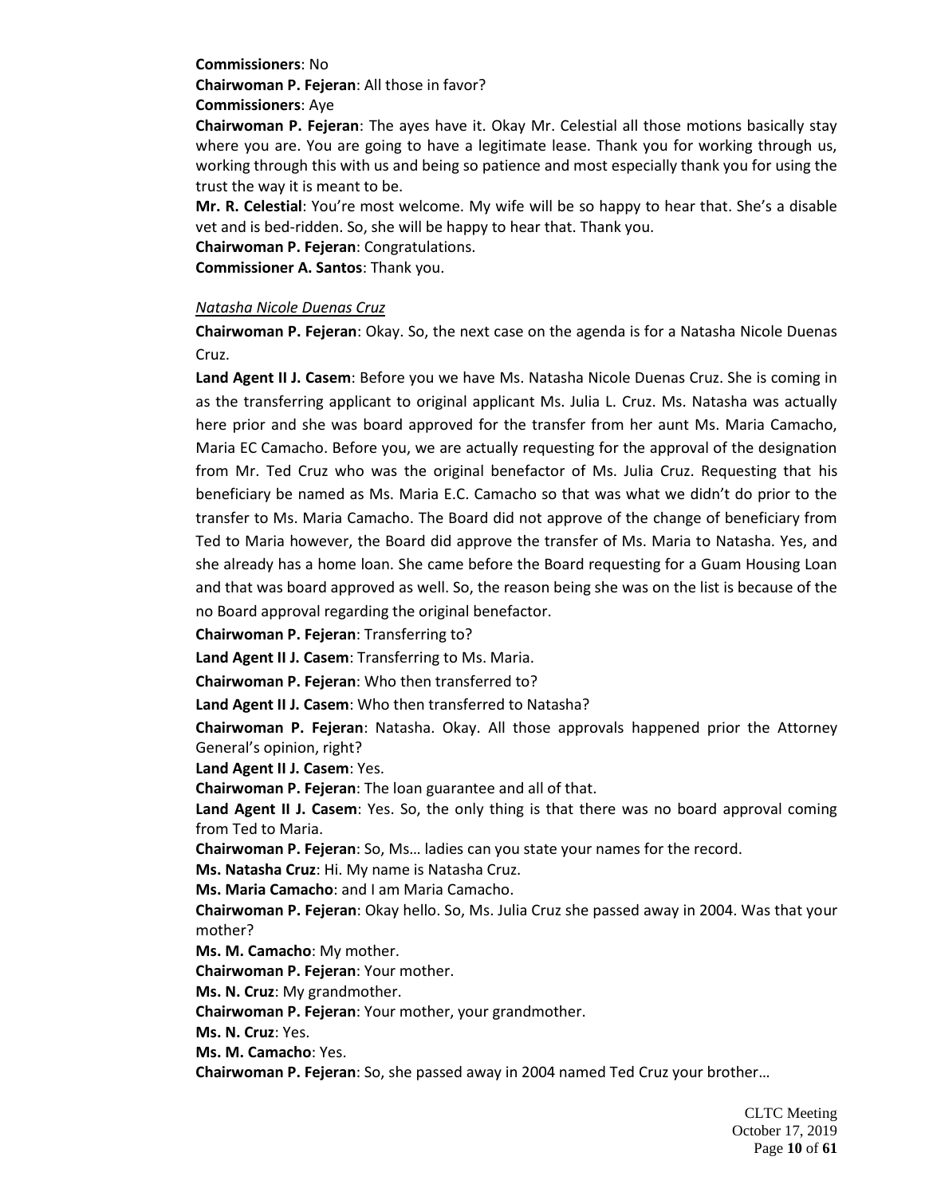**Commissioners**: No

**Chairwoman P. Fejeran**: All those in favor?

**Commissioners**: Aye

**Chairwoman P. Fejeran**: The ayes have it. Okay Mr. Celestial all those motions basically stay where you are. You are going to have a legitimate lease. Thank you for working through us, working through this with us and being so patience and most especially thank you for using the trust the way it is meant to be.

**Mr. R. Celestial**: You're most welcome. My wife will be so happy to hear that. She's a disable vet and is bed-ridden. So, she will be happy to hear that. Thank you.

**Chairwoman P. Fejeran**: Congratulations.

**Commissioner A. Santos**: Thank you.

<u>*Natasha Nicole Duenas Cruz*</u>

**Chairwoman P. Fejeran**: Okay. So, the next case on the agenda is for a Natasha Nicole Duenas Cruz.

**Land Agent II J. Casem**: Before you we have Ms. Natasha Nicole Duenas Cruz. She is coming in as the transferring applicant to original applicant Ms. Julia L. Cruz. Ms. Natasha was actually here prior and she was board approved for the transfer from her aunt Ms. Maria Camacho, Maria EC Camacho. Before you, we are actually requesting for the approval of the designation from Mr. Ted Cruz who was the original benefactor of Ms. Julia Cruz. Requesting that his beneficiary be named as Ms. Maria E.C. Camacho so that was what we didn't do prior to the transfer to Ms. Maria Camacho. The Board did not approve of the change of beneficiary from Ted to Maria however, the Board did approve the transfer of Ms. Maria to Natasha. Yes, and she already has a home loan. She came before the Board requesting for a Guam Housing Loan and that was board approved as well. So, the reason being she was on the list is because of the no Board approval regarding the original benefactor.

**Chairwoman P. Fejeran**: Transferring to?

**Land Agent II J. Casem**: Transferring to Ms. Maria.

**Chairwoman P. Fejeran**: Who then transferred to?

**Land Agent II J. Casem**: Who then transferred to Natasha?

**Chairwoman P. Fejeran**: Natasha. Okay. All those approvals happened prior the Attorney General's opinion, right?

**Land Agent II J. Casem**: Yes.

**Chairwoman P. Fejeran**: The loan guarantee and all of that.

**Land Agent II J. Casem**: Yes. So, the only thing is that there was no board approval coming from Ted to Maria.

**Chairwoman P. Fejeran**: So, Ms… ladies can you state your names for the record.

**Ms. Natasha Cruz**: Hi. My name is Natasha Cruz.

**Ms. Maria Camacho**: and I am Maria Camacho.

**Chairwoman P. Fejeran**: Okay hello. So, Ms. Julia Cruz she passed away in 2004. Was that your mother?

**Ms. M. Camacho**: My mother.

**Chairwoman P. Fejeran**: Your mother.

**Ms. N. Cruz**: My grandmother.

**Chairwoman P. Fejeran**: Your mother, your grandmother.

**Ms. N. Cruz**: Yes.

**Ms. M. Camacho**: Yes.

**Chairwoman P. Fejeran**: So, she passed away in 2004 named Ted Cruz your brother…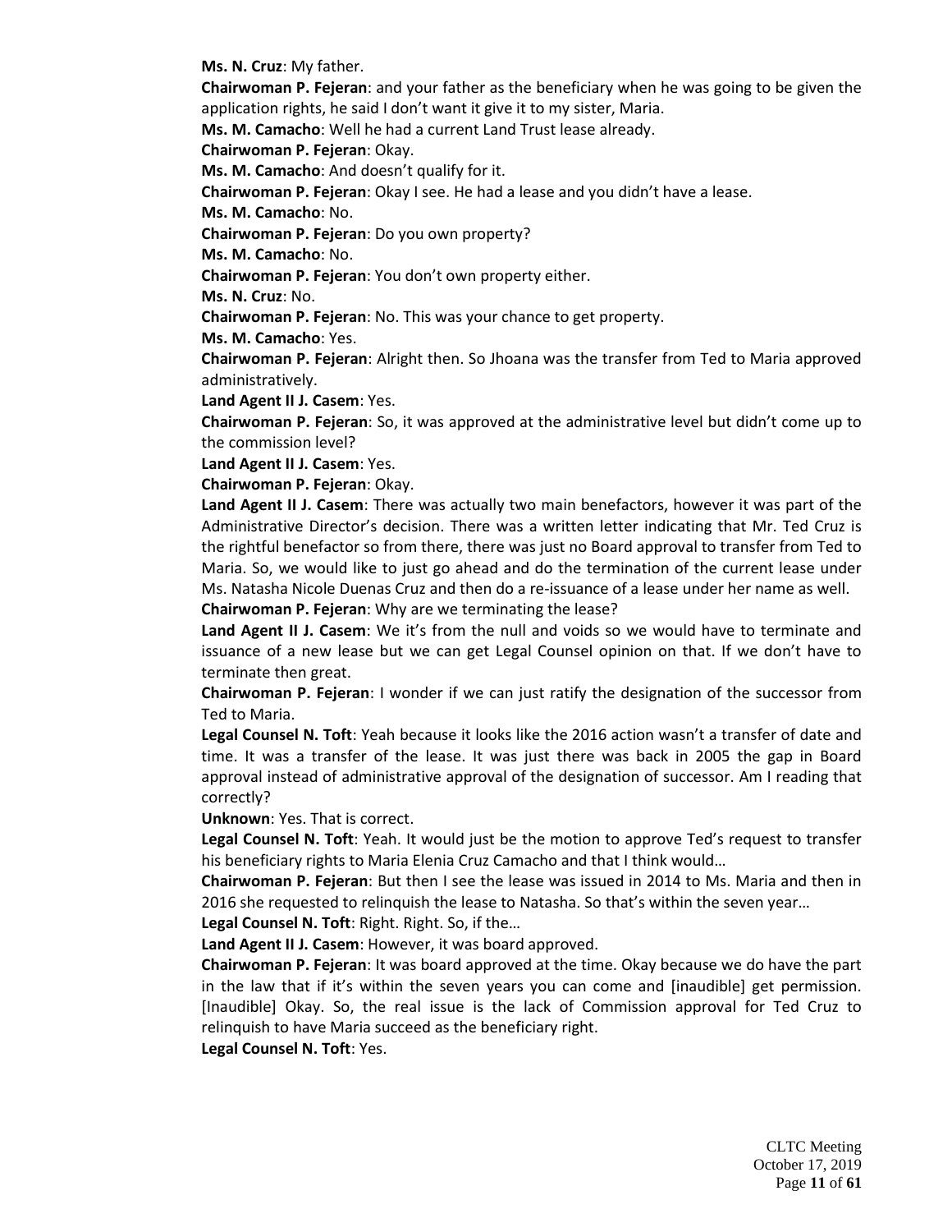**Ms. N. Cruz**: My father.

**Chairwoman P. Fejeran**: and your father as the beneficiary when he was going to be given the application rights, he said I don't want it give it to my sister, Maria.

**Ms. M. Camacho**: Well he had a current Land Trust lease already.

**Chairwoman P. Fejeran**: Okay.

**Ms. M. Camacho**: And doesn't qualify for it.

**Chairwoman P. Fejeran**: Okay I see. He had a lease and you didn't have a lease.

**Ms. M. Camacho**: No.

**Chairwoman P. Fejeran**: Do you own property?

**Ms. M. Camacho**: No.

**Chairwoman P. Fejeran**: You don't own property either.

**Ms. N. Cruz**: No.

**Chairwoman P. Fejeran**: No. This was your chance to get property.

**Ms. M. Camacho**: Yes.

**Chairwoman P. Fejeran**: Alright then. So Jhoana was the transfer from Ted to Maria approved administratively.

**Land Agent II J. Casem**: Yes.

**Chairwoman P. Fejeran**: So, it was approved at the administrative level but didn't come up to the commission level?

**Land Agent II J. Casem**: Yes.

**Chairwoman P. Fejeran**: Okay.

**Land Agent II J. Casem**: There was actually two main benefactors, however it was part of the Administrative Director's decision. There was a written letter indicating that Mr. Ted Cruz is the rightful benefactor so from there, there was just no Board approval to transfer from Ted to Maria. So, we would like to just go ahead and do the termination of the current lease under Ms. Natasha Nicole Duenas Cruz and then do a re-issuance of a lease under her name as well.

**Chairwoman P. Fejeran**: Why are we terminating the lease?

**Land Agent II J. Casem**: We it's from the null and voids so we would have to terminate and issuance of a new lease but we can get Legal Counsel opinion on that. If we don't have to terminate then great.

**Chairwoman P. Fejeran**: I wonder if we can just ratify the designation of the successor from Ted to Maria.

**Legal Counsel N. Toft**: Yeah because it looks like the 2016 action wasn't a transfer of date and time. It was a transfer of the lease. It was just there was back in 2005 the gap in Board approval instead of administrative approval of the designation of successor. Am I reading that correctly?

**Unknown**: Yes. That is correct.

**Legal Counsel N. Toft**: Yeah. It would just be the motion to approve Ted's request to transfer his beneficiary rights to Maria Elenia Cruz Camacho and that I think would…

**Chairwoman P. Fejeran**: But then I see the lease was issued in 2014 to Ms. Maria and then in 2016 she requested to relinquish the lease to Natasha. So that's within the seven year…

**Legal Counsel N. Toft**: Right. Right. So, if the…

**Land Agent II J. Casem**: However, it was board approved.

**Chairwoman P. Fejeran**: It was board approved at the time. Okay because we do have the part in the law that if it's within the seven years you can come and [inaudible] get permission. [Inaudible] Okay. So, the real issue is the lack of Commission approval for Ted Cruz to relinquish to have Maria succeed as the beneficiary right.

**Legal Counsel N. Toft**: Yes.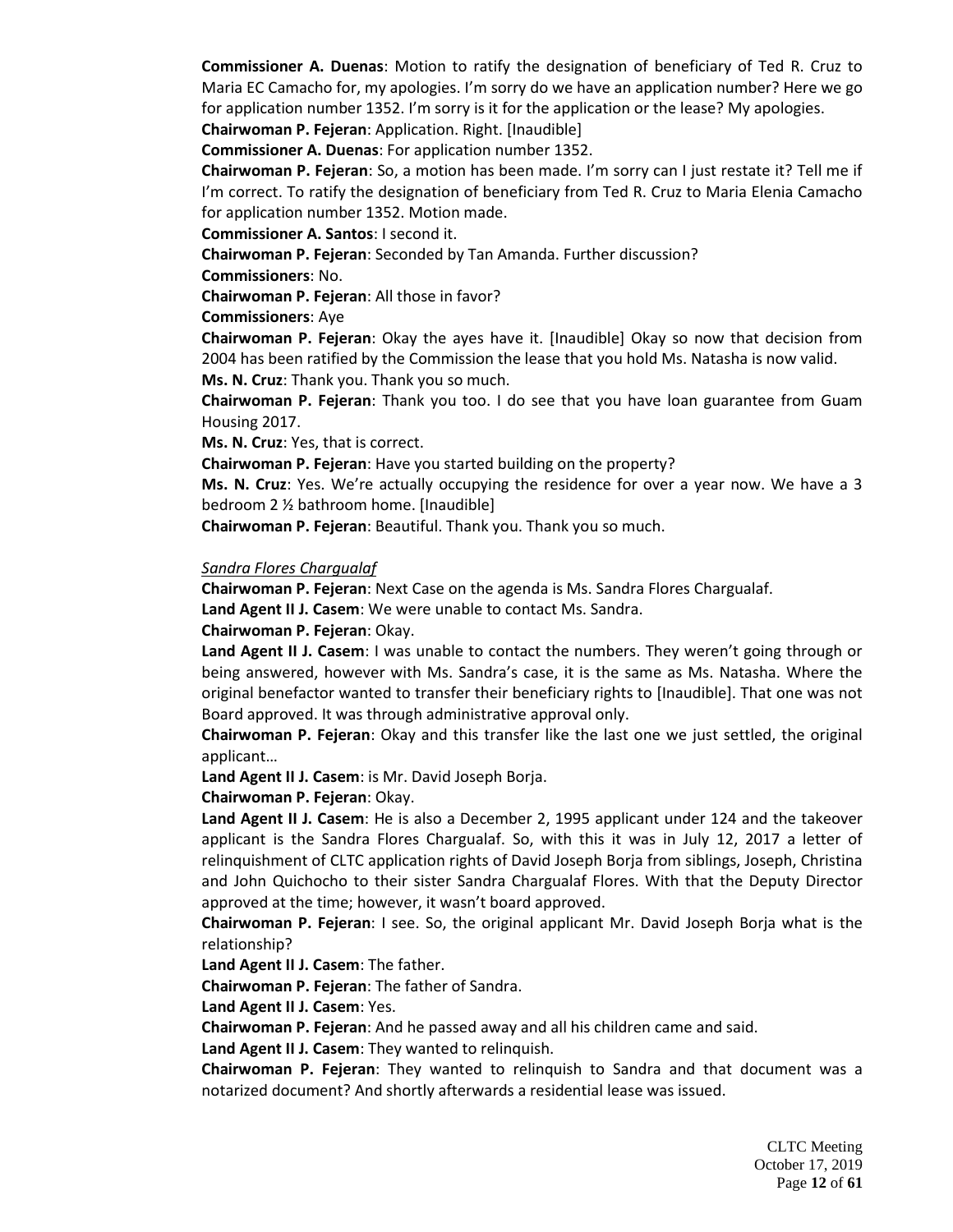**Commissioner A. Duenas**: Motion to ratify the designation of beneficiary of Ted R. Cruz to Maria EC Camacho for, my apologies. I'm sorry do we have an application number? Here we go for application number 1352. I'm sorry is it for the application or the lease? My apologies.

**Chairwoman P. Fejeran**: Application. Right. [Inaudible]

**Commissioner A. Duenas**: For application number 1352.

**Chairwoman P. Fejeran**: So, a motion has been made. I'm sorry can I just restate it? Tell me if I'm correct. To ratify the designation of beneficiary from Ted R. Cruz to Maria Elenia Camacho for application number 1352. Motion made.

**Commissioner A. Santos**: I second it.

**Chairwoman P. Fejeran**: Seconded by Tan Amanda. Further discussion?

**Commissioners**: No.

**Chairwoman P. Fejeran**: All those in favor?

**Commissioners**: Aye

**Chairwoman P. Fejeran**: Okay the ayes have it. [Inaudible] Okay so now that decision from 2004 has been ratified by the Commission the lease that you hold Ms. Natasha is now valid.

**Ms. N. Cruz**: Thank you. Thank you so much.

**Chairwoman P. Fejeran**: Thank you too. I do see that you have loan guarantee from Guam Housing 2017.

**Ms. N. Cruz**: Yes, that is correct.

**Chairwoman P. Fejeran**: Have you started building on the property?

**Ms. N. Cruz**: Yes. We're actually occupying the residence for over a year now. We have a 3 bedroom 2 ½ bathroom home. [Inaudible]

**Chairwoman P. Fejeran**: Beautiful. Thank you. Thank you so much.

*Sandra Flores Chargualaf*

**Chairwoman P. Fejeran**: Next Case on the agenda is Ms. Sandra Flores Chargualaf.

**Land Agent II J. Casem**: We were unable to contact Ms. Sandra.

**Chairwoman P. Fejeran**: Okay.

**Land Agent II J. Casem**: I was unable to contact the numbers. They weren't going through or being answered, however with Ms. Sandra's case, it is the same as Ms. Natasha. Where the original benefactor wanted to transfer their beneficiary rights to [Inaudible]. That one was not Board approved. It was through administrative approval only.

**Chairwoman P. Fejeran**: Okay and this transfer like the last one we just settled, the original applicant…

**Land Agent II J. Casem**: is Mr. David Joseph Borja.

**Chairwoman P. Fejeran**: Okay.

**Land Agent II J. Casem**: He is also a December 2, 1995 applicant under 124 and the takeover applicant is the Sandra Flores Chargualaf. So, with this it was in July 12, 2017 a letter of relinquishment of CLTC application rights of David Joseph Borja from siblings, Joseph, Christina and John Quichocho to their sister Sandra Chargualaf Flores. With that the Deputy Director approved at the time; however, it wasn't board approved.

**Chairwoman P. Fejeran**: I see. So, the original applicant Mr. David Joseph Borja what is the relationship?

**Land Agent II J. Casem**: The father.

**Chairwoman P. Fejeran**: The father of Sandra.

**Land Agent II J. Casem**: Yes.

**Chairwoman P. Fejeran**: And he passed away and all his children came and said.

**Land Agent II J. Casem**: They wanted to relinquish.

**Chairwoman P. Fejeran**: They wanted to relinquish to Sandra and that document was a notarized document? And shortly afterwards a residential lease was issued.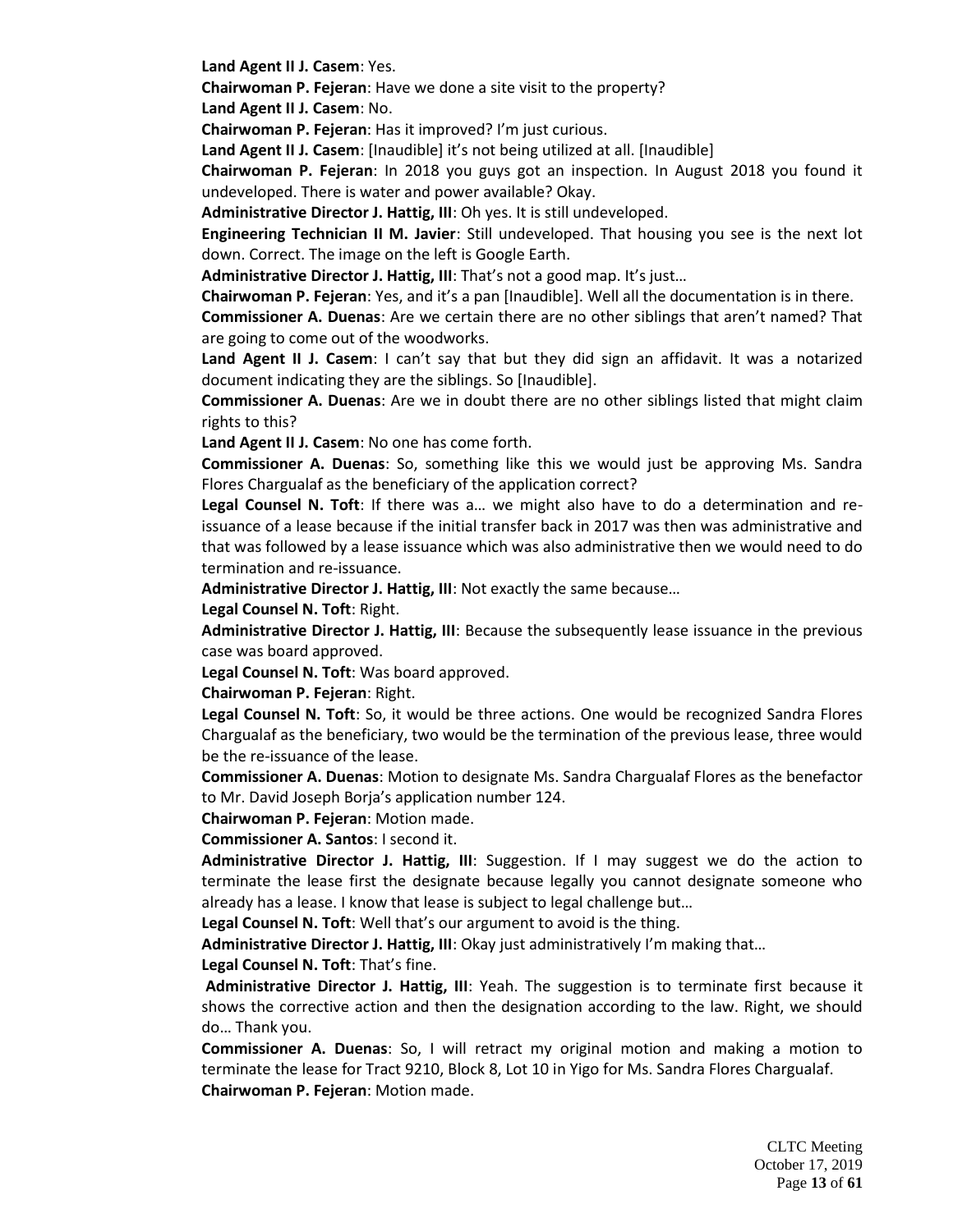**Land Agent II J. Casem**: Yes.

**Chairwoman P. Fejeran**: Have we done a site visit to the property?

**Land Agent II J. Casem**: No.

**Chairwoman P. Fejeran**: Has it improved? I'm just curious.

**Land Agent II J. Casem**: [Inaudible] it's not being utilized at all. [Inaudible]

**Chairwoman P. Fejeran**: In 2018 you guys got an inspection. In August 2018 you found it undeveloped. There is water and power available? Okay.

**Administrative Director J. Hattig, III**: Oh yes. It is still undeveloped.

**Engineering Technician II M. Javier**: Still undeveloped. That housing you see is the next lot down. Correct. The image on the left is Google Earth.

**Administrative Director J. Hattig, III**: That's not a good map. It's just…

**Chairwoman P. Fejeran**: Yes, and it's a pan [Inaudible]. Well all the documentation is in there.

**Commissioner A. Duenas**: Are we certain there are no other siblings that aren't named? That are going to come out of the woodworks.

**Land Agent II J. Casem**: I can't say that but they did sign an affidavit. It was a notarized document indicating they are the siblings. So [Inaudible].

**Commissioner A. Duenas**: Are we in doubt there are no other siblings listed that might claim rights to this?

**Land Agent II J. Casem**: No one has come forth.

**Commissioner A. Duenas**: So, something like this we would just be approving Ms. Sandra Flores Chargualaf as the beneficiary of the application correct?

**Legal Counsel N. Toft**: If there was a… we might also have to do a determination and re-issuance of a lease because if the initial transfer back in 2017 was then was administrative and that was followed by a lease issuance which was also administrative then we would need to do termination and re-issuance.

**Administrative Director J. Hattig, III**: Not exactly the same because…

**Legal Counsel N. Toft**: Right.

**Administrative Director J. Hattig, III**: Because the subsequently lease issuance in the previous case was board approved.

**Legal Counsel N. Toft**: Was board approved.

**Chairwoman P. Fejeran**: Right.

**Legal Counsel N. Toft**: So, it would be three actions. One would be recognized Sandra Flores Chargualaf as the beneficiary, two would be the termination of the previous lease, three would be the re-issuance of the lease.

**Commissioner A. Duenas**: Motion to designate Ms. Sandra Chargualaf Flores as the benefactor to Mr. David Joseph Borja's application number 124.

**Chairwoman P. Fejeran**: Motion made.

**Commissioner A. Santos**: I second it.

**Administrative Director J. Hattig, III**: Suggestion. If I may suggest we do the action to terminate the lease first the designate because legally you cannot designate someone who already has a lease. I know that lease is subject to legal challenge but…

**Legal Counsel N. Toft**: Well that's our argument to avoid is the thing.

**Administrative Director J. Hattig, III**: Okay just administratively I'm making that…

**Legal Counsel N. Toft**: That's fine.

**Administrative Director J. Hattig, III**: Yeah. The suggestion is to terminate first because it shows the corrective action and then the designation according to the law. Right, we should do… Thank you.

**Commissioner A. Duenas**: So, I will retract my original motion and making a motion to terminate the lease for Tract 9210, Block 8, Lot 10 in Yigo for Ms. Sandra Flores Chargualaf.

**Chairwoman P. Fejeran**: Motion made.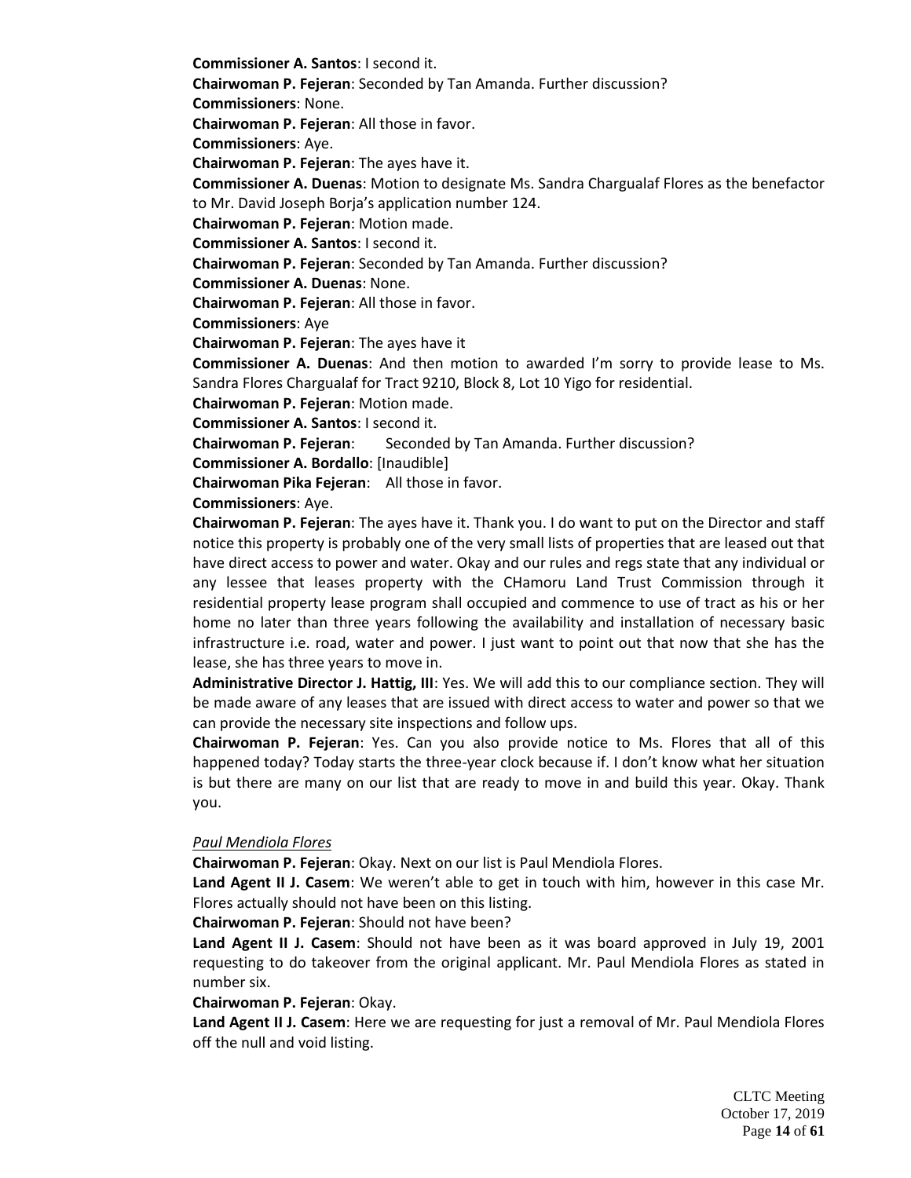**Commissioner A. Santos**: I second it.

**Chairwoman P. Fejeran**: Seconded by Tan Amanda. Further discussion?

**Commissioners**: None.

**Chairwoman P. Fejeran**: All those in favor.

**Commissioners**: Aye.

**Chairwoman P. Fejeran**: The ayes have it.

**Commissioner A. Duenas**: Motion to designate Ms. Sandra Chargualaf Flores as the benefactor to Mr. David Joseph Borja's application number 124.

**Chairwoman P. Fejeran**: Motion made.

**Commissioner A. Santos**: I second it.

**Chairwoman P. Fejeran**: Seconded by Tan Amanda. Further discussion?

**Commissioner A. Duenas**: None.

**Chairwoman P. Fejeran**: All those in favor.

**Commissioners**: Aye

**Chairwoman P. Fejeran**: The ayes have it

**Commissioner A. Duenas**: And then motion to awarded I'm sorry to provide lease to Ms. Sandra Flores Chargualaf for Tract 9210, Block 8, Lot 10 Yigo for residential.

**Chairwoman P. Fejeran**: Motion made.

**Commissioner A. Santos**: I second it.

**Chairwoman P. Fejeran**: Seconded by Tan Amanda. Further discussion?

**Commissioner A. Bordallo**: [Inaudible]

**Chairwoman Pika Fejeran**: All those in favor.

**Commissioners**: Aye.

**Chairwoman P. Fejeran**: The ayes have it. Thank you. I do want to put on the Director and staff notice this property is probably one of the very small lists of properties that are leased out that have direct access to power and water. Okay and our rules and regs state that any individual or any lessee that leases property with the CHamoru Land Trust Commission through it residential property lease program shall occupied and commence to use of tract as his or her home no later than three years following the availability and installation of necessary basic infrastructure i.e. road, water and power. I just want to point out that now that she has the lease, she has three years to move in.

**Administrative Director J. Hattig, III**: Yes. We will add this to our compliance section. They will be made aware of any leases that are issued with direct access to water and power so that we can provide the necessary site inspections and follow ups.

**Chairwoman P. Fejeran**: Yes. Can you also provide notice to Ms. Flores that all of this happened today? Today starts the three-year clock because if. I don't know what her situation is but there are many on our list that are ready to move in and build this year. Okay. Thank you.

*Paul Mendiola Flores*

**Chairwoman P. Fejeran**: Okay. Next on our list is Paul Mendiola Flores.

**Land Agent II J. Casem**: We weren't able to get in touch with him, however in this case Mr. Flores actually should not have been on this listing.

**Chairwoman P. Fejeran**: Should not have been?

**Land Agent II J. Casem**: Should not have been as it was board approved in July 19, 2001 requesting to do takeover from the original applicant. Mr. Paul Mendiola Flores as stated in number six.

**Chairwoman P. Fejeran**: Okay.

**Land Agent II J. Casem**: Here we are requesting for just a removal of Mr. Paul Mendiola Flores off the null and void listing.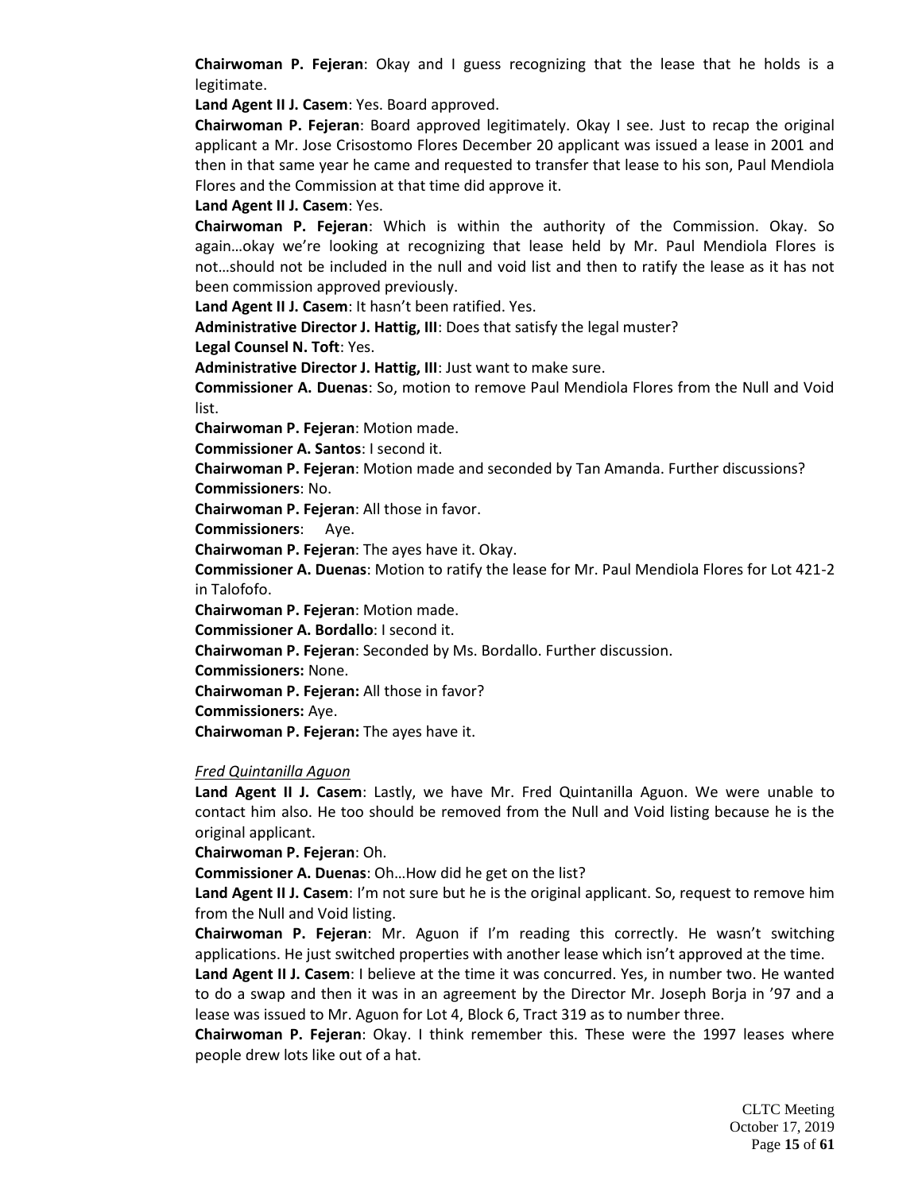**Chairwoman P. Fejeran**: Okay and I guess recognizing that the lease that he holds is a legitimate.

**Land Agent II J. Casem**: Yes. Board approved.

**Chairwoman P. Fejeran**: Board approved legitimately. Okay I see. Just to recap the original applicant a Mr. Jose Crisostomo Flores December 20 applicant was issued a lease in 2001 and then in that same year he came and requested to transfer that lease to his son, Paul Mendiola Flores and the Commission at that time did approve it.

**Land Agent II J. Casem**: Yes.

**Chairwoman P. Fejeran**: Which is within the authority of the Commission. Okay. So again…okay we're looking at recognizing that lease held by Mr. Paul Mendiola Flores is not…should not be included in the null and void list and then to ratify the lease as it has not been commission approved previously.

**Land Agent II J. Casem**: It hasn't been ratified. Yes.

**Administrative Director J. Hattig, III**: Does that satisfy the legal muster?

**Legal Counsel N. Toft**: Yes.

**Administrative Director J. Hattig, III**: Just want to make sure.

**Commissioner A. Duenas**: So, motion to remove Paul Mendiola Flores from the Null and Void list.

**Chairwoman P. Fejeran**: Motion made.

**Commissioner A. Santos**: I second it.

**Chairwoman P. Fejeran**: Motion made and seconded by Tan Amanda. Further discussions?

**Commissioners**: No.

**Chairwoman P. Fejeran**: All those in favor.

**Commissioners**: Aye.

**Chairwoman P. Fejeran**: The ayes have it. Okay.

**Commissioner A. Duenas**: Motion to ratify the lease for Mr. Paul Mendiola Flores for Lot 421-2 in Talofofo.

**Chairwoman P. Fejeran**: Motion made.

**Commissioner A. Bordallo**: I second it.

**Chairwoman P. Fejeran**: Seconded by Ms. Bordallo. Further discussion.

**Commissioners:** None.

**Chairwoman P. Fejeran:** All those in favor?

**Commissioners:** Aye.

**Chairwoman P. Fejeran:** The ayes have it.

*Fred Quintanilla Aguon*

**Land Agent II J. Casem**: Lastly, we have Mr. Fred Quintanilla Aguon. We were unable to contact him also. He too should be removed from the Null and Void listing because he is the original applicant.

**Chairwoman P. Fejeran**: Oh.

**Commissioner A. Duenas**: Oh…How did he get on the list?

**Land Agent II J. Casem**: I'm not sure but he is the original applicant. So, request to remove him from the Null and Void listing.

**Chairwoman P. Fejeran**: Mr. Aguon if I'm reading this correctly. He wasn't switching applications. He just switched properties with another lease which isn't approved at the time.

**Land Agent II J. Casem**: I believe at the time it was concurred. Yes, in number two. He wanted to do a swap and then it was in an agreement by the Director Mr. Joseph Borja in '97 and a lease was issued to Mr. Aguon for Lot 4, Block 6, Tract 319 as to number three.

**Chairwoman P. Fejeran**: Okay. I think remember this. These were the 1997 leases where people drew lots like out of a hat.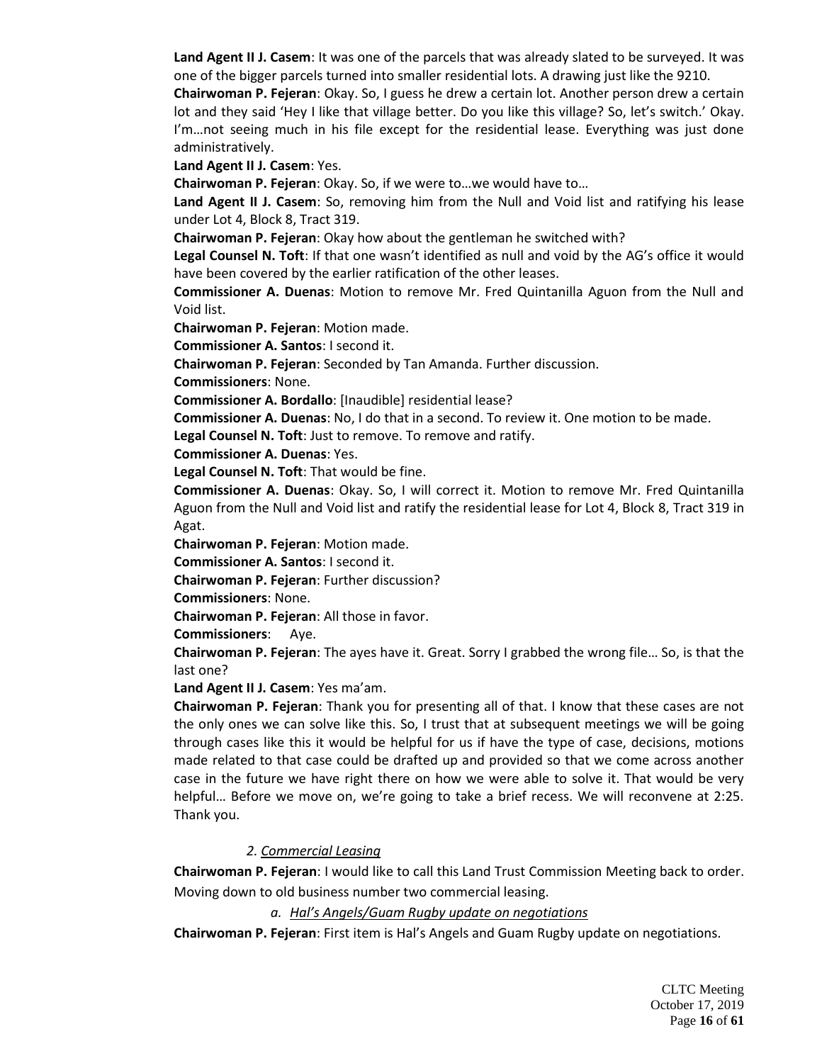**Land Agent II J. Casem**: It was one of the parcels that was already slated to be surveyed. It was one of the bigger parcels turned into smaller residential lots. A drawing just like the 9210.

**Chairwoman P. Fejeran**: Okay. So, I guess he drew a certain lot. Another person drew a certain lot and they said 'Hey I like that village better. Do you like this village? So, let's switch.' Okay. I'm…not seeing much in his file except for the residential lease. Everything was just done administratively.

**Land Agent II J. Casem**: Yes.

**Chairwoman P. Fejeran**: Okay. So, if we were to…we would have to…

**Land Agent II J. Casem**: So, removing him from the Null and Void list and ratifying his lease under Lot 4, Block 8, Tract 319.

**Chairwoman P. Fejeran**: Okay how about the gentleman he switched with?

**Legal Counsel N. Toft**: If that one wasn't identified as null and void by the AG's office it would have been covered by the earlier ratification of the other leases.

**Commissioner A. Duenas**: Motion to remove Mr. Fred Quintanilla Aguon from the Null and Void list.

**Chairwoman P. Fejeran**: Motion made.

**Commissioner A. Santos**: I second it.

**Chairwoman P. Fejeran**: Seconded by Tan Amanda. Further discussion.

**Commissioners**: None.

**Commissioner A. Bordallo**: [Inaudible] residential lease?

**Commissioner A. Duenas**: No, I do that in a second. To review it. One motion to be made.

**Legal Counsel N. Toft**: Just to remove. To remove and ratify.

**Commissioner A. Duenas**: Yes.

**Legal Counsel N. Toft**: That would be fine.

**Commissioner A. Duenas**: Okay. So, I will correct it. Motion to remove Mr. Fred Quintanilla Aguon from the Null and Void list and ratify the residential lease for Lot 4, Block 8, Tract 319 in Agat.

**Chairwoman P. Fejeran**: Motion made.

**Commissioner A. Santos**: I second it.

**Chairwoman P. Fejeran**: Further discussion?

**Commissioners**: None.

**Chairwoman P. Fejeran**: All those in favor.

**Commissioners**: Aye.

**Chairwoman P. Fejeran**: The ayes have it. Great. Sorry I grabbed the wrong file… So, is that the last one?

**Land Agent II J. Casem**: Yes ma'am.

**Chairwoman P. Fejeran**: Thank you for presenting all of that. I know that these cases are not the only ones we can solve like this. So, I trust that at subsequent meetings we will be going through cases like this it would be helpful for us if have the type of case, decisions, motions made related to that case could be drafted up and provided so that we come across another case in the future we have right there on how we were able to solve it. That would be very helpful… Before we move on, we're going to take a brief recess. We will reconvene at 2:25. Thank you.

*2. Commercial Leasing*

**Chairwoman P. Fejeran**: I would like to call this Land Trust Commission Meeting back to order. Moving down to old business number two commercial leasing.

*a. Hal's Angels/Guam Rugby update on negotiations*

**Chairwoman P. Fejeran**: First item is Hal's Angels and Guam Rugby update on negotiations.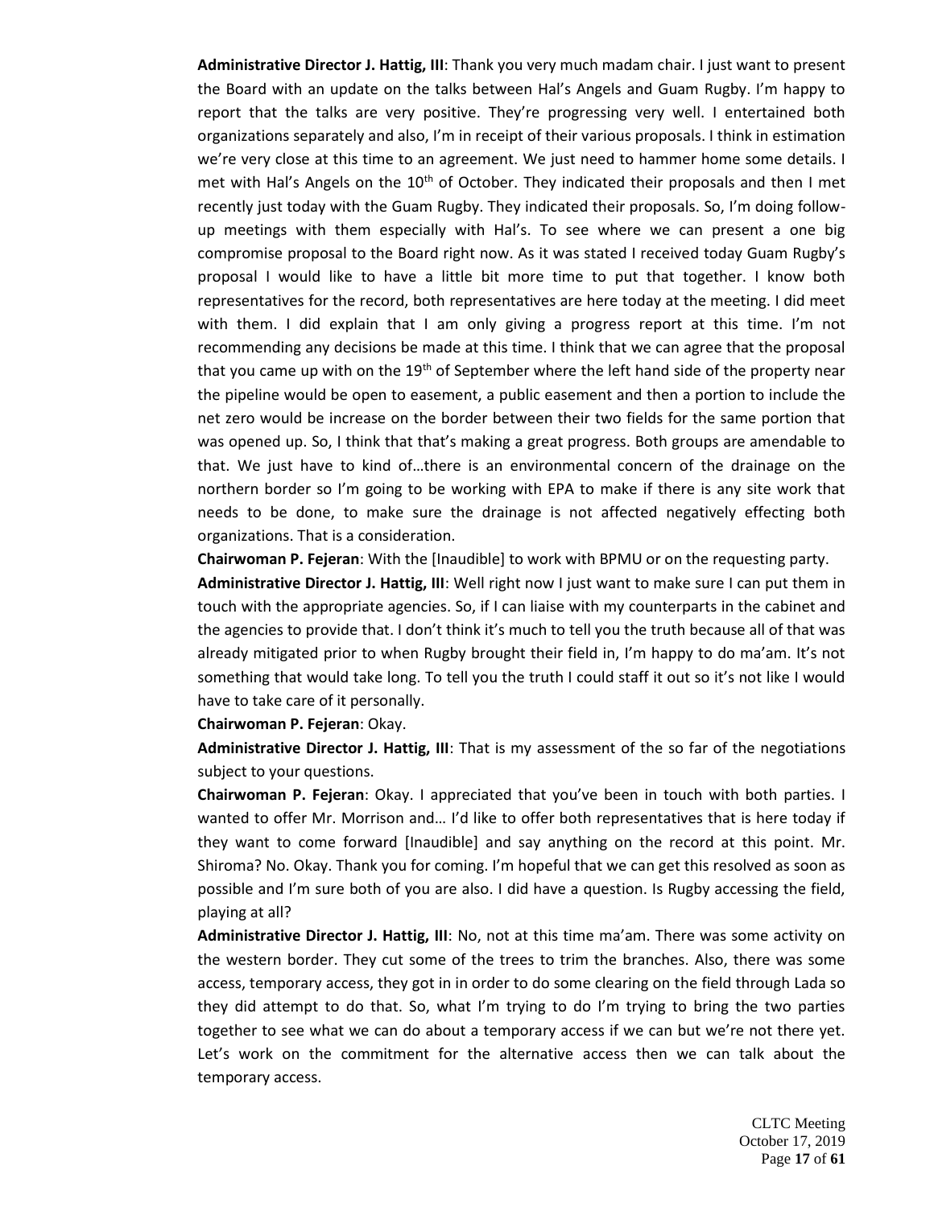**Administrative Director J. Hattig, III**: Thank you very much madam chair. I just want to present the Board with an update on the talks between Hal's Angels and Guam Rugby. I'm happy to report that the talks are very positive. They're progressing very well. I entertained both organizations separately and also, I'm in receipt of their various proposals. I think in estimation we're very close at this time to an agreement. We just need to hammer home some details. I met with Hal's Angels on the 10th of October. They indicated their proposals and then I met recently just today with the Guam Rugby. They indicated their proposals. So, I'm doing follow-up meetings with them especially with Hal's. To see where we can present a one big compromise proposal to the Board right now. As it was stated I received today Guam Rugby's proposal I would like to have a little bit more time to put that together. I know both representatives for the record, both representatives are here today at the meeting. I did meet with them. I did explain that I am only giving a progress report at this time. I'm not recommending any decisions be made at this time. I think that we can agree that the proposal that you came up with on the 19th of September where the left hand side of the property near the pipeline would be open to easement, a public easement and then a portion to include the net zero would be increase on the border between their two fields for the same portion that was opened up. So, I think that that's making a great progress. Both groups are amendable to that. We just have to kind of…there is an environmental concern of the drainage on the northern border so I'm going to be working with EPA to make if there is any site work that needs to be done, to make sure the drainage is not affected negatively effecting both organizations. That is a consideration.

**Chairwoman P. Fejeran**: With the [Inaudible] to work with BPMU or on the requesting party.

**Administrative Director J. Hattig, III**: Well right now I just want to make sure I can put them in touch with the appropriate agencies. So, if I can liaise with my counterparts in the cabinet and the agencies to provide that. I don't think it's much to tell you the truth because all of that was already mitigated prior to when Rugby brought their field in, I'm happy to do ma'am. It's not something that would take long. To tell you the truth I could staff it out so it's not like I would have to take care of it personally.

**Chairwoman P. Fejeran**: Okay.

**Administrative Director J. Hattig, III**: That is my assessment of the so far of the negotiations subject to your questions.

**Chairwoman P. Fejeran**: Okay. I appreciated that you've been in touch with both parties. I wanted to offer Mr. Morrison and… I'd like to offer both representatives that is here today if they want to come forward [Inaudible] and say anything on the record at this point. Mr. Shiroma? No. Okay. Thank you for coming. I'm hopeful that we can get this resolved as soon as possible and I'm sure both of you are also. I did have a question. Is Rugby accessing the field, playing at all?

**Administrative Director J. Hattig, III**: No, not at this time ma'am. There was some activity on the western border. They cut some of the trees to trim the branches. Also, there was some access, temporary access, they got in in order to do some clearing on the field through Lada so they did attempt to do that. So, what I'm trying to do I'm trying to bring the two parties together to see what we can do about a temporary access if we can but we're not there yet. Let's work on the commitment for the alternative access then we can talk about the temporary access.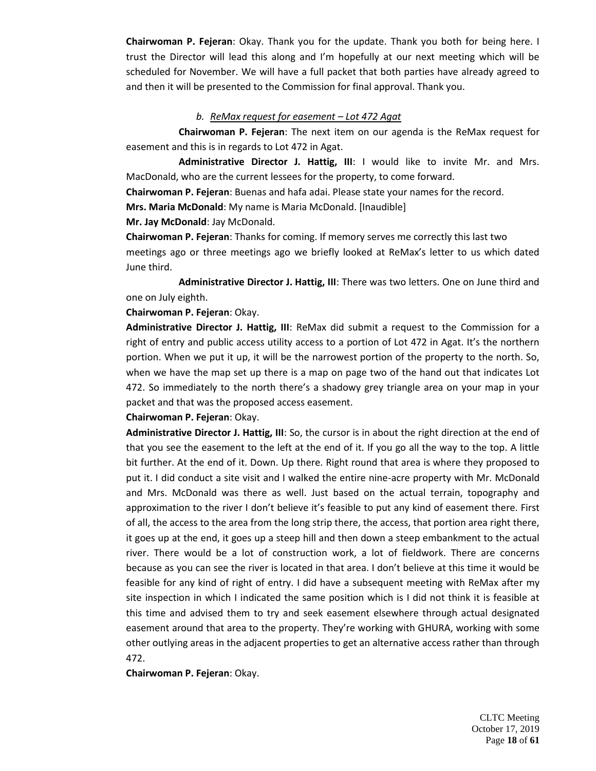**Chairwoman P. Fejeran**: Okay. Thank you for the update. Thank you both for being here. I trust the Director will lead this along and I'm hopefully at our next meeting which will be scheduled for November. We will have a full packet that both parties have already agreed to and then it will be presented to the Commission for final approval. Thank you.

*b. ReMax request for easement – Lot 472 Agat*

**Chairwoman P. Fejeran**: The next item on our agenda is the ReMax request for easement and this is in regards to Lot 472 in Agat.

**Administrative Director J. Hattig, III**: I would like to invite Mr. and Mrs. MacDonald, who are the current lessees for the property, to come forward.

**Chairwoman P. Fejeran**: Buenas and hafa adai. Please state your names for the record.

**Mrs. Maria McDonald**: My name is Maria McDonald. [Inaudible]

**Mr. Jay McDonald**: Jay McDonald.

**Chairwoman P. Fejeran**: Thanks for coming. If memory serves me correctly this last two meetings ago or three meetings ago we briefly looked at ReMax's letter to us which dated June third.

**Administrative Director J. Hattig, III**: There was two letters. One on June third and one on July eighth.

**Chairwoman P. Fejeran**: Okay.

**Administrative Director J. Hattig, III**: ReMax did submit a request to the Commission for a right of entry and public access utility access to a portion of Lot 472 in Agat. It's the northern portion. When we put it up, it will be the narrowest portion of the property to the north. So, when we have the map set up there is a map on page two of the hand out that indicates Lot 472. So immediately to the north there's a shadowy grey triangle area on your map in your packet and that was the proposed access easement.

**Chairwoman P. Fejeran**: Okay.

**Administrative Director J. Hattig, III**: So, the cursor is in about the right direction at the end of that you see the easement to the left at the end of it. If you go all the way to the top. A little bit further. At the end of it. Down. Up there. Right round that area is where they proposed to put it. I did conduct a site visit and I walked the entire nine-acre property with Mr. McDonald and Mrs. McDonald was there as well. Just based on the actual terrain, topography and approximation to the river I don't believe it's feasible to put any kind of easement there. First of all, the access to the area from the long strip there, the access, that portion area right there, it goes up at the end, it goes up a steep hill and then down a steep embankment to the actual river. There would be a lot of construction work, a lot of fieldwork. There are concerns because as you can see the river is located in that area. I don't believe at this time it would be feasible for any kind of right of entry. I did have a subsequent meeting with ReMax after my site inspection in which I indicated the same position which is I did not think it is feasible at this time and advised them to try and seek easement elsewhere through actual designated easement around that area to the property. They're working with GHURA, working with some other outlying areas in the adjacent properties to get an alternative access rather than through 472.

**Chairwoman P. Fejeran**: Okay.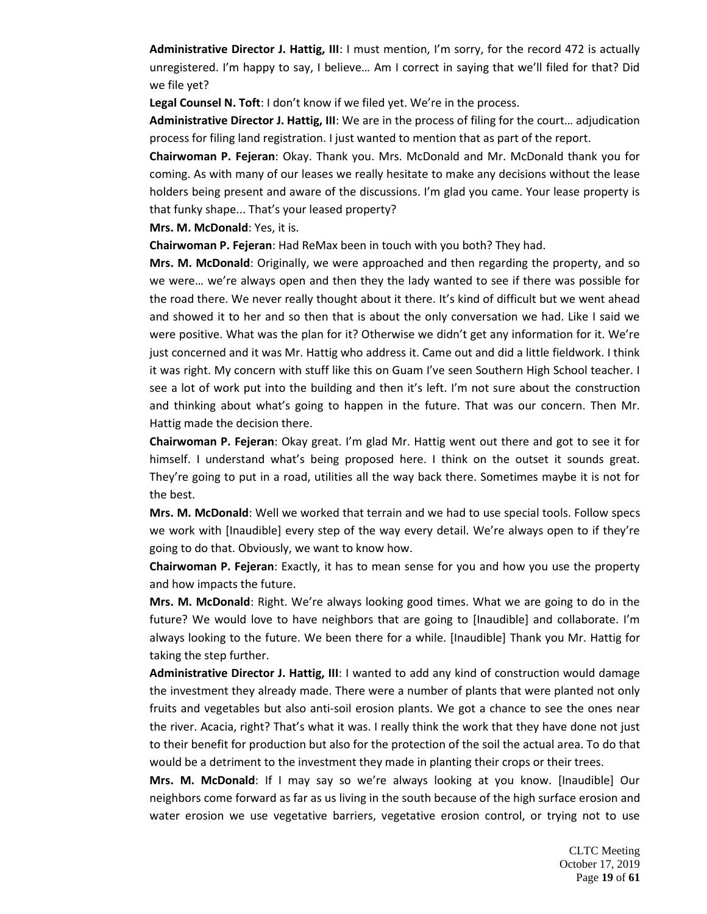**Administrative Director J. Hattig, III**: I must mention, I'm sorry, for the record 472 is actually unregistered. I'm happy to say, I believe… Am I correct in saying that we'll filed for that? Did we file yet?

**Legal Counsel N. Toft**: I don't know if we filed yet. We're in the process.

**Administrative Director J. Hattig, III**: We are in the process of filing for the court… adjudication process for filing land registration. I just wanted to mention that as part of the report.

**Chairwoman P. Fejeran**: Okay. Thank you. Mrs. McDonald and Mr. McDonald thank you for coming. As with many of our leases we really hesitate to make any decisions without the lease holders being present and aware of the discussions. I'm glad you came. Your lease property is that funky shape... That's your leased property?

**Mrs. M. McDonald**: Yes, it is.

**Chairwoman P. Fejeran**: Had ReMax been in touch with you both? They had.

**Mrs. M. McDonald**: Originally, we were approached and then regarding the property, and so we were… we're always open and then they the lady wanted to see if there was possible for the road there. We never really thought about it there. It's kind of difficult but we went ahead and showed it to her and so then that is about the only conversation we had. Like I said we were positive. What was the plan for it? Otherwise we didn't get any information for it. We're just concerned and it was Mr. Hattig who address it. Came out and did a little fieldwork. I think it was right. My concern with stuff like this on Guam I've seen Southern High School teacher. I see a lot of work put into the building and then it's left. I'm not sure about the construction and thinking about what's going to happen in the future. That was our concern. Then Mr. Hattig made the decision there.

**Chairwoman P. Fejeran**: Okay great. I'm glad Mr. Hattig went out there and got to see it for himself. I understand what's being proposed here. I think on the outset it sounds great. They're going to put in a road, utilities all the way back there. Sometimes maybe it is not for the best.

**Mrs. M. McDonald**: Well we worked that terrain and we had to use special tools. Follow specs we work with [Inaudible] every step of the way every detail. We're always open to if they're going to do that. Obviously, we want to know how.

**Chairwoman P. Fejeran**: Exactly, it has to mean sense for you and how you use the property and how impacts the future.

**Mrs. M. McDonald**: Right. We're always looking good times. What we are going to do in the future? We would love to have neighbors that are going to [Inaudible] and collaborate. I'm always looking to the future. We been there for a while. [Inaudible] Thank you Mr. Hattig for taking the step further.

**Administrative Director J. Hattig, III**: I wanted to add any kind of construction would damage the investment they already made. There were a number of plants that were planted not only fruits and vegetables but also anti-soil erosion plants. We got a chance to see the ones near the river. Acacia, right? That's what it was. I really think the work that they have done not just to their benefit for production but also for the protection of the soil the actual area. To do that would be a detriment to the investment they made in planting their crops or their trees.

**Mrs. M. McDonald**: If I may say so we're always looking at you know. [Inaudible] Our neighbors come forward as far as us living in the south because of the high surface erosion and water erosion we use vegetative barriers, vegetative erosion control, or trying not to use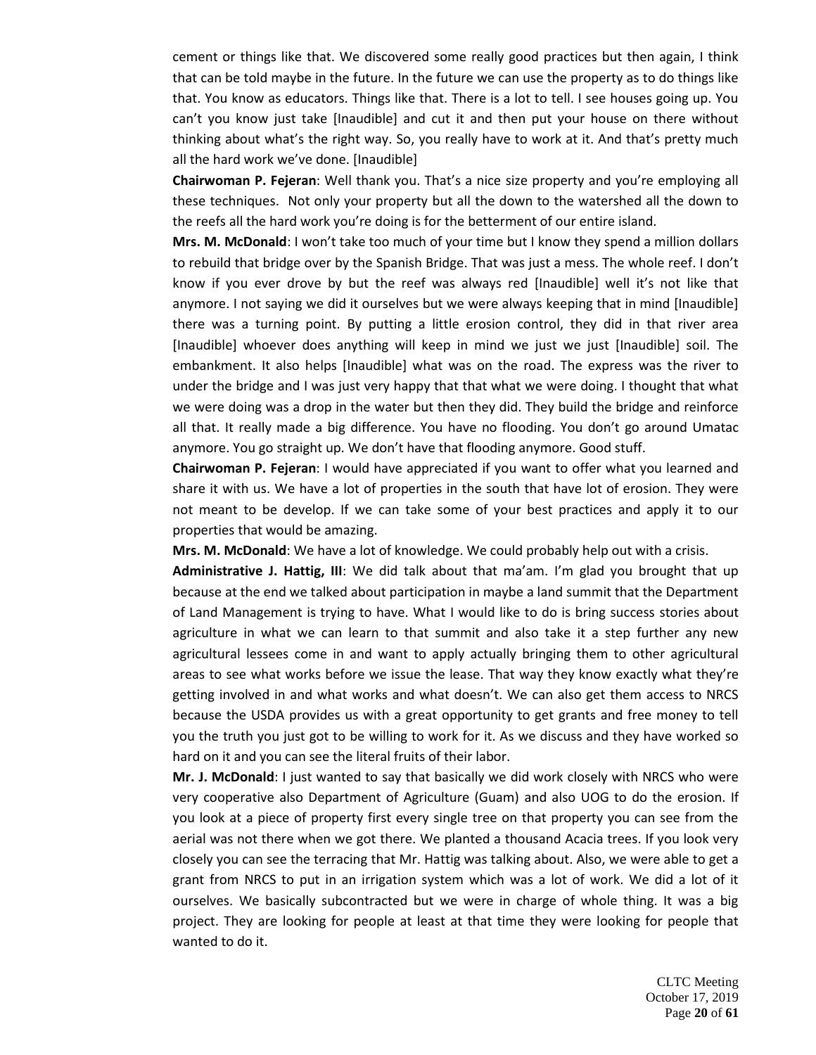cement or things like that. We discovered some really good practices but then again, I think that can be told maybe in the future. In the future we can use the property as to do things like that. You know as educators. Things like that. There is a lot to tell. I see houses going up. You can't you know just take [Inaudible] and cut it and then put your house on there without thinking about what's the right way. So, you really have to work at it. And that's pretty much all the hard work we've done. [Inaudible]

**Chairwoman P. Fejeran**: Well thank you. That's a nice size property and you're employing all these techniques. Not only your property but all the down to the watershed all the down to the reefs all the hard work you're doing is for the betterment of our entire island.

**Mrs. M. McDonald**: I won't take too much of your time but I know they spend a million dollars to rebuild that bridge over by the Spanish Bridge. That was just a mess. The whole reef. I don't know if you ever drove by but the reef was always red [Inaudible] well it's not like that anymore. I not saying we did it ourselves but we were always keeping that in mind [Inaudible] there was a turning point. By putting a little erosion control, they did in that river area [Inaudible] whoever does anything will keep in mind we just we just [Inaudible] soil. The embankment. It also helps [Inaudible] what was on the road. The express was the river to under the bridge and I was just very happy that that what we were doing. I thought that what we were doing was a drop in the water but then they did. They build the bridge and reinforce all that. It really made a big difference. You have no flooding. You don't go around Umatac anymore. You go straight up. We don't have that flooding anymore. Good stuff.

**Chairwoman P. Fejeran**: I would have appreciated if you want to offer what you learned and share it with us. We have a lot of properties in the south that have lot of erosion. They were not meant to be develop. If we can take some of your best practices and apply it to our properties that would be amazing.

**Mrs. M. McDonald**: We have a lot of knowledge. We could probably help out with a crisis.

**Administrative J. Hattig, III**: We did talk about that ma'am. I'm glad you brought that up because at the end we talked about participation in maybe a land summit that the Department of Land Management is trying to have. What I would like to do is bring success stories about agriculture in what we can learn to that summit and also take it a step further any new agricultural lessees come in and want to apply actually bringing them to other agricultural areas to see what works before we issue the lease. That way they know exactly what they're getting involved in and what works and what doesn't. We can also get them access to NRCS because the USDA provides us with a great opportunity to get grants and free money to tell you the truth you just got to be willing to work for it. As we discuss and they have worked so hard on it and you can see the literal fruits of their labor.

**Mr. J. McDonald**: I just wanted to say that basically we did work closely with NRCS who were very cooperative also Department of Agriculture (Guam) and also UOG to do the erosion. If you look at a piece of property first every single tree on that property you can see from the aerial was not there when we got there. We planted a thousand Acacia trees. If you look very closely you can see the terracing that Mr. Hattig was talking about. Also, we were able to get a grant from NRCS to put in an irrigation system which was a lot of work. We did a lot of it ourselves. We basically subcontracted but we were in charge of whole thing. It was a big project. They are looking for people at least at that time they were looking for people that wanted to do it.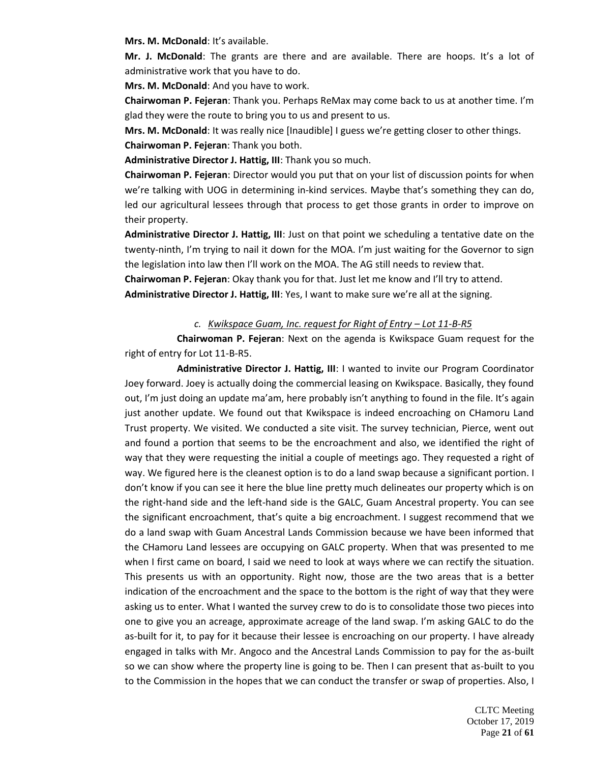**Mrs. M. McDonald**: It's available.

**Mr. J. McDonald**: The grants are there and are available. There are hoops. It's a lot of administrative work that you have to do.

**Mrs. M. McDonald**: And you have to work.

**Chairwoman P. Fejeran**: Thank you. Perhaps ReMax may come back to us at another time. I'm glad they were the route to bring you to us and present to us.

**Mrs. M. McDonald**: It was really nice [Inaudible] I guess we're getting closer to other things.

**Chairwoman P. Fejeran**: Thank you both.

**Administrative Director J. Hattig, III**: Thank you so much.

**Chairwoman P. Fejeran**: Director would you put that on your list of discussion points for when we're talking with UOG in determining in-kind services. Maybe that's something they can do, led our agricultural lessees through that process to get those grants in order to improve on their property.

**Administrative Director J. Hattig, III**: Just on that point we scheduling a tentative date on the twenty-ninth, I'm trying to nail it down for the MOA. I'm just waiting for the Governor to sign the legislation into law then I'll work on the MOA. The AG still needs to review that.

**Chairwoman P. Fejeran**: Okay thank you for that. Just let me know and I'll try to attend.

**Administrative Director J. Hattig, III**: Yes, I want to make sure we're all at the signing.

*c. Kwikspace Guam, Inc. request for Right of Entry – Lot 11-B-R5*

**Chairwoman P. Fejeran**: Next on the agenda is Kwikspace Guam request for the right of entry for Lot 11-B-R5.

**Administrative Director J. Hattig, III**: I wanted to invite our Program Coordinator Joey forward. Joey is actually doing the commercial leasing on Kwikspace. Basically, they found out, I'm just doing an update ma'am, here probably isn't anything to found in the file. It's again just another update. We found out that Kwikspace is indeed encroaching on CHamoru Land Trust property. We visited. We conducted a site visit. The survey technician, Pierce, went out and found a portion that seems to be the encroachment and also, we identified the right of way that they were requesting the initial a couple of meetings ago. They requested a right of way. We figured here is the cleanest option is to do a land swap because a significant portion. I don't know if you can see it here the blue line pretty much delineates our property which is on the right-hand side and the left-hand side is the GALC, Guam Ancestral property. You can see the significant encroachment, that's quite a big encroachment. I suggest recommend that we do a land swap with Guam Ancestral Lands Commission because we have been informed that the CHamoru Land lessees are occupying on GALC property. When that was presented to me when I first came on board, I said we need to look at ways where we can rectify the situation. This presents us with an opportunity. Right now, those are the two areas that is a better indication of the encroachment and the space to the bottom is the right of way that they were asking us to enter. What I wanted the survey crew to do is to consolidate those two pieces into one to give you an acreage, approximate acreage of the land swap. I'm asking GALC to do the as-built for it, to pay for it because their lessee is encroaching on our property. I have already engaged in talks with Mr. Angoco and the Ancestral Lands Commission to pay for the as-built so we can show where the property line is going to be. Then I can present that as-built to you to the Commission in the hopes that we can conduct the transfer or swap of properties. Also, I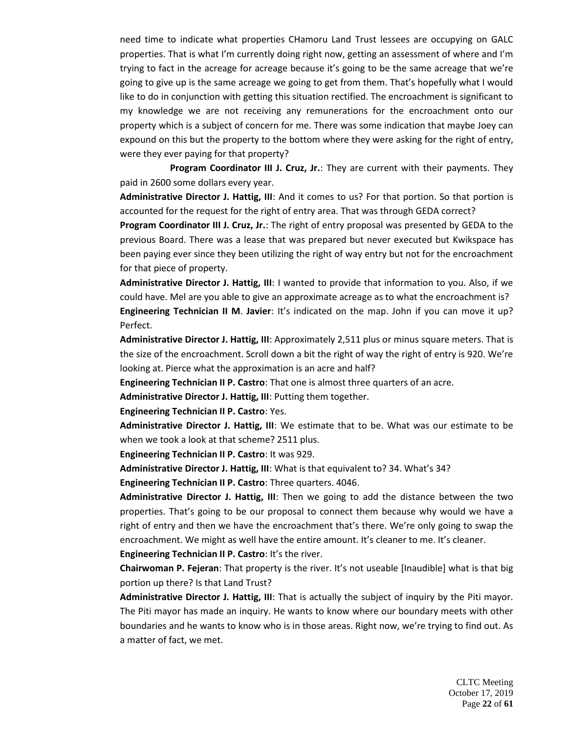need time to indicate what properties CHamoru Land Trust lessees are occupying on GALC properties. That is what I'm currently doing right now, getting an assessment of where and I'm trying to fact in the acreage for acreage because it's going to be the same acreage that we're going to give up is the same acreage we going to get from them. That's hopefully what I would like to do in conjunction with getting this situation rectified. The encroachment is significant to my knowledge we are not receiving any remunerations for the encroachment onto our property which is a subject of concern for me. There was some indication that maybe Joey can expound on this but the property to the bottom where they were asking for the right of entry, were they ever paying for that property?

**Program Coordinator III J. Cruz, Jr.**: They are current with their payments. They paid in 2600 some dollars every year.

**Administrative Director J. Hattig, III**: And it comes to us? For that portion. So that portion is accounted for the request for the right of entry area. That was through GEDA correct?

**Program Coordinator III J. Cruz, Jr.**: The right of entry proposal was presented by GEDA to the previous Board. There was a lease that was prepared but never executed but Kwikspace has been paying ever since they been utilizing the right of way entry but not for the encroachment for that piece of property.

**Administrative Director J. Hattig, III**: I wanted to provide that information to you. Also, if we could have. Mel are you able to give an approximate acreage as to what the encroachment is?

**Engineering Technician II M. Javier**: It's indicated on the map. John if you can move it up? Perfect.

**Administrative Director J. Hattig, III**: Approximately 2,511 plus or minus square meters. That is the size of the encroachment. Scroll down a bit the right of way the right of entry is 920. We're looking at. Pierce what the approximation is an acre and half?

**Engineering Technician II P. Castro**: That one is almost three quarters of an acre.

**Administrative Director J. Hattig, III**: Putting them together.

**Engineering Technician II P. Castro**: Yes.

**Administrative Director J. Hattig, III**: We estimate that to be. What was our estimate to be when we took a look at that scheme? 2511 plus.

**Engineering Technician II P. Castro**: It was 929.

**Administrative Director J. Hattig, III**: What is that equivalent to? 34. What's 34?

**Engineering Technician II P. Castro**: Three quarters. 4046.

**Administrative Director J. Hattig, III**: Then we going to add the distance between the two properties. That's going to be our proposal to connect them because why would we have a right of entry and then we have the encroachment that's there. We're only going to swap the encroachment. We might as well have the entire amount. It's cleaner to me. It's cleaner.

**Engineering Technician II P. Castro**: It's the river.

**Chairwoman P. Fejeran**: That property is the river. It's not useable [Inaudible] what is that big portion up there? Is that Land Trust?

**Administrative Director J. Hattig, III**: That is actually the subject of inquiry by the Piti mayor. The Piti mayor has made an inquiry. He wants to know where our boundary meets with other boundaries and he wants to know who is in those areas. Right now, we're trying to find out. As a matter of fact, we met.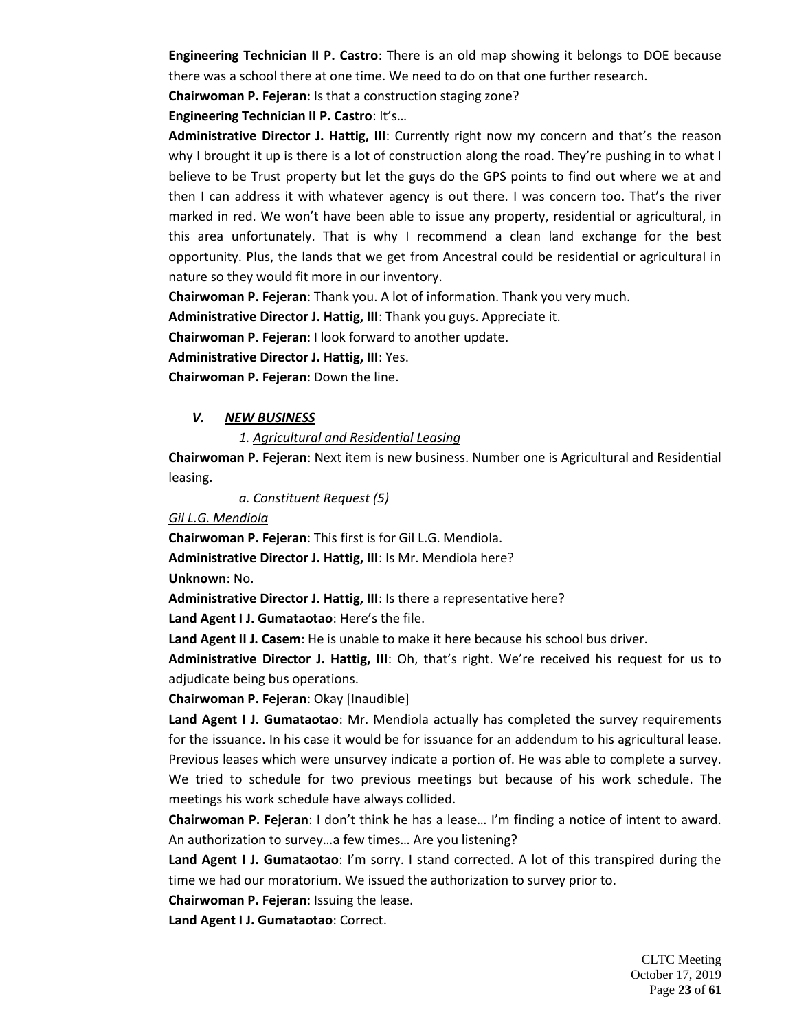**Engineering Technician II P. Castro**: There is an old map showing it belongs to DOE because there was a school there at one time. We need to do on that one further research.

**Chairwoman P. Fejeran**: Is that a construction staging zone?

**Engineering Technician II P. Castro**: It's…

**Administrative Director J. Hattig, III**: Currently right now my concern and that's the reason why I brought it up is there is a lot of construction along the road. They're pushing in to what I believe to be Trust property but let the guys do the GPS points to find out where we at and then I can address it with whatever agency is out there. I was concern too. That's the river marked in red. We won't have been able to issue any property, residential or agricultural, in this area unfortunately. That is why I recommend a clean land exchange for the best opportunity. Plus, the lands that we get from Ancestral could be residential or agricultural in nature so they would fit more in our inventory.

**Chairwoman P. Fejeran**: Thank you. A lot of information. Thank you very much.

**Administrative Director J. Hattig, III**: Thank you guys. Appreciate it.

**Chairwoman P. Fejeran**: I look forward to another update.

**Administrative Director J. Hattig, III**: Yes.

**Chairwoman P. Fejeran**: Down the line.

### *V. NEW BUSINESS*

*1. Agricultural and Residential Leasing*

**Chairwoman P. Fejeran**: Next item is new business. Number one is Agricultural and Residential leasing.

*a. Constituent Request (5)*

*Gil L.G. Mendiola*

**Chairwoman P. Fejeran**: This first is for Gil L.G. Mendiola.

**Administrative Director J. Hattig, III**: Is Mr. Mendiola here?

**Unknown**: No.

**Administrative Director J. Hattig, III**: Is there a representative here?

**Land Agent I J. Gumataotao**: Here's the file.

**Land Agent II J. Casem**: He is unable to make it here because his school bus driver.

**Administrative Director J. Hattig, III**: Oh, that's right. We're received his request for us to adjudicate being bus operations.

**Chairwoman P. Fejeran**: Okay [Inaudible]

**Land Agent I J. Gumataotao**: Mr. Mendiola actually has completed the survey requirements for the issuance. In his case it would be for issuance for an addendum to his agricultural lease. Previous leases which were unsurvey indicate a portion of. He was able to complete a survey. We tried to schedule for two previous meetings but because of his work schedule. The meetings his work schedule have always collided.

**Chairwoman P. Fejeran**: I don't think he has a lease… I'm finding a notice of intent to award. An authorization to survey…a few times… Are you listening?

**Land Agent I J. Gumataotao**: I'm sorry. I stand corrected. A lot of this transpired during the time we had our moratorium. We issued the authorization to survey prior to.

**Chairwoman P. Fejeran**: Issuing the lease.

**Land Agent I J. Gumataotao**: Correct.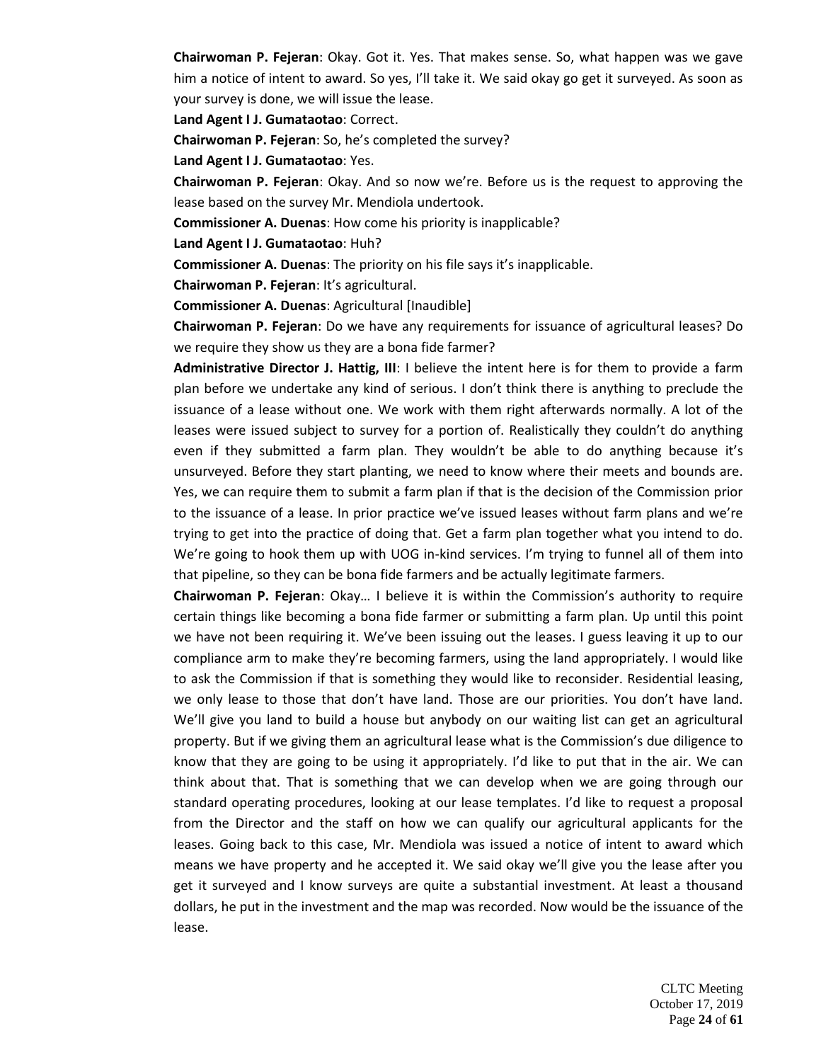**Chairwoman P. Fejeran**: Okay. Got it. Yes. That makes sense. So, what happen was we gave him a notice of intent to award. So yes, I'll take it. We said okay go get it surveyed. As soon as your survey is done, we will issue the lease.

**Land Agent I J. Gumataotao**: Correct.

**Chairwoman P. Fejeran**: So, he's completed the survey?

**Land Agent I J. Gumataotao**: Yes.

**Chairwoman P. Fejeran**: Okay. And so now we're. Before us is the request to approving the lease based on the survey Mr. Mendiola undertook.

**Commissioner A. Duenas**: How come his priority is inapplicable?

**Land Agent I J. Gumataotao**: Huh?

**Commissioner A. Duenas**: The priority on his file says it's inapplicable.

**Chairwoman P. Fejeran**: It's agricultural.

**Commissioner A. Duenas**: Agricultural [Inaudible]

**Chairwoman P. Fejeran**: Do we have any requirements for issuance of agricultural leases? Do we require they show us they are a bona fide farmer?

**Administrative Director J. Hattig, III**: I believe the intent here is for them to provide a farm plan before we undertake any kind of serious. I don't think there is anything to preclude the issuance of a lease without one. We work with them right afterwards normally. A lot of the leases were issued subject to survey for a portion of. Realistically they couldn't do anything even if they submitted a farm plan. They wouldn't be able to do anything because it's unsurveyed. Before they start planting, we need to know where their meets and bounds are. Yes, we can require them to submit a farm plan if that is the decision of the Commission prior to the issuance of a lease. In prior practice we've issued leases without farm plans and we're trying to get into the practice of doing that. Get a farm plan together what you intend to do. We're going to hook them up with UOG in-kind services. I'm trying to funnel all of them into that pipeline, so they can be bona fide farmers and be actually legitimate farmers.

**Chairwoman P. Fejeran**: Okay… I believe it is within the Commission's authority to require certain things like becoming a bona fide farmer or submitting a farm plan. Up until this point we have not been requiring it. We've been issuing out the leases. I guess leaving it up to our compliance arm to make they're becoming farmers, using the land appropriately. I would like to ask the Commission if that is something they would like to reconsider. Residential leasing, we only lease to those that don't have land. Those are our priorities. You don't have land. We'll give you land to build a house but anybody on our waiting list can get an agricultural property. But if we giving them an agricultural lease what is the Commission's due diligence to know that they are going to be using it appropriately. I'd like to put that in the air. We can think about that. That is something that we can develop when we are going through our standard operating procedures, looking at our lease templates. I'd like to request a proposal from the Director and the staff on how we can qualify our agricultural applicants for the leases. Going back to this case, Mr. Mendiola was issued a notice of intent to award which means we have property and he accepted it. We said okay we'll give you the lease after you get it surveyed and I know surveys are quite a substantial investment. At least a thousand dollars, he put in the investment and the map was recorded. Now would be the issuance of the lease.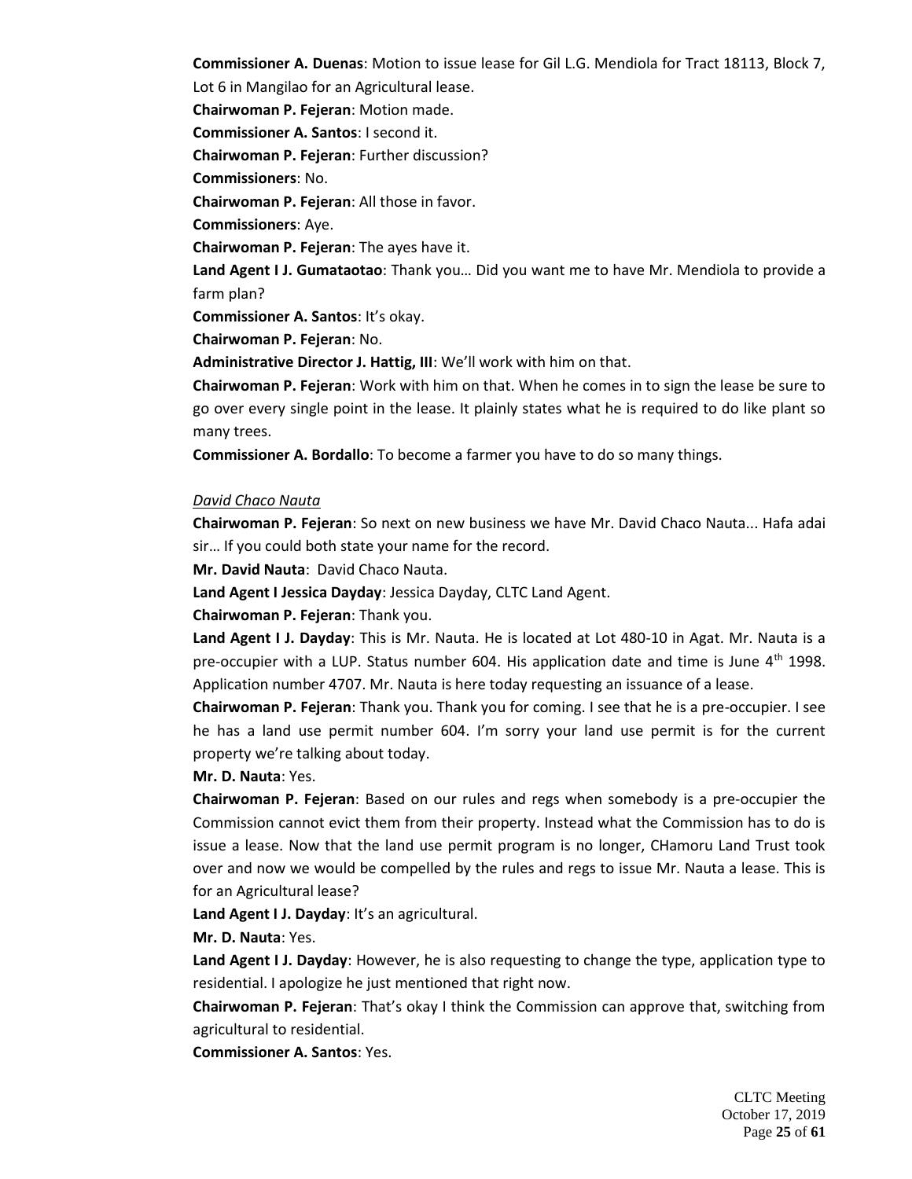**Commissioner A. Duenas**: Motion to issue lease for Gil L.G. Mendiola for Tract 18113, Block 7, Lot 6 in Mangilao for an Agricultural lease.

**Chairwoman P. Fejeran**: Motion made.

**Commissioner A. Santos**: I second it.

**Chairwoman P. Fejeran**: Further discussion?

**Commissioners**: No.

**Chairwoman P. Fejeran**: All those in favor.

**Commissioners**: Aye.

**Chairwoman P. Fejeran**: The ayes have it.

**Land Agent I J. Gumataotao**: Thank you… Did you want me to have Mr. Mendiola to provide a farm plan?

**Commissioner A. Santos**: It's okay.

**Chairwoman P. Fejeran**: No.

**Administrative Director J. Hattig, III**: We'll work with him on that.

**Chairwoman P. Fejeran**: Work with him on that. When he comes in to sign the lease be sure to go over every single point in the lease. It plainly states what he is required to do like plant so many trees.

**Commissioner A. Bordallo**: To become a farmer you have to do so many things.

*David Chaco Nauta*

**Chairwoman P. Fejeran**: So next on new business we have Mr. David Chaco Nauta... Hafa adai sir… If you could both state your name for the record.

**Mr. David Nauta**: David Chaco Nauta.

**Land Agent I Jessica Dayday**: Jessica Dayday, CLTC Land Agent.

**Chairwoman P. Fejeran**: Thank you.

**Land Agent I J. Dayday**: This is Mr. Nauta. He is located at Lot 480-10 in Agat. Mr. Nauta is a pre-occupier with a LUP. Status number 604. His application date and time is June 4th 1998. Application number 4707. Mr. Nauta is here today requesting an issuance of a lease.

**Chairwoman P. Fejeran**: Thank you. Thank you for coming. I see that he is a pre-occupier. I see he has a land use permit number 604. I'm sorry your land use permit is for the current property we're talking about today.

**Mr. D. Nauta**: Yes.

**Chairwoman P. Fejeran**: Based on our rules and regs when somebody is a pre-occupier the Commission cannot evict them from their property. Instead what the Commission has to do is issue a lease. Now that the land use permit program is no longer, CHamoru Land Trust took over and now we would be compelled by the rules and regs to issue Mr. Nauta a lease. This is for an Agricultural lease?

**Land Agent I J. Dayday**: It's an agricultural.

**Mr. D. Nauta**: Yes.

**Land Agent I J. Dayday**: However, he is also requesting to change the type, application type to residential. I apologize he just mentioned that right now.

**Chairwoman P. Fejeran**: That's okay I think the Commission can approve that, switching from agricultural to residential.

**Commissioner A. Santos**: Yes.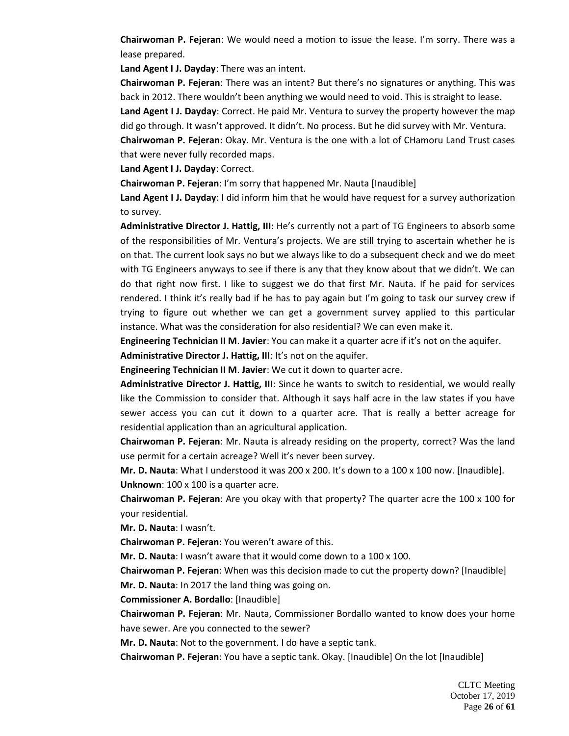**Chairwoman P. Fejeran**: We would need a motion to issue the lease. I'm sorry. There was a lease prepared.

**Land Agent I J. Dayday**: There was an intent.

**Chairwoman P. Fejeran**: There was an intent? But there's no signatures or anything. This was back in 2012. There wouldn't been anything we would need to void. This is straight to lease.

**Land Agent I J. Dayday**: Correct. He paid Mr. Ventura to survey the property however the map did go through. It wasn't approved. It didn't. No process. But he did survey with Mr. Ventura.

**Chairwoman P. Fejeran**: Okay. Mr. Ventura is the one with a lot of CHamoru Land Trust cases that were never fully recorded maps.

**Land Agent I J. Dayday**: Correct.

**Chairwoman P. Fejeran**: I'm sorry that happened Mr. Nauta [Inaudible]

**Land Agent I J. Dayday**: I did inform him that he would have request for a survey authorization to survey.

**Administrative Director J. Hattig, III**: He's currently not a part of TG Engineers to absorb some of the responsibilities of Mr. Ventura's projects. We are still trying to ascertain whether he is on that. The current look says no but we always like to do a subsequent check and we do meet with TG Engineers anyways to see if there is any that they know about that we didn't. We can do that right now first. I like to suggest we do that first Mr. Nauta. If he paid for services rendered. I think it's really bad if he has to pay again but I'm going to task our survey crew if trying to figure out whether we can get a government survey applied to this particular instance. What was the consideration for also residential? We can even make it.

**Engineering Technician II M**. **Javier**: You can make it a quarter acre if it's not on the aquifer.

**Administrative Director J. Hattig, III**: It's not on the aquifer.

**Engineering Technician II M**. **Javier**: We cut it down to quarter acre.

**Administrative Director J. Hattig, III**: Since he wants to switch to residential, we would really like the Commission to consider that. Although it says half acre in the law states if you have sewer access you can cut it down to a quarter acre. That is really a better acreage for residential application than an agricultural application.

**Chairwoman P. Fejeran**: Mr. Nauta is already residing on the property, correct? Was the land use permit for a certain acreage? Well it's never been survey.

**Mr. D. Nauta**: What I understood it was 200 x 200. It's down to a 100 x 100 now. [Inaudible].

**Unknown**: 100 x 100 is a quarter acre.

**Chairwoman P. Fejeran**: Are you okay with that property? The quarter acre the 100 x 100 for your residential.

**Mr. D. Nauta**: I wasn't.

**Chairwoman P. Fejeran**: You weren't aware of this.

**Mr. D. Nauta**: I wasn't aware that it would come down to a 100 x 100.

**Chairwoman P. Fejeran**: When was this decision made to cut the property down? [Inaudible]

**Mr. D. Nauta**: In 2017 the land thing was going on.

**Commissioner A. Bordallo**: [Inaudible]

**Chairwoman P. Fejeran**: Mr. Nauta, Commissioner Bordallo wanted to know does your home have sewer. Are you connected to the sewer?

**Mr. D. Nauta**: Not to the government. I do have a septic tank.

**Chairwoman P. Fejeran**: You have a septic tank. Okay. [Inaudible] On the lot [Inaudible]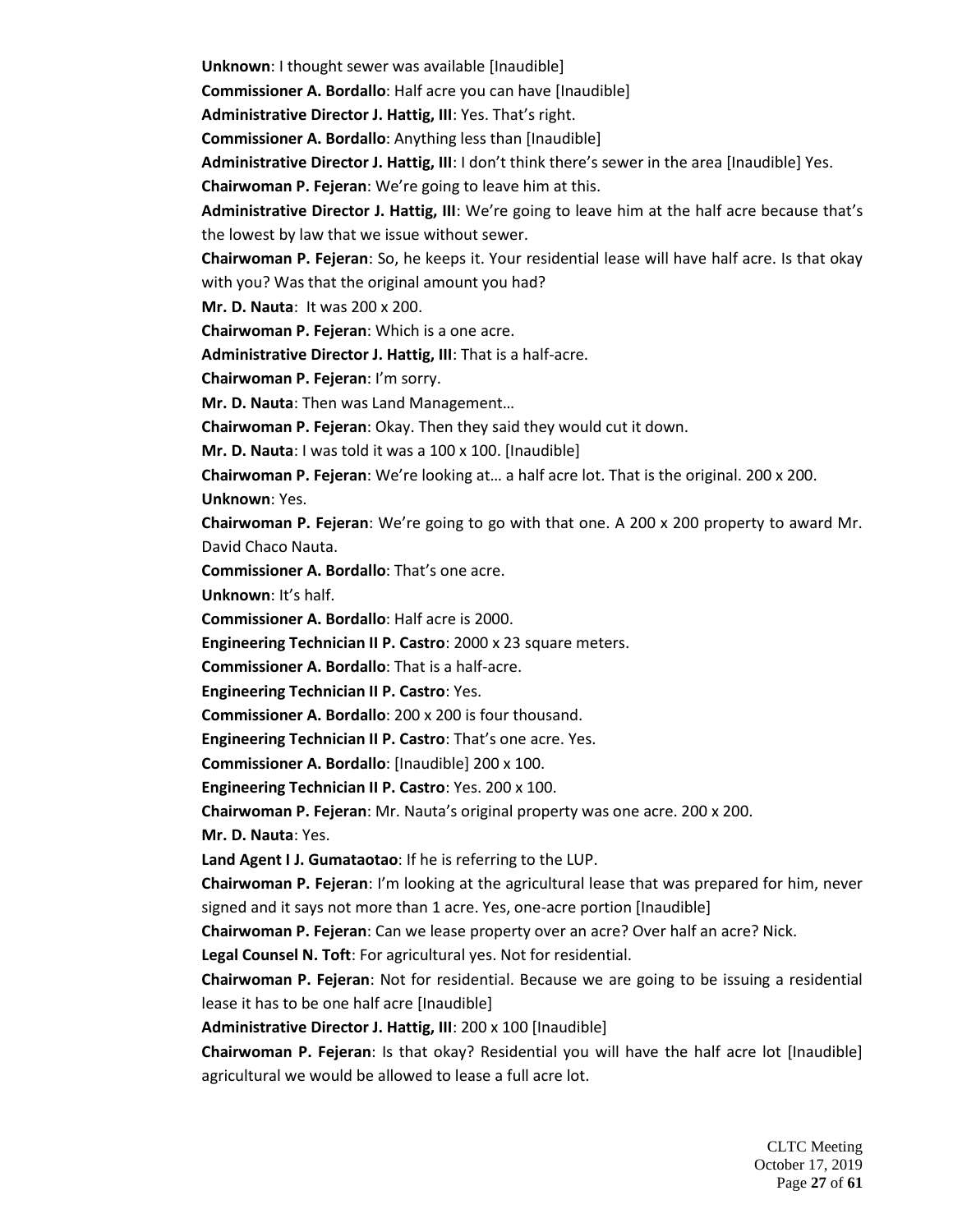**Unknown**: I thought sewer was available [Inaudible]

**Commissioner A. Bordallo**: Half acre you can have [Inaudible]

**Administrative Director J. Hattig, III**: Yes. That's right.

**Commissioner A. Bordallo**: Anything less than [Inaudible]

**Administrative Director J. Hattig, III**: I don't think there's sewer in the area [Inaudible] Yes.

**Chairwoman P. Fejeran**: We're going to leave him at this.

**Administrative Director J. Hattig, III**: We're going to leave him at the half acre because that's the lowest by law that we issue without sewer.

**Chairwoman P. Fejeran**: So, he keeps it. Your residential lease will have half acre. Is that okay with you? Was that the original amount you had?

**Mr. D. Nauta**: It was 200 x 200.

**Chairwoman P. Fejeran**: Which is a one acre.

**Administrative Director J. Hattig, III**: That is a half-acre.

**Chairwoman P. Fejeran**: I'm sorry.

**Mr. D. Nauta**: Then was Land Management…

**Chairwoman P. Fejeran**: Okay. Then they said they would cut it down.

**Mr. D. Nauta**: I was told it was a 100 x 100. [Inaudible]

**Chairwoman P. Fejeran**: We're looking at… a half acre lot. That is the original. 200 x 200.

**Unknown**: Yes.

**Chairwoman P. Fejeran**: We're going to go with that one. A 200 x 200 property to award Mr. David Chaco Nauta.

**Commissioner A. Bordallo**: That's one acre.

**Unknown**: It's half.

**Commissioner A. Bordallo**: Half acre is 2000.

**Engineering Technician II P. Castro**: 2000 x 23 square meters.

**Commissioner A. Bordallo**: That is a half-acre.

**Engineering Technician II P. Castro**: Yes.

**Commissioner A. Bordallo**: 200 x 200 is four thousand.

**Engineering Technician II P. Castro**: That's one acre. Yes.

**Commissioner A. Bordallo**: [Inaudible] 200 x 100.

**Engineering Technician II P. Castro**: Yes. 200 x 100.

**Chairwoman P. Fejeran**: Mr. Nauta's original property was one acre. 200 x 200.

**Mr. D. Nauta**: Yes.

**Land Agent I J. Gumataotao**: If he is referring to the LUP.

**Chairwoman P. Fejeran**: I'm looking at the agricultural lease that was prepared for him, never signed and it says not more than 1 acre. Yes, one-acre portion [Inaudible]

**Chairwoman P. Fejeran**: Can we lease property over an acre? Over half an acre? Nick.

**Legal Counsel N. Toft**: For agricultural yes. Not for residential.

**Chairwoman P. Fejeran**: Not for residential. Because we are going to be issuing a residential lease it has to be one half acre [Inaudible]

**Administrative Director J. Hattig, III**: 200 x 100 [Inaudible]

**Chairwoman P. Fejeran**: Is that okay? Residential you will have the half acre lot [Inaudible] agricultural we would be allowed to lease a full acre lot.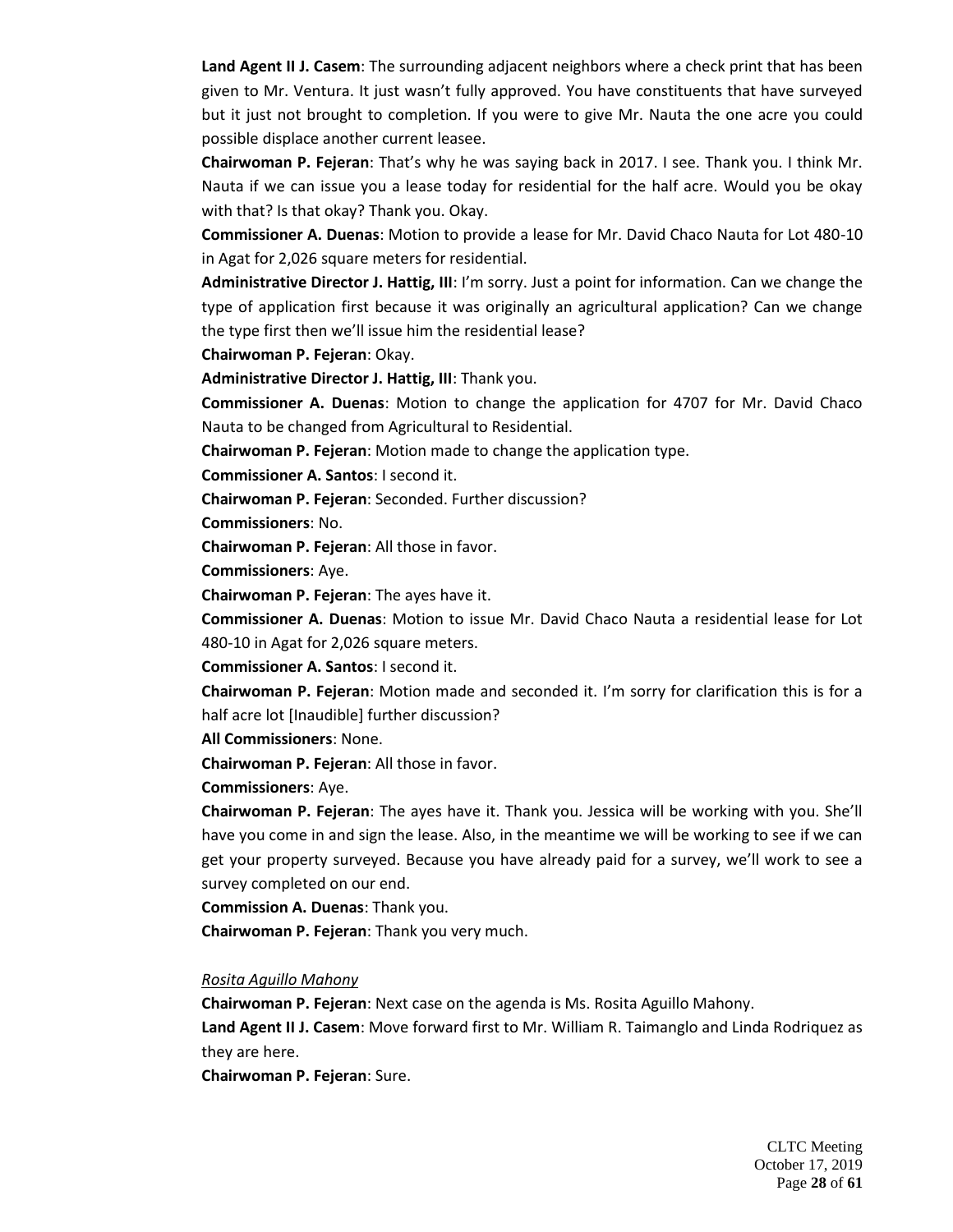**Land Agent II J. Casem**: The surrounding adjacent neighbors where a check print that has been given to Mr. Ventura. It just wasn't fully approved. You have constituents that have surveyed but it just not brought to completion. If you were to give Mr. Nauta the one acre you could possible displace another current leasee.

**Chairwoman P. Fejeran**: That's why he was saying back in 2017. I see. Thank you. I think Mr. Nauta if we can issue you a lease today for residential for the half acre. Would you be okay with that? Is that okay? Thank you. Okay.

**Commissioner A. Duenas**: Motion to provide a lease for Mr. David Chaco Nauta for Lot 480-10 in Agat for 2,026 square meters for residential.

**Administrative Director J. Hattig, III**: I'm sorry. Just a point for information. Can we change the type of application first because it was originally an agricultural application? Can we change the type first then we'll issue him the residential lease?

**Chairwoman P. Fejeran**: Okay.

**Administrative Director J. Hattig, III**: Thank you.

**Commissioner A. Duenas**: Motion to change the application for 4707 for Mr. David Chaco Nauta to be changed from Agricultural to Residential.

**Chairwoman P. Fejeran**: Motion made to change the application type.

**Commissioner A. Santos**: I second it.

**Chairwoman P. Fejeran**: Seconded. Further discussion?

**Commissioners**: No.

**Chairwoman P. Fejeran**: All those in favor.

**Commissioners**: Aye.

**Chairwoman P. Fejeran**: The ayes have it.

**Commissioner A. Duenas**: Motion to issue Mr. David Chaco Nauta a residential lease for Lot 480-10 in Agat for 2,026 square meters.

**Commissioner A. Santos**: I second it.

**Chairwoman P. Fejeran**: Motion made and seconded it. I'm sorry for clarification this is for a half acre lot [Inaudible] further discussion?

**All Commissioners**: None.

**Chairwoman P. Fejeran**: All those in favor.

**Commissioners**: Aye.

**Chairwoman P. Fejeran**: The ayes have it. Thank you. Jessica will be working with you. She'll have you come in and sign the lease. Also, in the meantime we will be working to see if we can get your property surveyed. Because you have already paid for a survey, we'll work to see a survey completed on our end.

**Commission A. Duenas**: Thank you.

**Chairwoman P. Fejeran**: Thank you very much.

*Rosita Aguillo Mahony*

**Chairwoman P. Fejeran**: Next case on the agenda is Ms. Rosita Aguillo Mahony.

**Land Agent II J. Casem**: Move forward first to Mr. William R. Taimanglo and Linda Rodriquez as they are here.

**Chairwoman P. Fejeran**: Sure.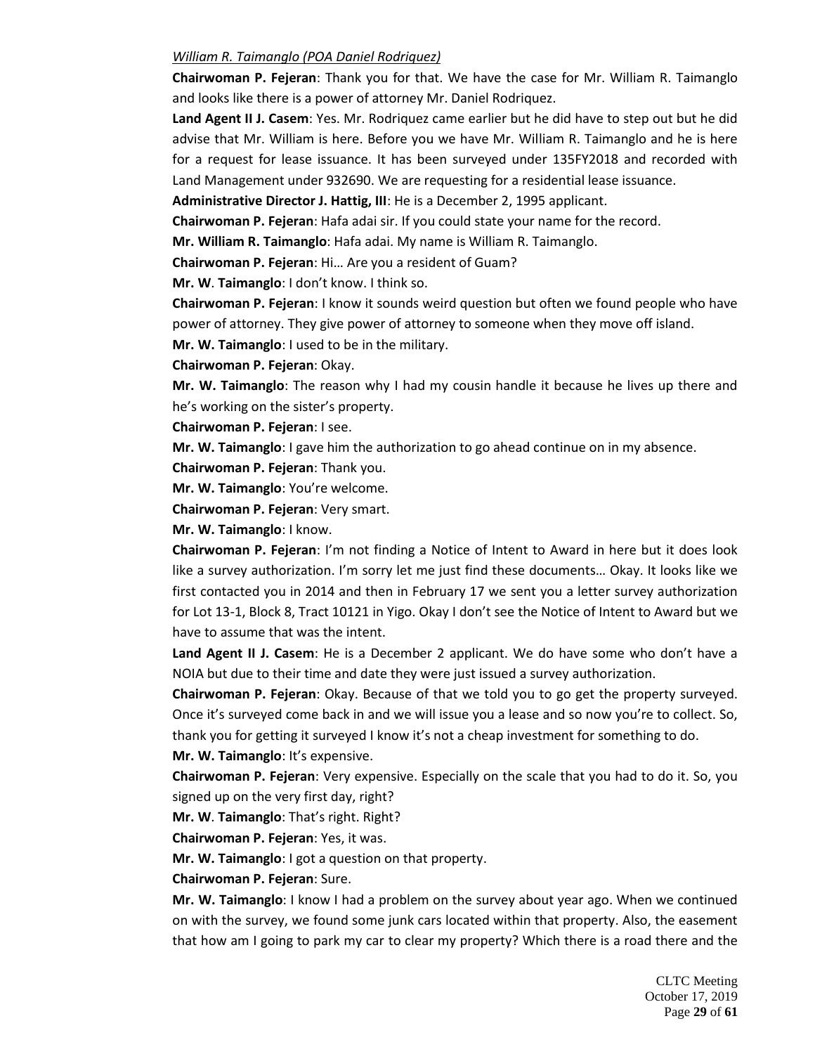*William R. Taimanglo (POA Daniel Rodriquez)*

**Chairwoman P. Fejeran**: Thank you for that. We have the case for Mr. William R. Taimanglo and looks like there is a power of attorney Mr. Daniel Rodriquez.

**Land Agent II J. Casem**: Yes. Mr. Rodriquez came earlier but he did have to step out but he did advise that Mr. William is here. Before you we have Mr. William R. Taimanglo and he is here for a request for lease issuance. It has been surveyed under 135FY2018 and recorded with Land Management under 932690. We are requesting for a residential lease issuance.

**Administrative Director J. Hattig, III**: He is a December 2, 1995 applicant.

**Chairwoman P. Fejeran**: Hafa adai sir. If you could state your name for the record.

**Mr. William R. Taimanglo**: Hafa adai. My name is William R. Taimanglo.

**Chairwoman P. Fejeran**: Hi… Are you a resident of Guam?

**Mr. W**. **Taimanglo**: I don't know. I think so.

**Chairwoman P. Fejeran**: I know it sounds weird question but often we found people who have power of attorney. They give power of attorney to someone when they move off island.

**Mr. W. Taimanglo**: I used to be in the military.

**Chairwoman P. Fejeran**: Okay.

**Mr. W. Taimanglo**: The reason why I had my cousin handle it because he lives up there and he's working on the sister's property.

**Chairwoman P. Fejeran**: I see.

**Mr. W. Taimanglo**: I gave him the authorization to go ahead continue on in my absence.

**Chairwoman P. Fejeran**: Thank you.

**Mr. W. Taimanglo**: You're welcome.

**Chairwoman P. Fejeran**: Very smart.

**Mr. W. Taimanglo**: I know.

**Chairwoman P. Fejeran**: I'm not finding a Notice of Intent to Award in here but it does look like a survey authorization. I'm sorry let me just find these documents… Okay. It looks like we first contacted you in 2014 and then in February 17 we sent you a letter survey authorization for Lot 13-1, Block 8, Tract 10121 in Yigo. Okay I don't see the Notice of Intent to Award but we have to assume that was the intent.

**Land Agent II J. Casem**: He is a December 2 applicant. We do have some who don't have a NOIA but due to their time and date they were just issued a survey authorization.

**Chairwoman P. Fejeran**: Okay. Because of that we told you to go get the property surveyed. Once it's surveyed come back in and we will issue you a lease and so now you're to collect. So, thank you for getting it surveyed I know it's not a cheap investment for something to do.

**Mr. W. Taimanglo**: It's expensive.

**Chairwoman P. Fejeran**: Very expensive. Especially on the scale that you had to do it. So, you signed up on the very first day, right?

**Mr. W**. **Taimanglo**: That's right. Right?

**Chairwoman P. Fejeran**: Yes, it was.

**Mr. W. Taimanglo**: I got a question on that property.

**Chairwoman P. Fejeran**: Sure.

**Mr. W. Taimanglo**: I know I had a problem on the survey about year ago. When we continued on with the survey, we found some junk cars located within that property. Also, the easement that how am I going to park my car to clear my property? Which there is a road there and the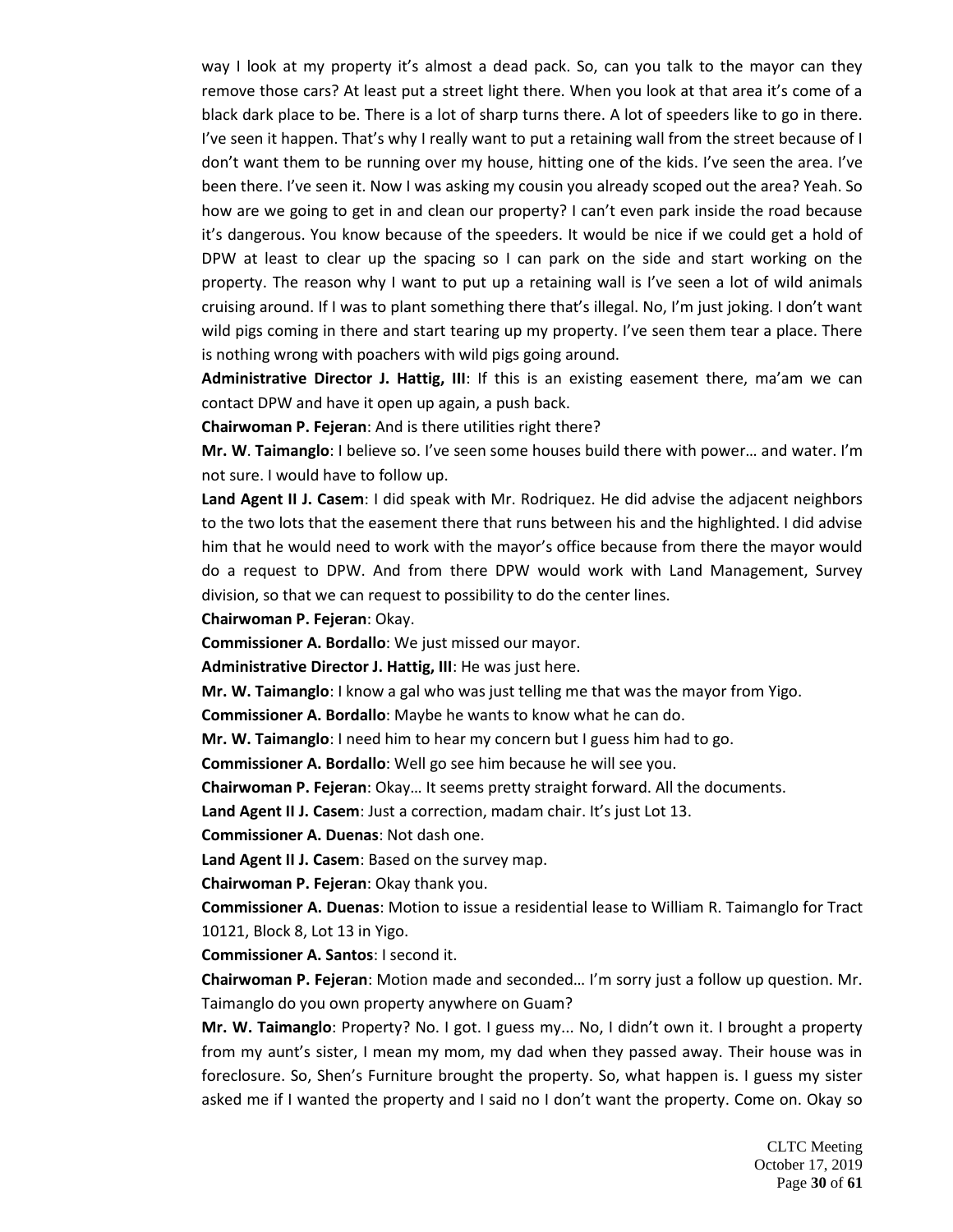way I look at my property it's almost a dead pack. So, can you talk to the mayor can they remove those cars? At least put a street light there. When you look at that area it's come of a black dark place to be. There is a lot of sharp turns there. A lot of speeders like to go in there. I've seen it happen. That's why I really want to put a retaining wall from the street because of I don't want them to be running over my house, hitting one of the kids. I've seen the area. I've been there. I've seen it. Now I was asking my cousin you already scoped out the area? Yeah. So how are we going to get in and clean our property? I can't even park inside the road because it's dangerous. You know because of the speeders. It would be nice if we could get a hold of DPW at least to clear up the spacing so I can park on the side and start working on the property. The reason why I want to put up a retaining wall is I've seen a lot of wild animals cruising around. If I was to plant something there that's illegal. No, I'm just joking. I don't want wild pigs coming in there and start tearing up my property. I've seen them tear a place. There is nothing wrong with poachers with wild pigs going around.

**Administrative Director J. Hattig, III**: If this is an existing easement there, ma'am we can contact DPW and have it open up again, a push back.

**Chairwoman P. Fejeran**: And is there utilities right there?

**Mr. W. Taimanglo**: I believe so. I've seen some houses build there with power… and water. I'm not sure. I would have to follow up.

**Land Agent II J. Casem**: I did speak with Mr. Rodriquez. He did advise the adjacent neighbors to the two lots that the easement there that runs between his and the highlighted. I did advise him that he would need to work with the mayor's office because from there the mayor would do a request to DPW. And from there DPW would work with Land Management, Survey division, so that we can request to possibility to do the center lines.

**Chairwoman P. Fejeran**: Okay.

**Commissioner A. Bordallo**: We just missed our mayor.

**Administrative Director J. Hattig, III**: He was just here.

**Mr. W. Taimanglo**: I know a gal who was just telling me that was the mayor from Yigo.

**Commissioner A. Bordallo**: Maybe he wants to know what he can do.

**Mr. W. Taimanglo**: I need him to hear my concern but I guess him had to go.

**Commissioner A. Bordallo**: Well go see him because he will see you.

**Chairwoman P. Fejeran**: Okay… It seems pretty straight forward. All the documents.

**Land Agent II J. Casem**: Just a correction, madam chair. It's just Lot 13.

**Commissioner A. Duenas**: Not dash one.

**Land Agent II J. Casem**: Based on the survey map.

**Chairwoman P. Fejeran**: Okay thank you.

**Commissioner A. Duenas**: Motion to issue a residential lease to William R. Taimanglo for Tract 10121, Block 8, Lot 13 in Yigo.

**Commissioner A. Santos**: I second it.

**Chairwoman P. Fejeran**: Motion made and seconded… I'm sorry just a follow up question. Mr. Taimanglo do you own property anywhere on Guam?

**Mr. W. Taimanglo**: Property? No. I got. I guess my... No, I didn't own it. I brought a property from my aunt's sister, I mean my mom, my dad when they passed away. Their house was in foreclosure. So, Shen's Furniture brought the property. So, what happen is. I guess my sister asked me if I wanted the property and I said no I don't want the property. Come on. Okay so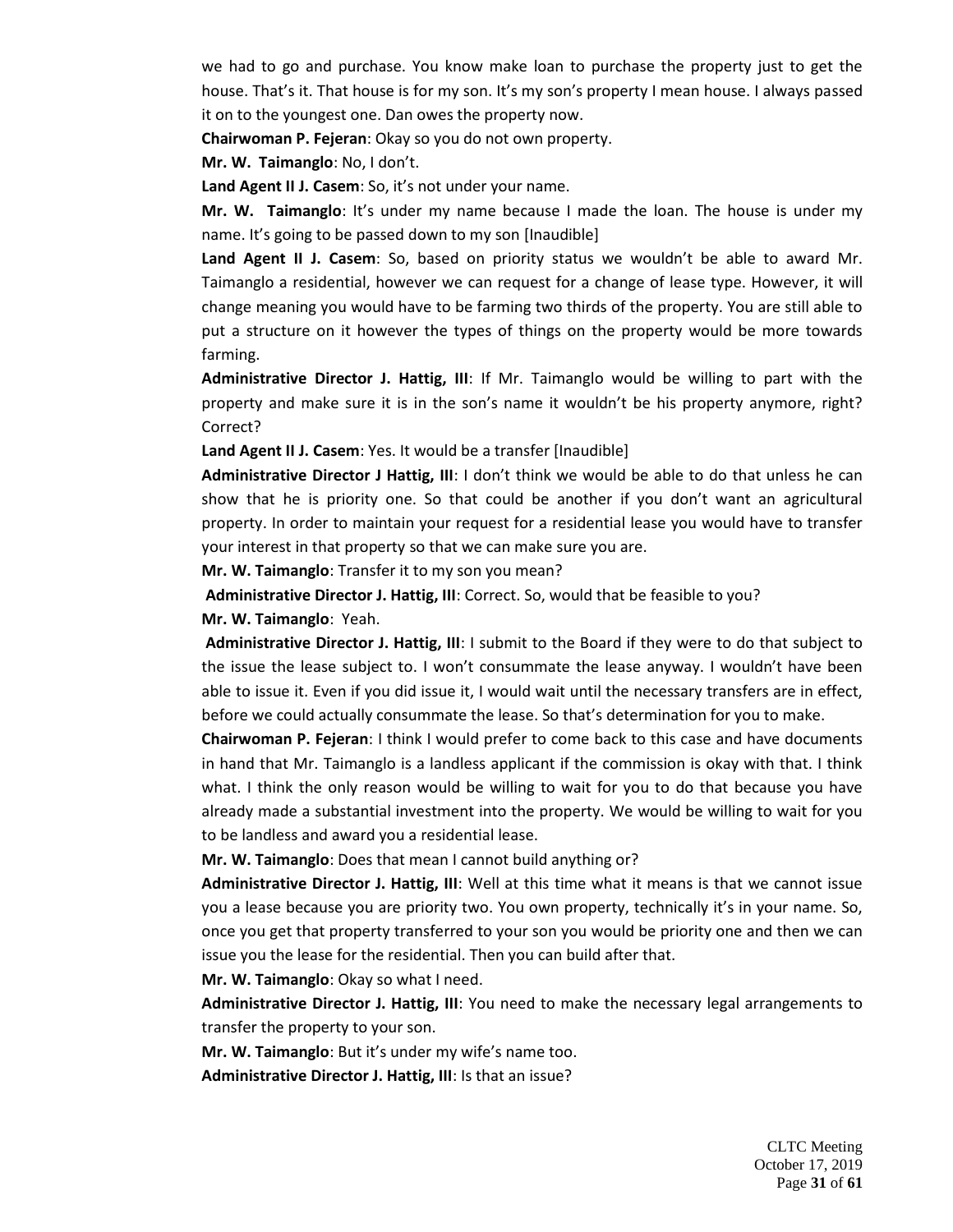we had to go and purchase. You know make loan to purchase the property just to get the house. That's it. That house is for my son. It's my son's property I mean house. I always passed it on to the youngest one. Dan owes the property now.

**Chairwoman P. Fejeran**: Okay so you do not own property.

**Mr. W. Taimanglo**: No, I don't.

**Land Agent II J. Casem**: So, it's not under your name.

**Mr. W. Taimanglo**: It's under my name because I made the loan. The house is under my name. It's going to be passed down to my son [Inaudible]

**Land Agent II J. Casem**: So, based on priority status we wouldn't be able to award Mr. Taimanglo a residential, however we can request for a change of lease type. However, it will change meaning you would have to be farming two thirds of the property. You are still able to put a structure on it however the types of things on the property would be more towards farming.

**Administrative Director J. Hattig, III**: If Mr. Taimanglo would be willing to part with the property and make sure it is in the son's name it wouldn't be his property anymore, right? Correct?

**Land Agent II J. Casem**: Yes. It would be a transfer [Inaudible]

**Administrative Director J Hattig, III**: I don't think we would be able to do that unless he can show that he is priority one. So that could be another if you don't want an agricultural property. In order to maintain your request for a residential lease you would have to transfer your interest in that property so that we can make sure you are.

**Mr. W. Taimanglo**: Transfer it to my son you mean?

**Administrative Director J. Hattig, III**: Correct. So, would that be feasible to you?

**Mr. W. Taimanglo**: Yeah.

**Administrative Director J. Hattig, III**: I submit to the Board if they were to do that subject to the issue the lease subject to. I won't consummate the lease anyway. I wouldn't have been able to issue it. Even if you did issue it, I would wait until the necessary transfers are in effect, before we could actually consummate the lease. So that's determination for you to make.

**Chairwoman P. Fejeran**: I think I would prefer to come back to this case and have documents in hand that Mr. Taimanglo is a landless applicant if the commission is okay with that. I think what. I think the only reason would be willing to wait for you to do that because you have already made a substantial investment into the property. We would be willing to wait for you to be landless and award you a residential lease.

**Mr. W. Taimanglo**: Does that mean I cannot build anything or?

**Administrative Director J. Hattig, III**: Well at this time what it means is that we cannot issue you a lease because you are priority two. You own property, technically it's in your name. So, once you get that property transferred to your son you would be priority one and then we can issue you the lease for the residential. Then you can build after that.

**Mr. W. Taimanglo**: Okay so what I need.

**Administrative Director J. Hattig, III**: You need to make the necessary legal arrangements to transfer the property to your son.

**Mr. W. Taimanglo**: But it's under my wife's name too.

**Administrative Director J. Hattig, III**: Is that an issue?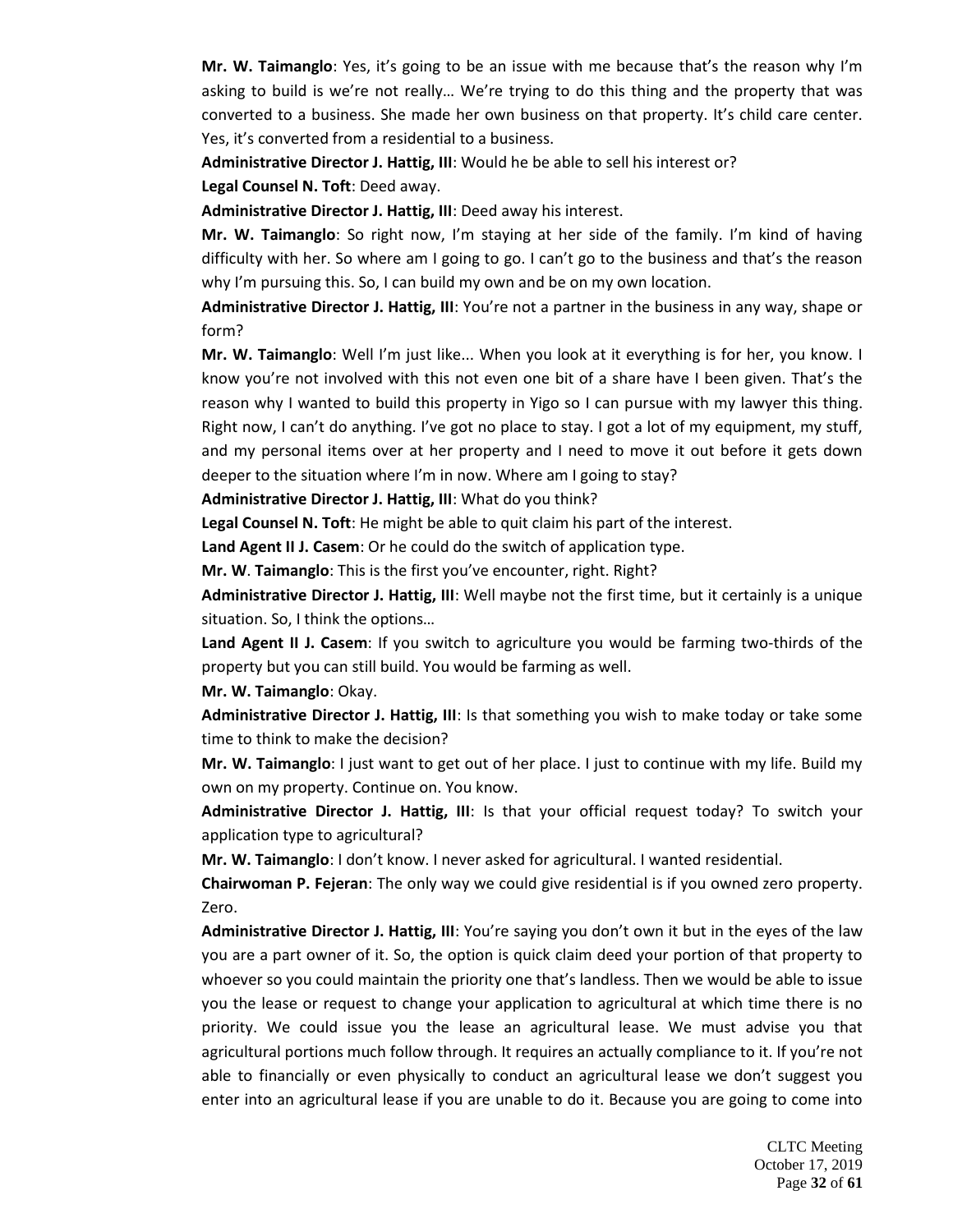**Mr. W. Taimanglo**: Yes, it's going to be an issue with me because that's the reason why I'm asking to build is we're not really… We're trying to do this thing and the property that was converted to a business. She made her own business on that property. It's child care center. Yes, it's converted from a residential to a business.

**Administrative Director J. Hattig, III**: Would he be able to sell his interest or?

**Legal Counsel N. Toft**: Deed away.

**Administrative Director J. Hattig, III**: Deed away his interest.

**Mr. W. Taimanglo**: So right now, I'm staying at her side of the family. I'm kind of having difficulty with her. So where am I going to go. I can't go to the business and that's the reason why I'm pursuing this. So, I can build my own and be on my own location.

**Administrative Director J. Hattig, III**: You're not a partner in the business in any way, shape or form?

**Mr. W. Taimanglo**: Well I'm just like... When you look at it everything is for her, you know. I know you're not involved with this not even one bit of a share have I been given. That's the reason why I wanted to build this property in Yigo so I can pursue with my lawyer this thing. Right now, I can't do anything. I've got no place to stay. I got a lot of my equipment, my stuff, and my personal items over at her property and I need to move it out before it gets down deeper to the situation where I'm in now. Where am I going to stay?

**Administrative Director J. Hattig, III**: What do you think?

**Legal Counsel N. Toft**: He might be able to quit claim his part of the interest.

**Land Agent II J. Casem**: Or he could do the switch of application type.

**Mr. W**. **Taimanglo**: This is the first you've encounter, right. Right?

**Administrative Director J. Hattig, III**: Well maybe not the first time, but it certainly is a unique situation. So, I think the options…

**Land Agent II J. Casem**: If you switch to agriculture you would be farming two-thirds of the property but you can still build. You would be farming as well.

**Mr. W. Taimanglo**: Okay.

**Administrative Director J. Hattig, III**: Is that something you wish to make today or take some time to think to make the decision?

**Mr. W. Taimanglo**: I just want to get out of her place. I just to continue with my life. Build my own on my property. Continue on. You know.

**Administrative Director J. Hattig, III**: Is that your official request today? To switch your application type to agricultural?

**Mr. W. Taimanglo**: I don't know. I never asked for agricultural. I wanted residential.

**Chairwoman P. Fejeran**: The only way we could give residential is if you owned zero property. Zero.

**Administrative Director J. Hattig, III**: You're saying you don't own it but in the eyes of the law you are a part owner of it. So, the option is quick claim deed your portion of that property to whoever so you could maintain the priority one that's landless. Then we would be able to issue you the lease or request to change your application to agricultural at which time there is no priority. We could issue you the lease an agricultural lease. We must advise you that agricultural portions much follow through. It requires an actually compliance to it. If you're not able to financially or even physically to conduct an agricultural lease we don't suggest you enter into an agricultural lease if you are unable to do it. Because you are going to come into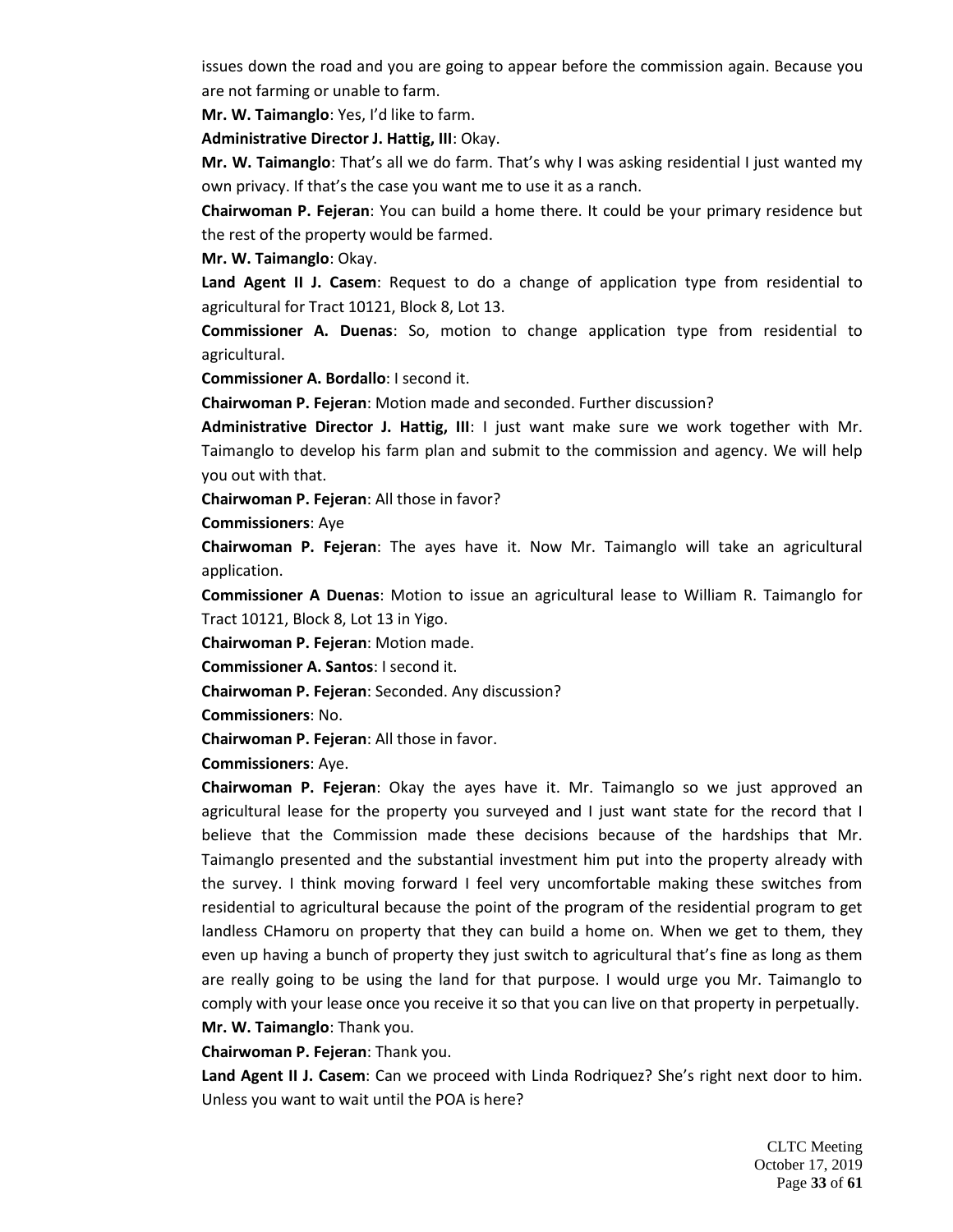issues down the road and you are going to appear before the commission again. Because you are not farming or unable to farm.

**Mr. W. Taimanglo**: Yes, I'd like to farm.

**Administrative Director J. Hattig, III**: Okay.

**Mr. W. Taimanglo**: That's all we do farm. That's why I was asking residential I just wanted my own privacy. If that's the case you want me to use it as a ranch.

**Chairwoman P. Fejeran**: You can build a home there. It could be your primary residence but the rest of the property would be farmed.

**Mr. W. Taimanglo**: Okay.

**Land Agent II J. Casem**: Request to do a change of application type from residential to agricultural for Tract 10121, Block 8, Lot 13.

**Commissioner A. Duenas**: So, motion to change application type from residential to agricultural.

**Commissioner A. Bordallo**: I second it.

**Chairwoman P. Fejeran**: Motion made and seconded. Further discussion?

**Administrative Director J. Hattig, III**: I just want make sure we work together with Mr. Taimanglo to develop his farm plan and submit to the commission and agency. We will help you out with that.

**Chairwoman P. Fejeran**: All those in favor?

**Commissioners**: Aye

**Chairwoman P. Fejeran**: The ayes have it. Now Mr. Taimanglo will take an agricultural application.

**Commissioner A Duenas**: Motion to issue an agricultural lease to William R. Taimanglo for Tract 10121, Block 8, Lot 13 in Yigo.

**Chairwoman P. Fejeran**: Motion made.

**Commissioner A. Santos**: I second it.

**Chairwoman P. Fejeran**: Seconded. Any discussion?

**Commissioners**: No.

**Chairwoman P. Fejeran**: All those in favor.

**Commissioners**: Aye.

**Chairwoman P. Fejeran**: Okay the ayes have it. Mr. Taimanglo so we just approved an agricultural lease for the property you surveyed and I just want state for the record that I believe that the Commission made these decisions because of the hardships that Mr. Taimanglo presented and the substantial investment him put into the property already with the survey. I think moving forward I feel very uncomfortable making these switches from residential to agricultural because the point of the program of the residential program to get landless CHamoru on property that they can build a home on. When we get to them, they even up having a bunch of property they just switch to agricultural that's fine as long as them are really going to be using the land for that purpose. I would urge you Mr. Taimanglo to comply with your lease once you receive it so that you can live on that property in perpetually.

**Mr. W. Taimanglo**: Thank you.

**Chairwoman P. Fejeran**: Thank you.

**Land Agent II J. Casem**: Can we proceed with Linda Rodriquez? She's right next door to him. Unless you want to wait until the POA is here?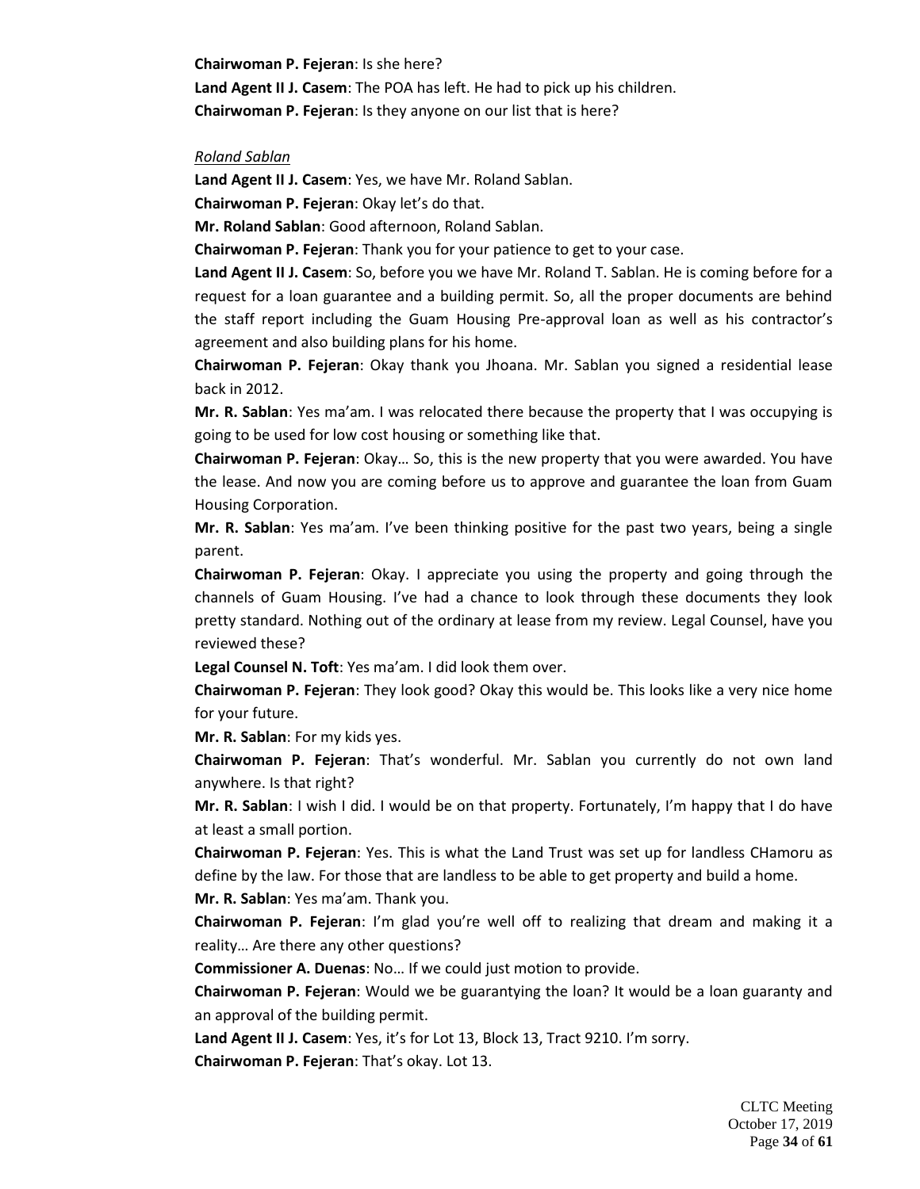**Chairwoman P. Fejeran**: Is she here?

**Land Agent II J. Casem**: The POA has left. He had to pick up his children.

**Chairwoman P. Fejeran**: Is they anyone on our list that is here?

*Roland Sablan*

**Land Agent II J. Casem**: Yes, we have Mr. Roland Sablan.

**Chairwoman P. Fejeran**: Okay let's do that.

**Mr. Roland Sablan**: Good afternoon, Roland Sablan.

**Chairwoman P. Fejeran**: Thank you for your patience to get to your case.

**Land Agent II J. Casem**: So, before you we have Mr. Roland T. Sablan. He is coming before for a request for a loan guarantee and a building permit. So, all the proper documents are behind the staff report including the Guam Housing Pre-approval loan as well as his contractor's agreement and also building plans for his home.

**Chairwoman P. Fejeran**: Okay thank you Jhoana. Mr. Sablan you signed a residential lease back in 2012.

**Mr. R. Sablan**: Yes ma'am. I was relocated there because the property that I was occupying is going to be used for low cost housing or something like that.

**Chairwoman P. Fejeran**: Okay… So, this is the new property that you were awarded. You have the lease. And now you are coming before us to approve and guarantee the loan from Guam Housing Corporation.

**Mr. R. Sablan**: Yes ma'am. I've been thinking positive for the past two years, being a single parent.

**Chairwoman P. Fejeran**: Okay. I appreciate you using the property and going through the channels of Guam Housing. I've had a chance to look through these documents they look pretty standard. Nothing out of the ordinary at lease from my review. Legal Counsel, have you reviewed these?

**Legal Counsel N. Toft**: Yes ma'am. I did look them over.

**Chairwoman P. Fejeran**: They look good? Okay this would be. This looks like a very nice home for your future.

**Mr. R. Sablan**: For my kids yes.

**Chairwoman P. Fejeran**: That's wonderful. Mr. Sablan you currently do not own land anywhere. Is that right?

**Mr. R. Sablan**: I wish I did. I would be on that property. Fortunately, I'm happy that I do have at least a small portion.

**Chairwoman P. Fejeran**: Yes. This is what the Land Trust was set up for landless CHamoru as define by the law. For those that are landless to be able to get property and build a home.

**Mr. R. Sablan**: Yes ma'am. Thank you.

**Chairwoman P. Fejeran**: I'm glad you're well off to realizing that dream and making it a reality… Are there any other questions?

**Commissioner A. Duenas**: No… If we could just motion to provide.

**Chairwoman P. Fejeran**: Would we be guarantying the loan? It would be a loan guaranty and an approval of the building permit.

**Land Agent II J. Casem**: Yes, it's for Lot 13, Block 13, Tract 9210. I'm sorry.

**Chairwoman P. Fejeran**: That's okay. Lot 13.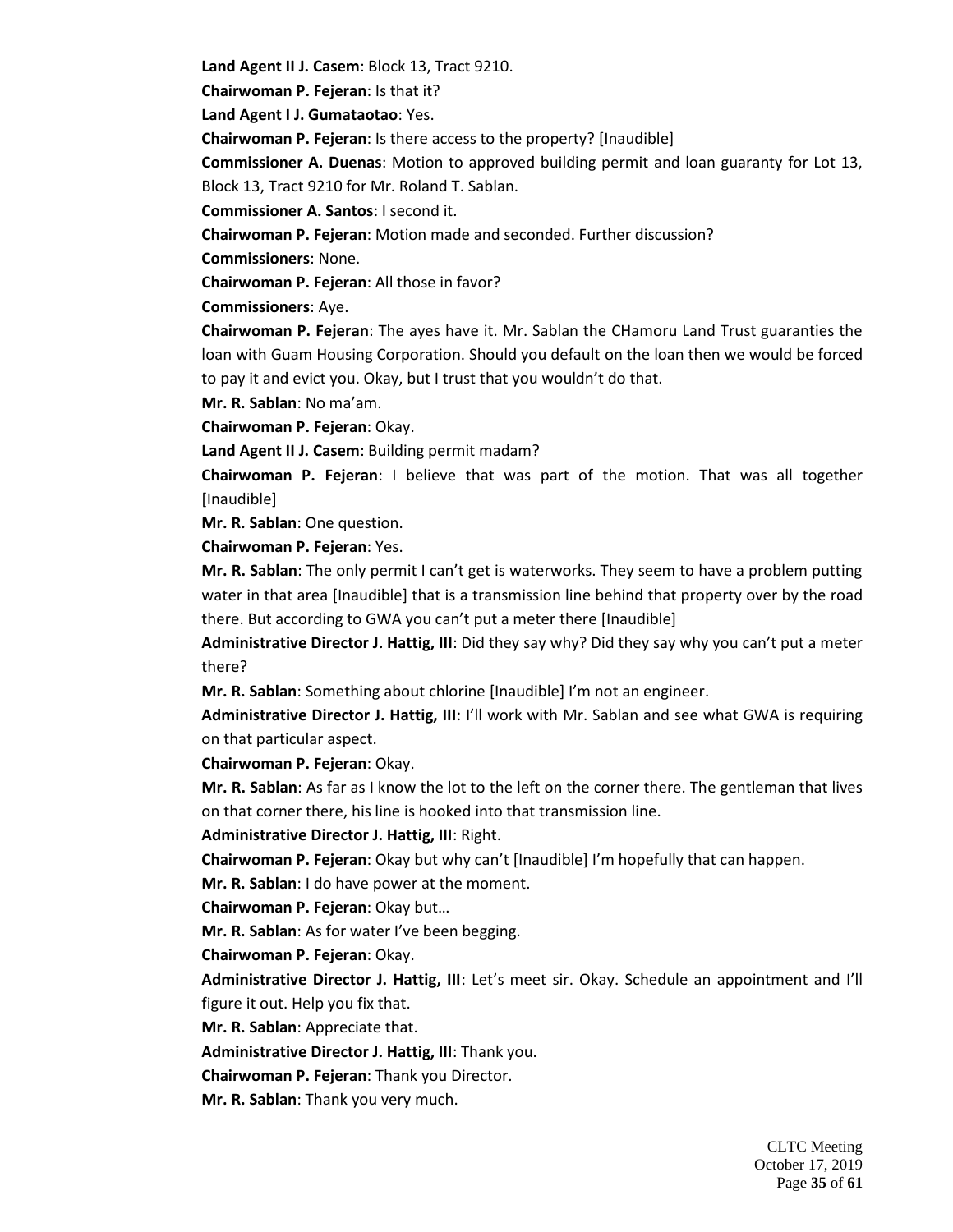**Land Agent II J. Casem**: Block 13, Tract 9210.

**Chairwoman P. Fejeran**: Is that it?

**Land Agent I J. Gumataotao**: Yes.

**Chairwoman P. Fejeran**: Is there access to the property? [Inaudible]

**Commissioner A. Duenas**: Motion to approved building permit and loan guaranty for Lot 13, Block 13, Tract 9210 for Mr. Roland T. Sablan.

**Commissioner A. Santos**: I second it.

**Chairwoman P. Fejeran**: Motion made and seconded. Further discussion?

**Commissioners**: None.

**Chairwoman P. Fejeran**: All those in favor?

**Commissioners**: Aye.

**Chairwoman P. Fejeran**: The ayes have it. Mr. Sablan the CHamoru Land Trust guaranties the loan with Guam Housing Corporation. Should you default on the loan then we would be forced to pay it and evict you. Okay, but I trust that you wouldn't do that.

**Mr. R. Sablan**: No ma'am.

**Chairwoman P. Fejeran**: Okay.

**Land Agent II J. Casem**: Building permit madam?

**Chairwoman P. Fejeran**: I believe that was part of the motion. That was all together [Inaudible]

**Mr. R. Sablan**: One question.

**Chairwoman P. Fejeran**: Yes.

**Mr. R. Sablan**: The only permit I can't get is waterworks. They seem to have a problem putting water in that area [Inaudible] that is a transmission line behind that property over by the road there. But according to GWA you can't put a meter there [Inaudible]

**Administrative Director J. Hattig, III**: Did they say why? Did they say why you can't put a meter there?

**Mr. R. Sablan**: Something about chlorine [Inaudible] I'm not an engineer.

**Administrative Director J. Hattig, III**: I'll work with Mr. Sablan and see what GWA is requiring on that particular aspect.

**Chairwoman P. Fejeran**: Okay.

**Mr. R. Sablan**: As far as I know the lot to the left on the corner there. The gentleman that lives on that corner there, his line is hooked into that transmission line.

**Administrative Director J. Hattig, III**: Right.

**Chairwoman P. Fejeran**: Okay but why can't [Inaudible] I'm hopefully that can happen.

**Mr. R. Sablan**: I do have power at the moment.

**Chairwoman P. Fejeran**: Okay but…

**Mr. R. Sablan**: As for water I've been begging.

**Chairwoman P. Fejeran**: Okay.

**Administrative Director J. Hattig, III**: Let's meet sir. Okay. Schedule an appointment and I'll figure it out. Help you fix that.

**Mr. R. Sablan**: Appreciate that.

**Administrative Director J. Hattig, III**: Thank you.

**Chairwoman P. Fejeran**: Thank you Director.

**Mr. R. Sablan**: Thank you very much.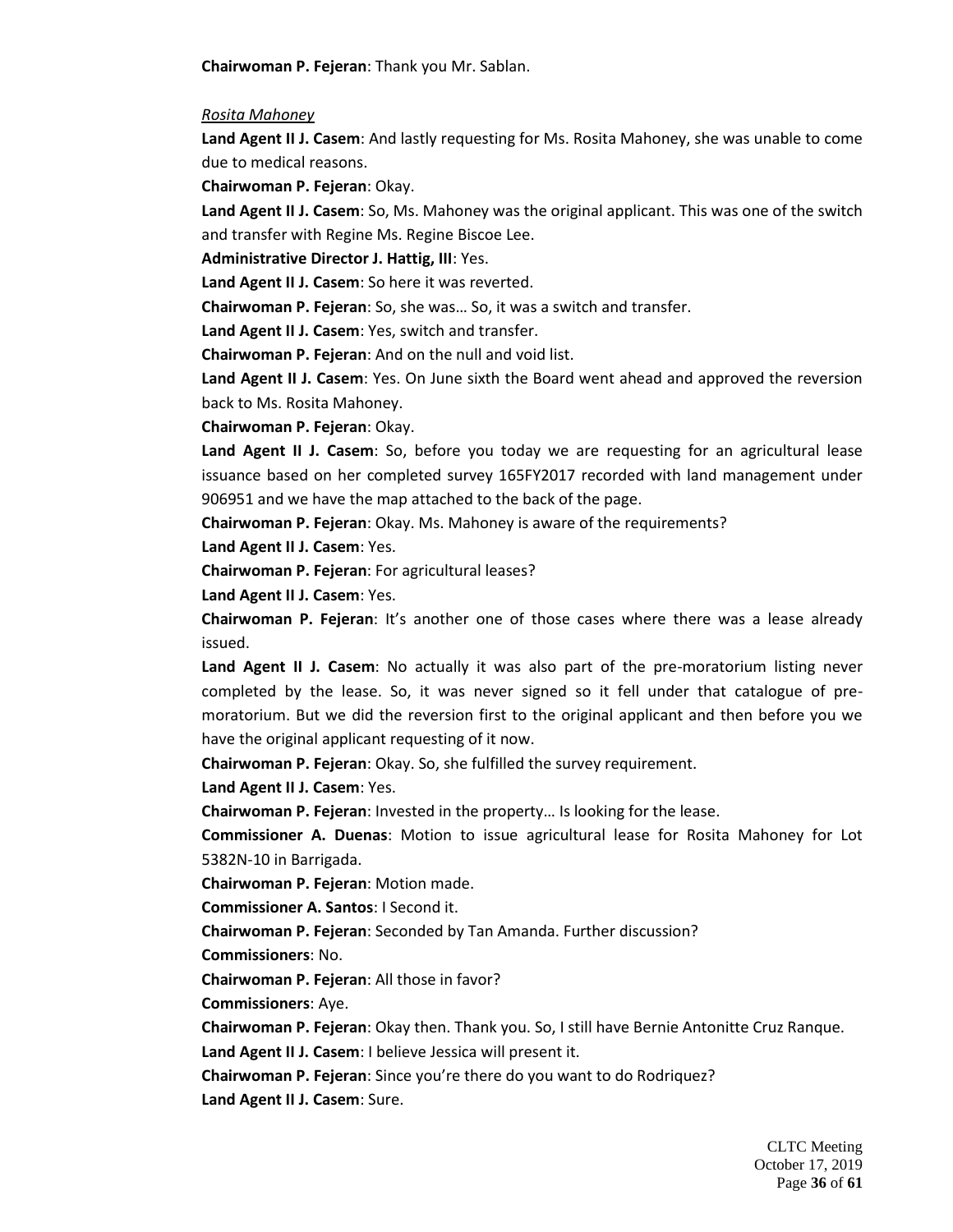**Chairwoman P. Fejeran**: Thank you Mr. Sablan.

*Rosita Mahoney*

**Land Agent II J. Casem**: And lastly requesting for Ms. Rosita Mahoney, she was unable to come due to medical reasons.

**Chairwoman P. Fejeran**: Okay.

**Land Agent II J. Casem**: So, Ms. Mahoney was the original applicant. This was one of the switch and transfer with Regine Ms. Regine Biscoe Lee.

**Administrative Director J. Hattig, III**: Yes.

**Land Agent II J. Casem**: So here it was reverted.

**Chairwoman P. Fejeran**: So, she was… So, it was a switch and transfer.

**Land Agent II J. Casem**: Yes, switch and transfer.

**Chairwoman P. Fejeran**: And on the null and void list.

**Land Agent II J. Casem**: Yes. On June sixth the Board went ahead and approved the reversion back to Ms. Rosita Mahoney.

**Chairwoman P. Fejeran**: Okay.

**Land Agent II J. Casem**: So, before you today we are requesting for an agricultural lease issuance based on her completed survey 165FY2017 recorded with land management under 906951 and we have the map attached to the back of the page.

**Chairwoman P. Fejeran**: Okay. Ms. Mahoney is aware of the requirements?

**Land Agent II J. Casem**: Yes.

**Chairwoman P. Fejeran**: For agricultural leases?

**Land Agent II J. Casem**: Yes.

**Chairwoman P. Fejeran**: It's another one of those cases where there was a lease already issued.

**Land Agent II J. Casem**: No actually it was also part of the pre-moratorium listing never completed by the lease. So, it was never signed so it fell under that catalogue of pre-moratorium. But we did the reversion first to the original applicant and then before you we have the original applicant requesting of it now.

**Chairwoman P. Fejeran**: Okay. So, she fulfilled the survey requirement.

**Land Agent II J. Casem**: Yes.

**Chairwoman P. Fejeran**: Invested in the property… Is looking for the lease.

**Commissioner A. Duenas**: Motion to issue agricultural lease for Rosita Mahoney for Lot 5382N-10 in Barrigada.

**Chairwoman P. Fejeran**: Motion made.

**Commissioner A. Santos**: I Second it.

**Chairwoman P. Fejeran**: Seconded by Tan Amanda. Further discussion?

**Commissioners**: No.

**Chairwoman P. Fejeran**: All those in favor?

**Commissioners**: Aye.

**Chairwoman P. Fejeran**: Okay then. Thank you. So, I still have Bernie Antonitte Cruz Ranque.

**Land Agent II J. Casem**: I believe Jessica will present it.

**Chairwoman P. Fejeran**: Since you're there do you want to do Rodriquez?

**Land Agent II J. Casem**: Sure.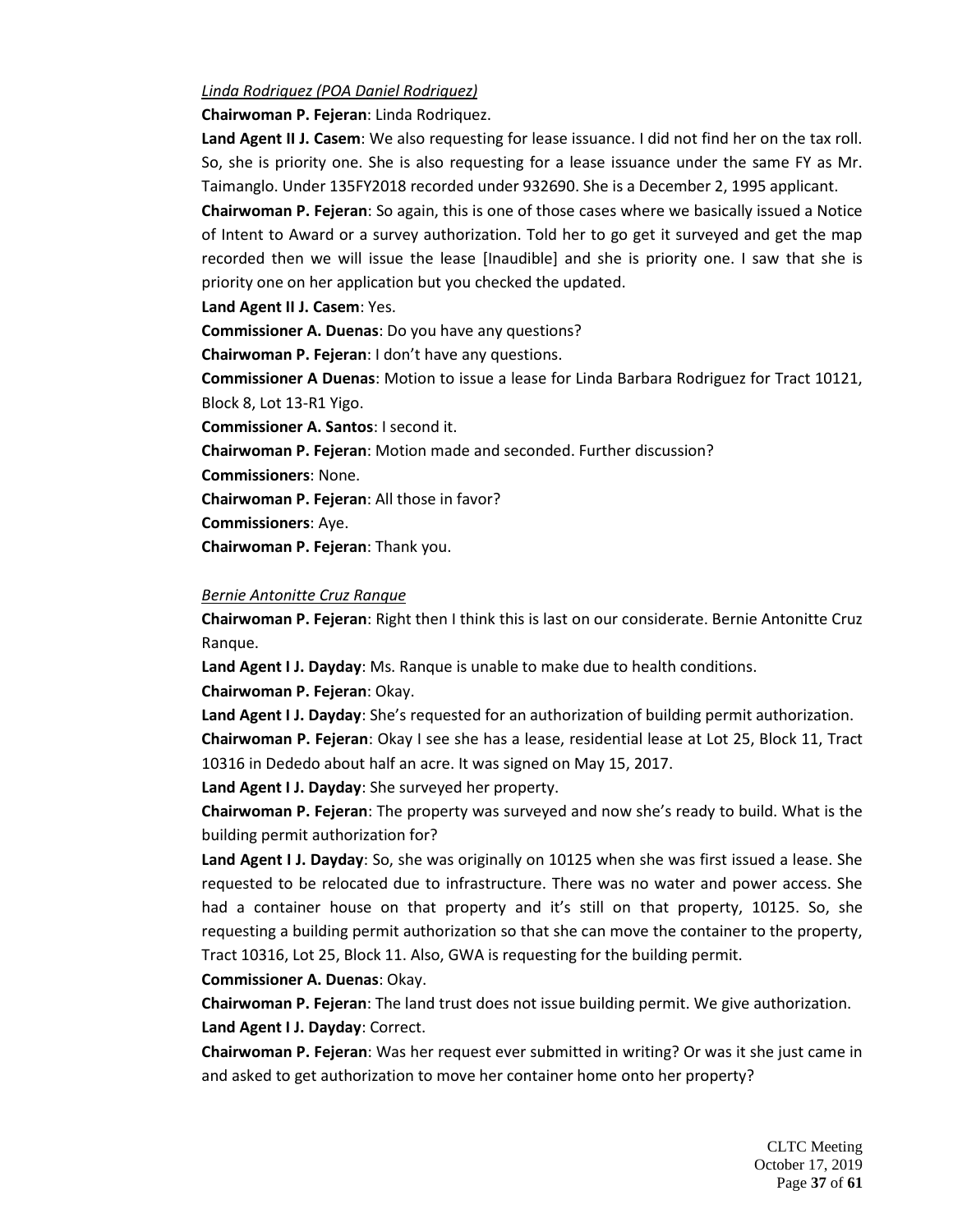*Linda Rodriquez (POA Daniel Rodriquez)*

**Chairwoman P. Fejeran**: Linda Rodriquez.

**Land Agent II J. Casem**: We also requesting for lease issuance. I did not find her on the tax roll. So, she is priority one. She is also requesting for a lease issuance under the same FY as Mr. Taimanglo. Under 135FY2018 recorded under 932690. She is a December 2, 1995 applicant.

**Chairwoman P. Fejeran**: So again, this is one of those cases where we basically issued a Notice of Intent to Award or a survey authorization. Told her to go get it surveyed and get the map recorded then we will issue the lease [Inaudible] and she is priority one. I saw that she is priority one on her application but you checked the updated.

**Land Agent II J. Casem**: Yes.

**Commissioner A. Duenas**: Do you have any questions?

**Chairwoman P. Fejeran**: I don't have any questions.

**Commissioner A Duenas**: Motion to issue a lease for Linda Barbara Rodriguez for Tract 10121, Block 8, Lot 13-R1 Yigo.

**Commissioner A. Santos**: I second it.

**Chairwoman P. Fejeran**: Motion made and seconded. Further discussion?

**Commissioners**: None.

**Chairwoman P. Fejeran**: All those in favor?

**Commissioners**: Aye.

**Chairwoman P. Fejeran**: Thank you.

*Bernie Antonitte Cruz Ranque*

**Chairwoman P. Fejeran**: Right then I think this is last on our considerate. Bernie Antonitte Cruz Ranque.

**Land Agent I J. Dayday**: Ms. Ranque is unable to make due to health conditions.

**Chairwoman P. Fejeran**: Okay.

**Land Agent I J. Dayday**: She's requested for an authorization of building permit authorization.

**Chairwoman P. Fejeran**: Okay I see she has a lease, residential lease at Lot 25, Block 11, Tract 10316 in Dededo about half an acre. It was signed on May 15, 2017.

**Land Agent I J. Dayday**: She surveyed her property.

**Chairwoman P. Fejeran**: The property was surveyed and now she's ready to build. What is the building permit authorization for?

**Land Agent I J. Dayday**: So, she was originally on 10125 when she was first issued a lease. She requested to be relocated due to infrastructure. There was no water and power access. She had a container house on that property and it's still on that property, 10125. So, she requesting a building permit authorization so that she can move the container to the property, Tract 10316, Lot 25, Block 11. Also, GWA is requesting for the building permit.

**Commissioner A. Duenas**: Okay.

**Chairwoman P. Fejeran**: The land trust does not issue building permit. We give authorization.

**Land Agent I J. Dayday**: Correct.

**Chairwoman P. Fejeran**: Was her request ever submitted in writing? Or was it she just came in and asked to get authorization to move her container home onto her property?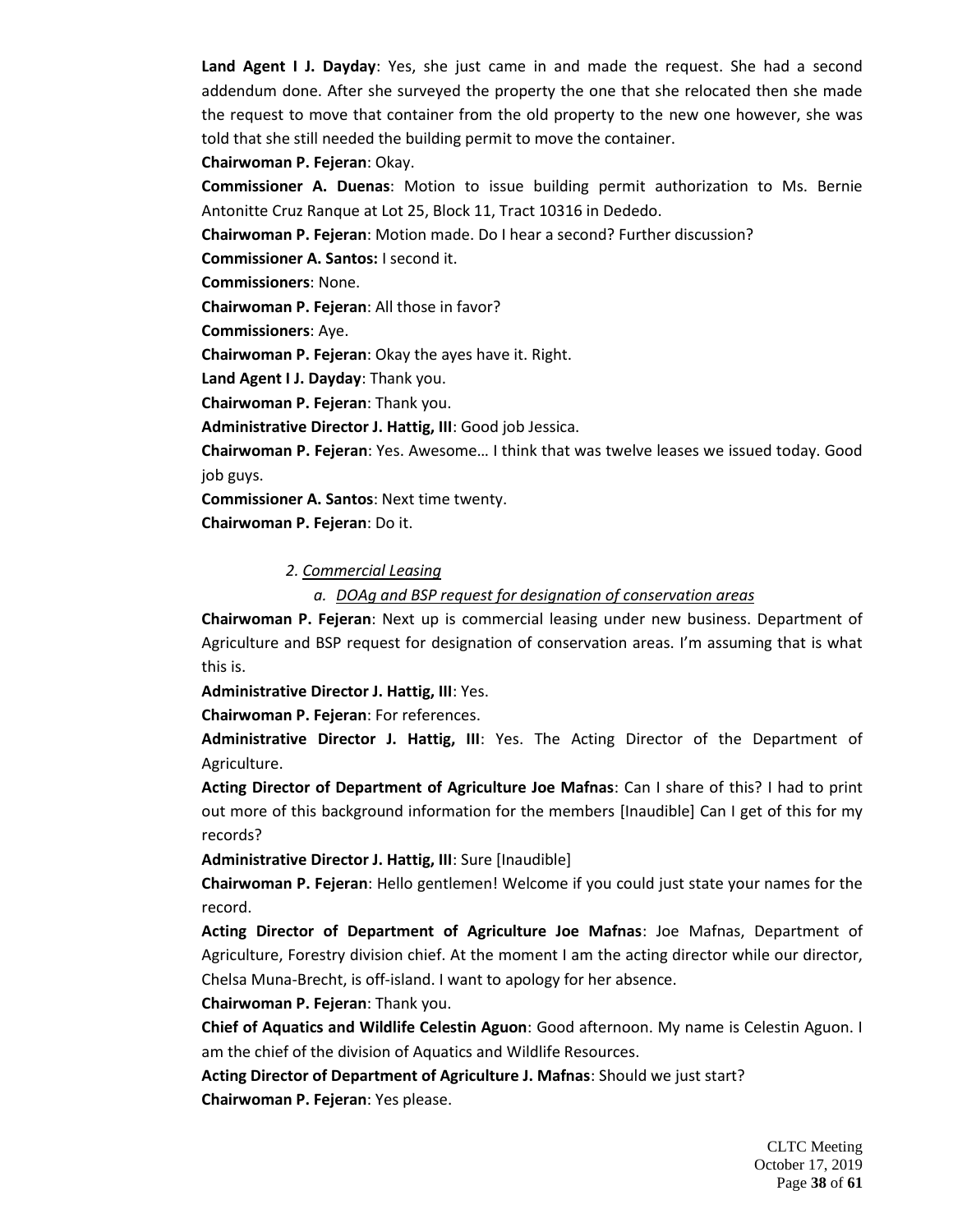**Land Agent I J. Dayday**: Yes, she just came in and made the request. She had a second addendum done. After she surveyed the property the one that she relocated then she made the request to move that container from the old property to the new one however, she was told that she still needed the building permit to move the container.

**Chairwoman P. Fejeran**: Okay.

**Commissioner A. Duenas**: Motion to issue building permit authorization to Ms. Bernie Antonitte Cruz Ranque at Lot 25, Block 11, Tract 10316 in Dededo.

**Chairwoman P. Fejeran**: Motion made. Do I hear a second? Further discussion?

**Commissioner A. Santos:** I second it.

**Commissioners**: None.

**Chairwoman P. Fejeran**: All those in favor?

**Commissioners**: Aye.

**Chairwoman P. Fejeran**: Okay the ayes have it. Right.

**Land Agent I J. Dayday**: Thank you.

**Chairwoman P. Fejeran**: Thank you.

**Administrative Director J. Hattig, III**: Good job Jessica.

**Chairwoman P. Fejeran**: Yes. Awesome… I think that was twelve leases we issued today. Good job guys.

**Commissioner A. Santos**: Next time twenty.

**Chairwoman P. Fejeran**: Do it.

*2. Commercial Leasing*

*a. DOAg and BSP request for designation of conservation areas*

**Chairwoman P. Fejeran**: Next up is commercial leasing under new business. Department of Agriculture and BSP request for designation of conservation areas. I'm assuming that is what this is.

**Administrative Director J. Hattig, III**: Yes.

**Chairwoman P. Fejeran**: For references.

**Administrative Director J. Hattig, III**: Yes. The Acting Director of the Department of Agriculture.

**Acting Director of Department of Agriculture Joe Mafnas**: Can I share of this? I had to print out more of this background information for the members [Inaudible] Can I get of this for my records?

**Administrative Director J. Hattig, III**: Sure [Inaudible]

**Chairwoman P. Fejeran**: Hello gentlemen! Welcome if you could just state your names for the record.

**Acting Director of Department of Agriculture Joe Mafnas**: Joe Mafnas, Department of Agriculture, Forestry division chief. At the moment I am the acting director while our director, Chelsa Muna-Brecht, is off-island. I want to apology for her absence.

**Chairwoman P. Fejeran**: Thank you.

**Chief of Aquatics and Wildlife Celestin Aguon**: Good afternoon. My name is Celestin Aguon. I am the chief of the division of Aquatics and Wildlife Resources.

**Acting Director of Department of Agriculture J. Mafnas**: Should we just start?

**Chairwoman P. Fejeran**: Yes please.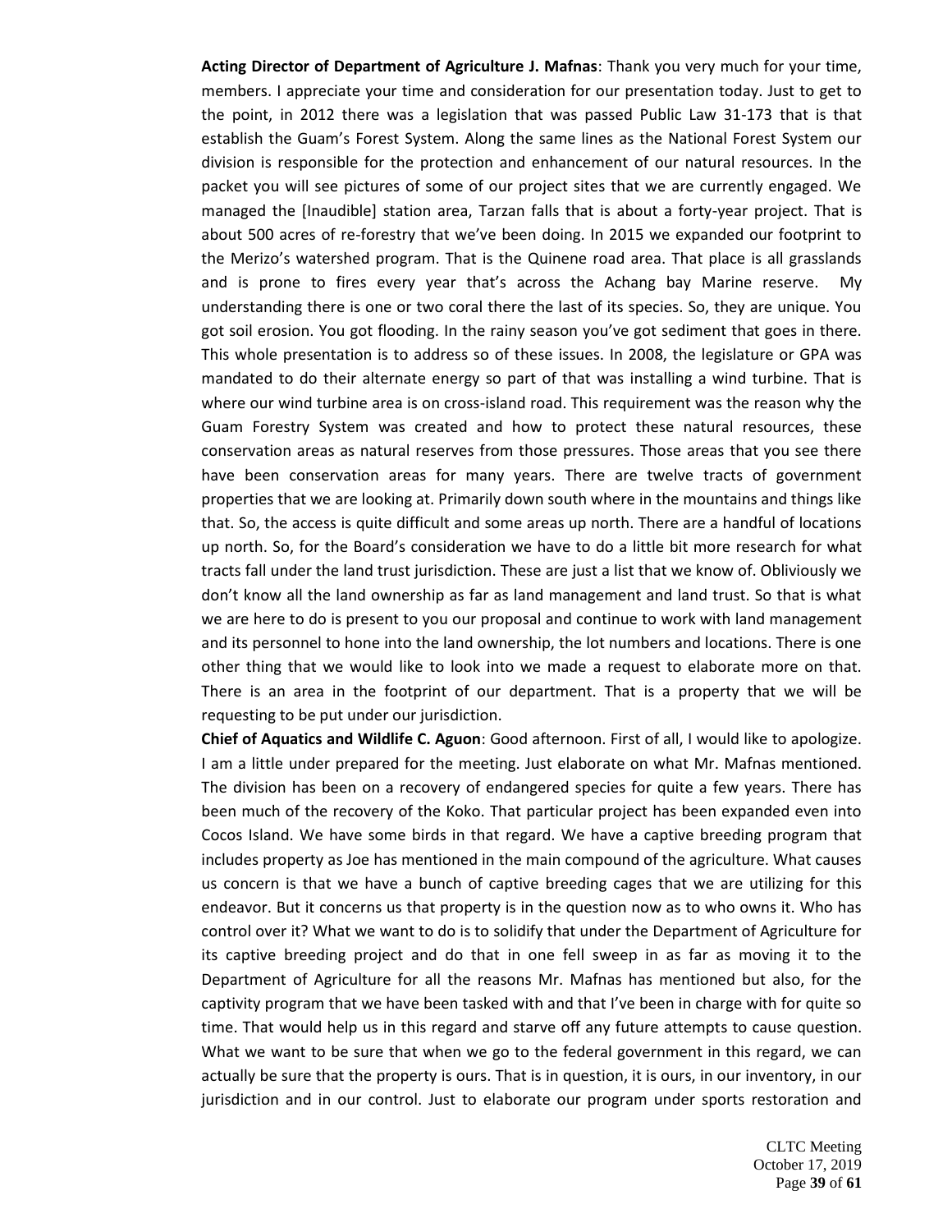**Acting Director of Department of Agriculture J. Mafnas**: Thank you very much for your time, members. I appreciate your time and consideration for our presentation today. Just to get to the point, in 2012 there was a legislation that was passed Public Law 31-173 that is that establish the Guam's Forest System. Along the same lines as the National Forest System our division is responsible for the protection and enhancement of our natural resources. In the packet you will see pictures of some of our project sites that we are currently engaged. We managed the [Inaudible] station area, Tarzan falls that is about a forty-year project. That is about 500 acres of re-forestry that we've been doing. In 2015 we expanded our footprint to the Merizo's watershed program. That is the Quinene road area. That place is all grasslands and is prone to fires every year that's across the Achang bay Marine reserve. My understanding there is one or two coral there the last of its species. So, they are unique. You got soil erosion. You got flooding. In the rainy season you've got sediment that goes in there. This whole presentation is to address so of these issues. In 2008, the legislature or GPA was mandated to do their alternate energy so part of that was installing a wind turbine. That is where our wind turbine area is on cross-island road. This requirement was the reason why the Guam Forestry System was created and how to protect these natural resources, these conservation areas as natural reserves from those pressures. Those areas that you see there have been conservation areas for many years. There are twelve tracts of government properties that we are looking at. Primarily down south where in the mountains and things like that. So, the access is quite difficult and some areas up north. There are a handful of locations up north. So, for the Board's consideration we have to do a little bit more research for what tracts fall under the land trust jurisdiction. These are just a list that we know of. Obliviously we don't know all the land ownership as far as land management and land trust. So that is what we are here to do is present to you our proposal and continue to work with land management and its personnel to hone into the land ownership, the lot numbers and locations. There is one other thing that we would like to look into we made a request to elaborate more on that. There is an area in the footprint of our department. That is a property that we will be requesting to be put under our jurisdiction.

**Chief of Aquatics and Wildlife C. Aguon**: Good afternoon. First of all, I would like to apologize. I am a little under prepared for the meeting. Just elaborate on what Mr. Mafnas mentioned. The division has been on a recovery of endangered species for quite a few years. There has been much of the recovery of the Koko. That particular project has been expanded even into Cocos Island. We have some birds in that regard. We have a captive breeding program that includes property as Joe has mentioned in the main compound of the agriculture. What causes us concern is that we have a bunch of captive breeding cages that we are utilizing for this endeavor. But it concerns us that property is in the question now as to who owns it. Who has control over it? What we want to do is to solidify that under the Department of Agriculture for its captive breeding project and do that in one fell sweep in as far as moving it to the Department of Agriculture for all the reasons Mr. Mafnas has mentioned but also, for the captivity program that we have been tasked with and that I've been in charge with for quite so time. That would help us in this regard and starve off any future attempts to cause question. What we want to be sure that when we go to the federal government in this regard, we can actually be sure that the property is ours. That is in question, it is ours, in our inventory, in our jurisdiction and in our control. Just to elaborate our program under sports restoration and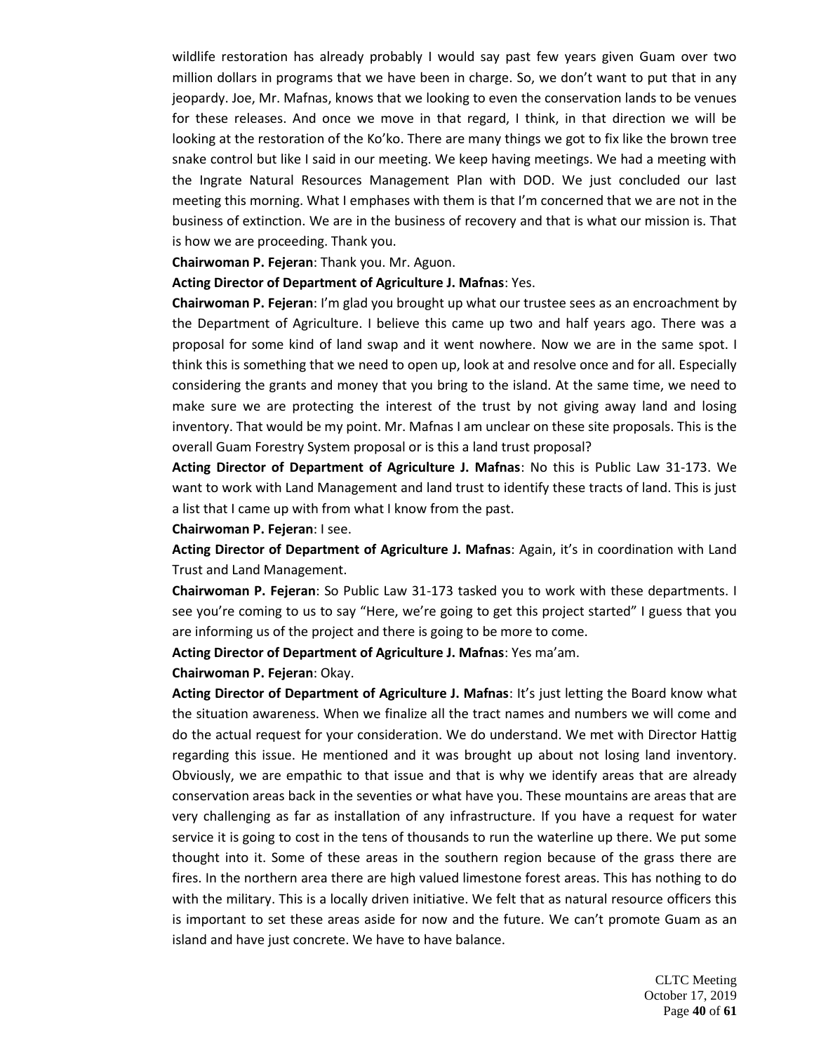wildlife restoration has already probably I would say past few years given Guam over two million dollars in programs that we have been in charge. So, we don't want to put that in any jeopardy. Joe, Mr. Mafnas, knows that we looking to even the conservation lands to be venues for these releases. And once we move in that regard, I think, in that direction we will be looking at the restoration of the Ko'ko. There are many things we got to fix like the brown tree snake control but like I said in our meeting. We keep having meetings. We had a meeting with the Ingrate Natural Resources Management Plan with DOD. We just concluded our last meeting this morning. What I emphases with them is that I'm concerned that we are not in the business of extinction. We are in the business of recovery and that is what our mission is. That is how we are proceeding. Thank you.

**Chairwoman P. Fejeran**: Thank you. Mr. Aguon.

**Acting Director of Department of Agriculture J. Mafnas**: Yes.

**Chairwoman P. Fejeran**: I'm glad you brought up what our trustee sees as an encroachment by the Department of Agriculture. I believe this came up two and half years ago. There was a proposal for some kind of land swap and it went nowhere. Now we are in the same spot. I think this is something that we need to open up, look at and resolve once and for all. Especially considering the grants and money that you bring to the island. At the same time, we need to make sure we are protecting the interest of the trust by not giving away land and losing inventory. That would be my point. Mr. Mafnas I am unclear on these site proposals. This is the overall Guam Forestry System proposal or is this a land trust proposal?

**Acting Director of Department of Agriculture J. Mafnas**: No this is Public Law 31-173. We want to work with Land Management and land trust to identify these tracts of land. This is just a list that I came up with from what I know from the past.

**Chairwoman P. Fejeran**: I see.

**Acting Director of Department of Agriculture J. Mafnas**: Again, it's in coordination with Land Trust and Land Management.

**Chairwoman P. Fejeran**: So Public Law 31-173 tasked you to work with these departments. I see you're coming to us to say "Here, we're going to get this project started" I guess that you are informing us of the project and there is going to be more to come.

**Acting Director of Department of Agriculture J. Mafnas**: Yes ma'am.

**Chairwoman P. Fejeran**: Okay.

**Acting Director of Department of Agriculture J. Mafnas**: It's just letting the Board know what the situation awareness. When we finalize all the tract names and numbers we will come and do the actual request for your consideration. We do understand. We met with Director Hattig regarding this issue. He mentioned and it was brought up about not losing land inventory. Obviously, we are empathic to that issue and that is why we identify areas that are already conservation areas back in the seventies or what have you. These mountains are areas that are very challenging as far as installation of any infrastructure. If you have a request for water service it is going to cost in the tens of thousands to run the waterline up there. We put some thought into it. Some of these areas in the southern region because of the grass there are fires. In the northern area there are high valued limestone forest areas. This has nothing to do with the military. This is a locally driven initiative. We felt that as natural resource officers this is important to set these areas aside for now and the future. We can't promote Guam as an island and have just concrete. We have to have balance.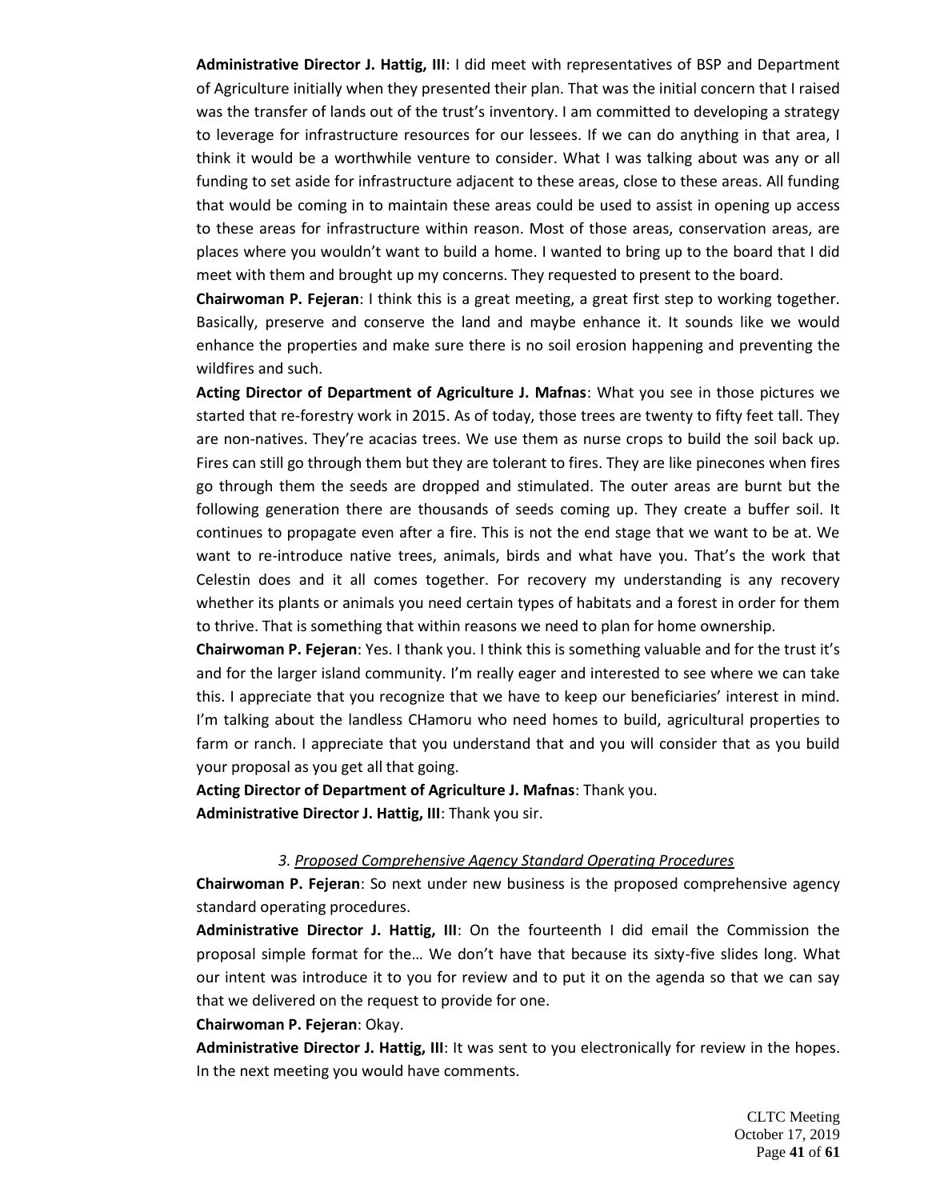**Administrative Director J. Hattig, III**: I did meet with representatives of BSP and Department of Agriculture initially when they presented their plan. That was the initial concern that I raised was the transfer of lands out of the trust's inventory. I am committed to developing a strategy to leverage for infrastructure resources for our lessees. If we can do anything in that area, I think it would be a worthwhile venture to consider. What I was talking about was any or all funding to set aside for infrastructure adjacent to these areas, close to these areas. All funding that would be coming in to maintain these areas could be used to assist in opening up access to these areas for infrastructure within reason. Most of those areas, conservation areas, are places where you wouldn't want to build a home. I wanted to bring up to the board that I did meet with them and brought up my concerns. They requested to present to the board.

**Chairwoman P. Fejeran**: I think this is a great meeting, a great first step to working together. Basically, preserve and conserve the land and maybe enhance it. It sounds like we would enhance the properties and make sure there is no soil erosion happening and preventing the wildfires and such.

**Acting Director of Department of Agriculture J. Mafnas**: What you see in those pictures we started that re-forestry work in 2015. As of today, those trees are twenty to fifty feet tall. They are non-natives. They're acacias trees. We use them as nurse crops to build the soil back up. Fires can still go through them but they are tolerant to fires. They are like pinecones when fires go through them the seeds are dropped and stimulated. The outer areas are burnt but the following generation there are thousands of seeds coming up. They create a buffer soil. It continues to propagate even after a fire. This is not the end stage that we want to be at. We want to re-introduce native trees, animals, birds and what have you. That's the work that Celestin does and it all comes together. For recovery my understanding is any recovery whether its plants or animals you need certain types of habitats and a forest in order for them to thrive. That is something that within reasons we need to plan for home ownership.

**Chairwoman P. Fejeran**: Yes. I thank you. I think this is something valuable and for the trust it's and for the larger island community. I'm really eager and interested to see where we can take this. I appreciate that you recognize that we have to keep our beneficiaries' interest in mind. I'm talking about the landless CHamoru who need homes to build, agricultural properties to farm or ranch. I appreciate that you understand that and you will consider that as you build your proposal as you get all that going.

**Acting Director of Department of Agriculture J. Mafnas**: Thank you.

**Administrative Director J. Hattig, III**: Thank you sir.

*3. Proposed Comprehensive Agency Standard Operating Procedures*

**Chairwoman P. Fejeran**: So next under new business is the proposed comprehensive agency standard operating procedures.

**Administrative Director J. Hattig, III**: On the fourteenth I did email the Commission the proposal simple format for the… We don't have that because its sixty-five slides long. What our intent was introduce it to you for review and to put it on the agenda so that we can say that we delivered on the request to provide for one.

**Chairwoman P. Fejeran**: Okay.

**Administrative Director J. Hattig, III**: It was sent to you electronically for review in the hopes. In the next meeting you would have comments.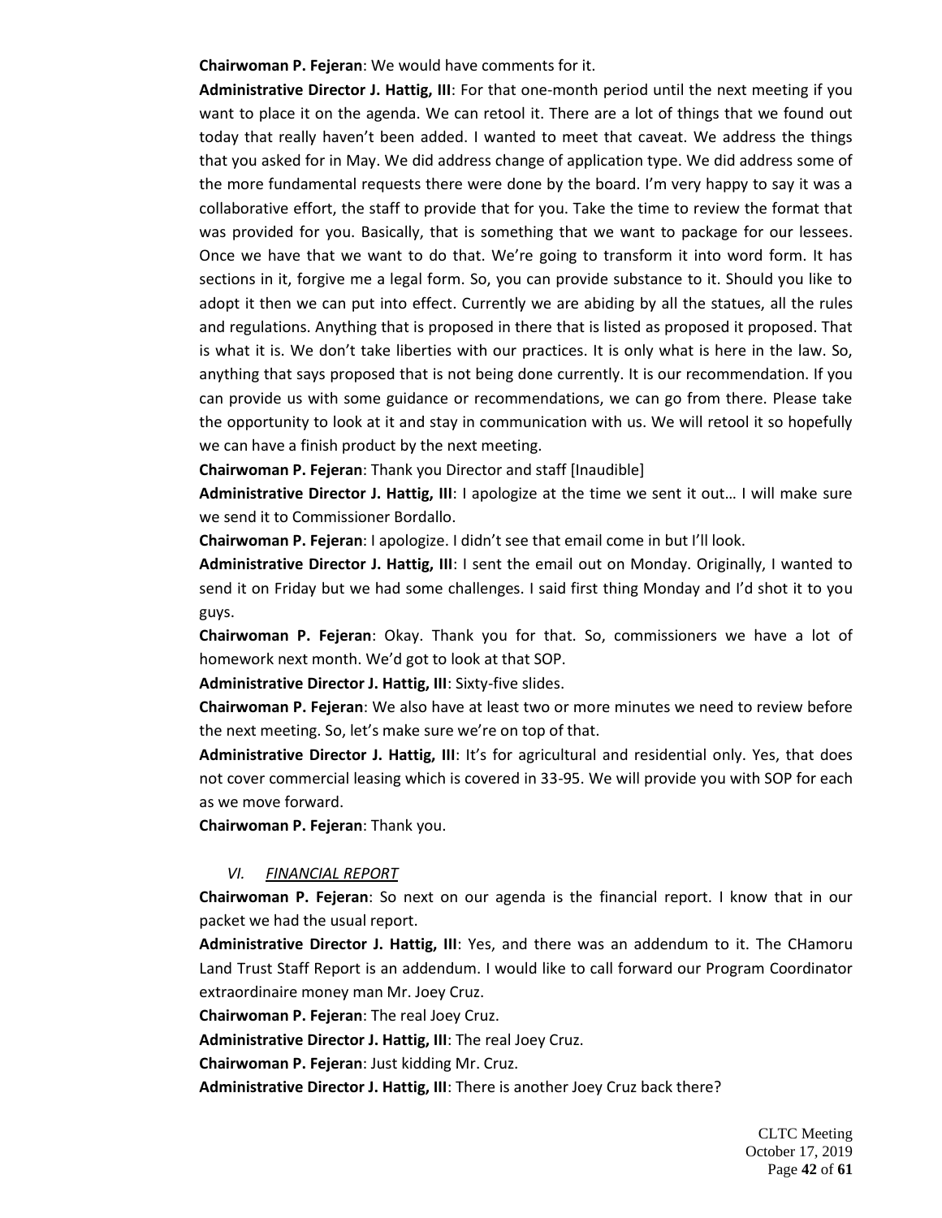**Chairwoman P. Fejeran**: We would have comments for it.

**Administrative Director J. Hattig, III**: For that one-month period until the next meeting if you want to place it on the agenda. We can retool it. There are a lot of things that we found out today that really haven't been added. I wanted to meet that caveat. We address the things that you asked for in May. We did address change of application type. We did address some of the more fundamental requests there were done by the board. I'm very happy to say it was a collaborative effort, the staff to provide that for you. Take the time to review the format that was provided for you. Basically, that is something that we want to package for our lessees. Once we have that we want to do that. We're going to transform it into word form. It has sections in it, forgive me a legal form. So, you can provide substance to it. Should you like to adopt it then we can put into effect. Currently we are abiding by all the statues, all the rules and regulations. Anything that is proposed in there that is listed as proposed it proposed. That is what it is. We don't take liberties with our practices. It is only what is here in the law. So, anything that says proposed that is not being done currently. It is our recommendation. If you can provide us with some guidance or recommendations, we can go from there. Please take the opportunity to look at it and stay in communication with us. We will retool it so hopefully we can have a finish product by the next meeting.

**Chairwoman P. Fejeran**: Thank you Director and staff [Inaudible]

**Administrative Director J. Hattig, III**: I apologize at the time we sent it out… I will make sure we send it to Commissioner Bordallo.

**Chairwoman P. Fejeran**: I apologize. I didn't see that email come in but I'll look.

**Administrative Director J. Hattig, III**: I sent the email out on Monday. Originally, I wanted to send it on Friday but we had some challenges. I said first thing Monday and I'd shot it to you guys.

**Chairwoman P. Fejeran**: Okay. Thank you for that. So, commissioners we have a lot of homework next month. We'd got to look at that SOP.

**Administrative Director J. Hattig, III**: Sixty-five slides.

**Chairwoman P. Fejeran**: We also have at least two or more minutes we need to review before the next meeting. So, let's make sure we're on top of that.

**Administrative Director J. Hattig, III**: It's for agricultural and residential only. Yes, that does not cover commercial leasing which is covered in 33-95. We will provide you with SOP for each as we move forward.

**Chairwoman P. Fejeran**: Thank you.

## *VI. FINANCIAL REPORT*

**Chairwoman P. Fejeran**: So next on our agenda is the financial report. I know that in our packet we had the usual report.

**Administrative Director J. Hattig, III**: Yes, and there was an addendum to it. The CHamoru Land Trust Staff Report is an addendum. I would like to call forward our Program Coordinator extraordinaire money man Mr. Joey Cruz.

**Chairwoman P. Fejeran**: The real Joey Cruz.

**Administrative Director J. Hattig, III**: The real Joey Cruz.

**Chairwoman P. Fejeran**: Just kidding Mr. Cruz.

**Administrative Director J. Hattig, III**: There is another Joey Cruz back there?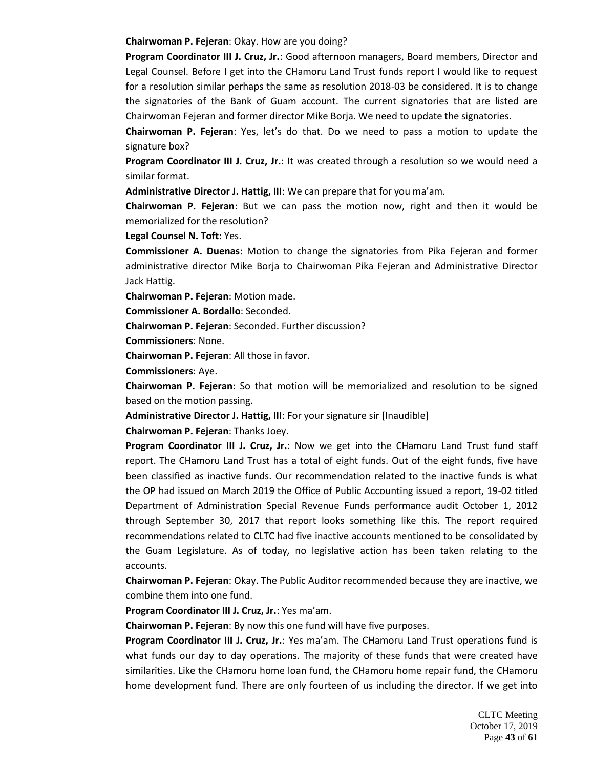**Chairwoman P. Fejeran**: Okay. How are you doing?

**Program Coordinator III J. Cruz, Jr.**: Good afternoon managers, Board members, Director and Legal Counsel. Before I get into the CHamoru Land Trust funds report I would like to request for a resolution similar perhaps the same as resolution 2018-03 be considered. It is to change the signatories of the Bank of Guam account. The current signatories that are listed are Chairwoman Fejeran and former director Mike Borja. We need to update the signatories.

**Chairwoman P. Fejeran**: Yes, let's do that. Do we need to pass a motion to update the signature box?

**Program Coordinator III J. Cruz, Jr.**: It was created through a resolution so we would need a similar format.

**Administrative Director J. Hattig, III**: We can prepare that for you ma'am.

**Chairwoman P. Fejeran**: But we can pass the motion now, right and then it would be memorialized for the resolution?

**Legal Counsel N. Toft**: Yes.

**Commissioner A. Duenas**: Motion to change the signatories from Pika Fejeran and former administrative director Mike Borja to Chairwoman Pika Fejeran and Administrative Director Jack Hattig.

**Chairwoman P. Fejeran**: Motion made.

**Commissioner A. Bordallo**: Seconded.

**Chairwoman P. Fejeran**: Seconded. Further discussion?

**Commissioners**: None.

**Chairwoman P. Fejeran**: All those in favor.

**Commissioners**: Aye.

**Chairwoman P. Fejeran**: So that motion will be memorialized and resolution to be signed based on the motion passing.

**Administrative Director J. Hattig, III**: For your signature sir [Inaudible]

**Chairwoman P. Fejeran**: Thanks Joey.

**Program Coordinator III J. Cruz, Jr.**: Now we get into the CHamoru Land Trust fund staff report. The CHamoru Land Trust has a total of eight funds. Out of the eight funds, five have been classified as inactive funds. Our recommendation related to the inactive funds is what the OP had issued on March 2019 the Office of Public Accounting issued a report, 19-02 titled Department of Administration Special Revenue Funds performance audit October 1, 2012 through September 30, 2017 that report looks something like this. The report required recommendations related to CLTC had five inactive accounts mentioned to be consolidated by the Guam Legislature. As of today, no legislative action has been taken relating to the accounts.

**Chairwoman P. Fejeran**: Okay. The Public Auditor recommended because they are inactive, we combine them into one fund.

**Program Coordinator III J. Cruz, Jr.**: Yes ma'am.

**Chairwoman P. Fejeran**: By now this one fund will have five purposes.

**Program Coordinator III J. Cruz, Jr.**: Yes ma'am. The CHamoru Land Trust operations fund is what funds our day to day operations. The majority of these funds that were created have similarities. Like the CHamoru home loan fund, the CHamoru home repair fund, the CHamoru home development fund. There are only fourteen of us including the director. If we get into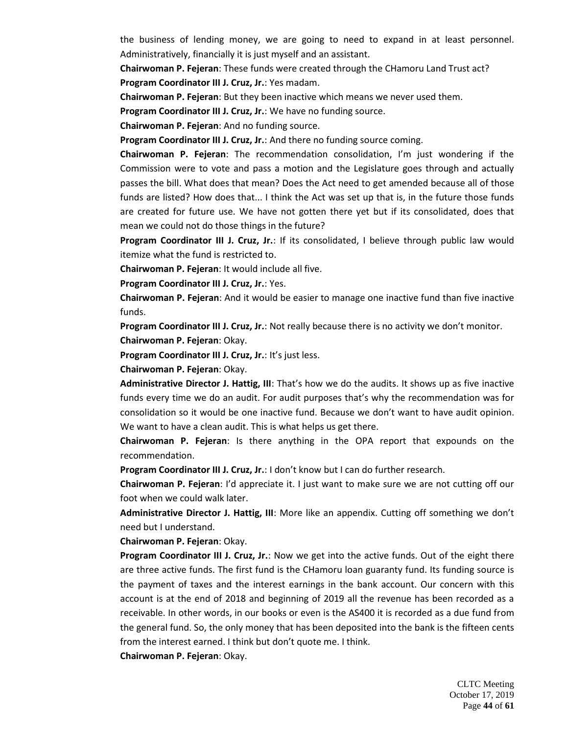the business of lending money, we are going to need to expand in at least personnel. Administratively, financially it is just myself and an assistant.

**Chairwoman P. Fejeran**: These funds were created through the CHamoru Land Trust act?

**Program Coordinator III J. Cruz, Jr.**: Yes madam.

**Chairwoman P. Fejeran**: But they been inactive which means we never used them.

**Program Coordinator III J. Cruz, Jr.**: We have no funding source.

**Chairwoman P. Fejeran**: And no funding source.

**Program Coordinator III J. Cruz, Jr.**: And there no funding source coming.

**Chairwoman P. Fejeran**: The recommendation consolidation, I'm just wondering if the Commission were to vote and pass a motion and the Legislature goes through and actually passes the bill. What does that mean? Does the Act need to get amended because all of those funds are listed? How does that... I think the Act was set up that is, in the future those funds are created for future use. We have not gotten there yet but if its consolidated, does that mean we could not do those things in the future?

**Program Coordinator III J. Cruz, Jr.**: If its consolidated, I believe through public law would itemize what the fund is restricted to.

**Chairwoman P. Fejeran**: It would include all five.

**Program Coordinator III J. Cruz, Jr.**: Yes.

**Chairwoman P. Fejeran**: And it would be easier to manage one inactive fund than five inactive funds.

**Program Coordinator III J. Cruz, Jr.**: Not really because there is no activity we don't monitor.

**Chairwoman P. Fejeran**: Okay.

**Program Coordinator III J. Cruz, Jr.**: It's just less.

**Chairwoman P. Fejeran**: Okay.

**Administrative Director J. Hattig, III**: That's how we do the audits. It shows up as five inactive funds every time we do an audit. For audit purposes that's why the recommendation was for consolidation so it would be one inactive fund. Because we don't want to have audit opinion. We want to have a clean audit. This is what helps us get there.

**Chairwoman P. Fejeran**: Is there anything in the OPA report that expounds on the recommendation.

**Program Coordinator III J. Cruz, Jr.**: I don't know but I can do further research.

**Chairwoman P. Fejeran**: I'd appreciate it. I just want to make sure we are not cutting off our foot when we could walk later.

**Administrative Director J. Hattig, III**: More like an appendix. Cutting off something we don't need but I understand.

**Chairwoman P. Fejeran**: Okay.

**Program Coordinator III J. Cruz, Jr.**: Now we get into the active funds. Out of the eight there are three active funds. The first fund is the CHamoru loan guaranty fund. Its funding source is the payment of taxes and the interest earnings in the bank account. Our concern with this account is at the end of 2018 and beginning of 2019 all the revenue has been recorded as a receivable. In other words, in our books or even is the AS400 it is recorded as a due fund from the general fund. So, the only money that has been deposited into the bank is the fifteen cents from the interest earned. I think but don't quote me. I think.

**Chairwoman P. Fejeran**: Okay.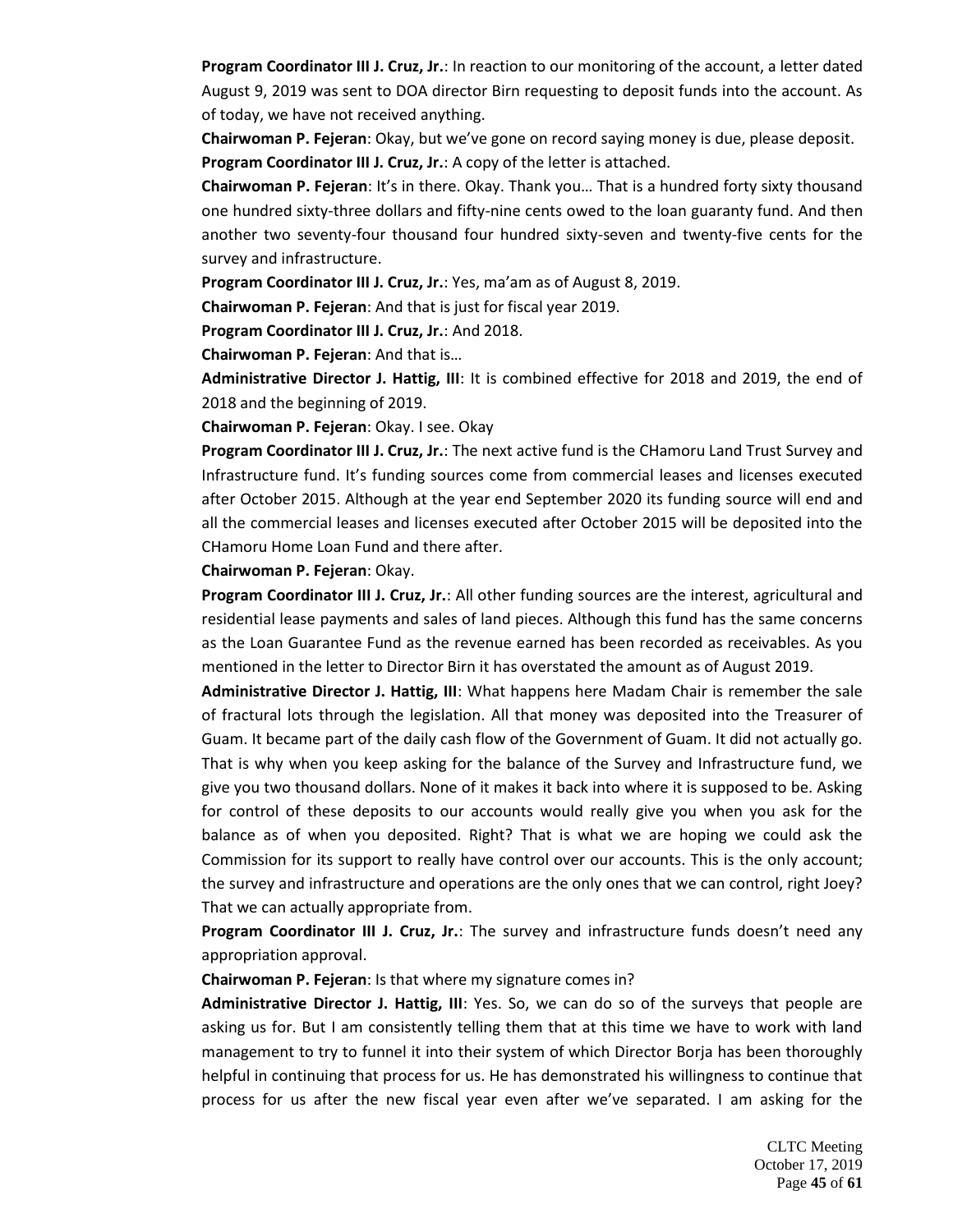**Program Coordinator III J. Cruz, Jr.**: In reaction to our monitoring of the account, a letter dated August 9, 2019 was sent to DOA director Birn requesting to deposit funds into the account. As of today, we have not received anything.

**Chairwoman P. Fejeran**: Okay, but we've gone on record saying money is due, please deposit.

**Program Coordinator III J. Cruz, Jr.**: A copy of the letter is attached.

**Chairwoman P. Fejeran**: It's in there. Okay. Thank you… That is a hundred forty sixty thousand one hundred sixty-three dollars and fifty-nine cents owed to the loan guaranty fund. And then another two seventy-four thousand four hundred sixty-seven and twenty-five cents for the survey and infrastructure.

**Program Coordinator III J. Cruz, Jr.**: Yes, ma'am as of August 8, 2019.

**Chairwoman P. Fejeran**: And that is just for fiscal year 2019.

**Program Coordinator III J. Cruz, Jr.**: And 2018.

**Chairwoman P. Fejeran**: And that is…

**Administrative Director J. Hattig, III**: It is combined effective for 2018 and 2019, the end of 2018 and the beginning of 2019.

**Chairwoman P. Fejeran**: Okay. I see. Okay

**Program Coordinator III J. Cruz, Jr.**: The next active fund is the CHamoru Land Trust Survey and Infrastructure fund. It's funding sources come from commercial leases and licenses executed after October 2015. Although at the year end September 2020 its funding source will end and all the commercial leases and licenses executed after October 2015 will be deposited into the CHamoru Home Loan Fund and there after.

**Chairwoman P. Fejeran**: Okay.

**Program Coordinator III J. Cruz, Jr.**: All other funding sources are the interest, agricultural and residential lease payments and sales of land pieces. Although this fund has the same concerns as the Loan Guarantee Fund as the revenue earned has been recorded as receivables. As you mentioned in the letter to Director Birn it has overstated the amount as of August 2019.

**Administrative Director J. Hattig, III**: What happens here Madam Chair is remember the sale of fractural lots through the legislation. All that money was deposited into the Treasurer of Guam. It became part of the daily cash flow of the Government of Guam. It did not actually go. That is why when you keep asking for the balance of the Survey and Infrastructure fund, we give you two thousand dollars. None of it makes it back into where it is supposed to be. Asking for control of these deposits to our accounts would really give you when you ask for the balance as of when you deposited. Right? That is what we are hoping we could ask the Commission for its support to really have control over our accounts. This is the only account; the survey and infrastructure and operations are the only ones that we can control, right Joey? That we can actually appropriate from.

**Program Coordinator III J. Cruz, Jr.**: The survey and infrastructure funds doesn't need any appropriation approval.

**Chairwoman P. Fejeran**: Is that where my signature comes in?

**Administrative Director J. Hattig, III**: Yes. So, we can do so of the surveys that people are asking us for. But I am consistently telling them that at this time we have to work with land management to try to funnel it into their system of which Director Borja has been thoroughly helpful in continuing that process for us. He has demonstrated his willingness to continue that process for us after the new fiscal year even after we've separated. I am asking for the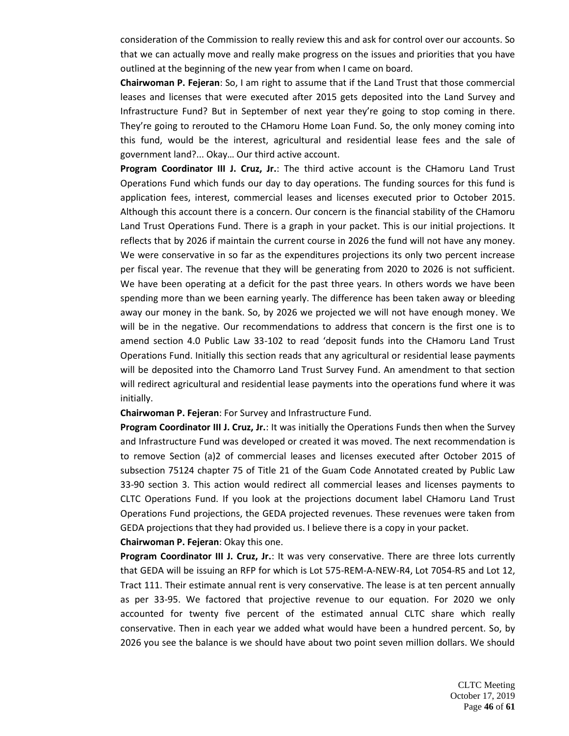consideration of the Commission to really review this and ask for control over our accounts. So that we can actually move and really make progress on the issues and priorities that you have outlined at the beginning of the new year from when I came on board.

**Chairwoman P. Fejeran**: So, I am right to assume that if the Land Trust that those commercial leases and licenses that were executed after 2015 gets deposited into the Land Survey and Infrastructure Fund? But in September of next year they're going to stop coming in there. They're going to rerouted to the CHamoru Home Loan Fund. So, the only money coming into this fund, would be the interest, agricultural and residential lease fees and the sale of government land?... Okay… Our third active account.

**Program Coordinator III J. Cruz, Jr.**: The third active account is the CHamoru Land Trust Operations Fund which funds our day to day operations. The funding sources for this fund is application fees, interest, commercial leases and licenses executed prior to October 2015. Although this account there is a concern. Our concern is the financial stability of the CHamoru Land Trust Operations Fund. There is a graph in your packet. This is our initial projections. It reflects that by 2026 if maintain the current course in 2026 the fund will not have any money. We were conservative in so far as the expenditures projections its only two percent increase per fiscal year. The revenue that they will be generating from 2020 to 2026 is not sufficient. We have been operating at a deficit for the past three years. In others words we have been spending more than we been earning yearly. The difference has been taken away or bleeding away our money in the bank. So, by 2026 we projected we will not have enough money. We will be in the negative. Our recommendations to address that concern is the first one is to amend section 4.0 Public Law 33-102 to read 'deposit funds into the CHamoru Land Trust Operations Fund. Initially this section reads that any agricultural or residential lease payments will be deposited into the Chamorro Land Trust Survey Fund. An amendment to that section will redirect agricultural and residential lease payments into the operations fund where it was initially.

**Chairwoman P. Fejeran**: For Survey and Infrastructure Fund.

**Program Coordinator III J. Cruz, Jr.**: It was initially the Operations Funds then when the Survey and Infrastructure Fund was developed or created it was moved. The next recommendation is to remove Section (a)2 of commercial leases and licenses executed after October 2015 of subsection 75124 chapter 75 of Title 21 of the Guam Code Annotated created by Public Law 33-90 section 3. This action would redirect all commercial leases and licenses payments to CLTC Operations Fund. If you look at the projections document label CHamoru Land Trust Operations Fund projections, the GEDA projected revenues. These revenues were taken from GEDA projections that they had provided us. I believe there is a copy in your packet.

**Chairwoman P. Fejeran**: Okay this one.

**Program Coordinator III J. Cruz, Jr.**: It was very conservative. There are three lots currently that GEDA will be issuing an RFP for which is Lot 575-REM-A-NEW-R4, Lot 7054-R5 and Lot 12, Tract 111. Their estimate annual rent is very conservative. The lease is at ten percent annually as per 33-95. We factored that projective revenue to our equation. For 2020 we only accounted for twenty five percent of the estimated annual CLTC share which really conservative. Then in each year we added what would have been a hundred percent. So, by 2026 you see the balance is we should have about two point seven million dollars. We should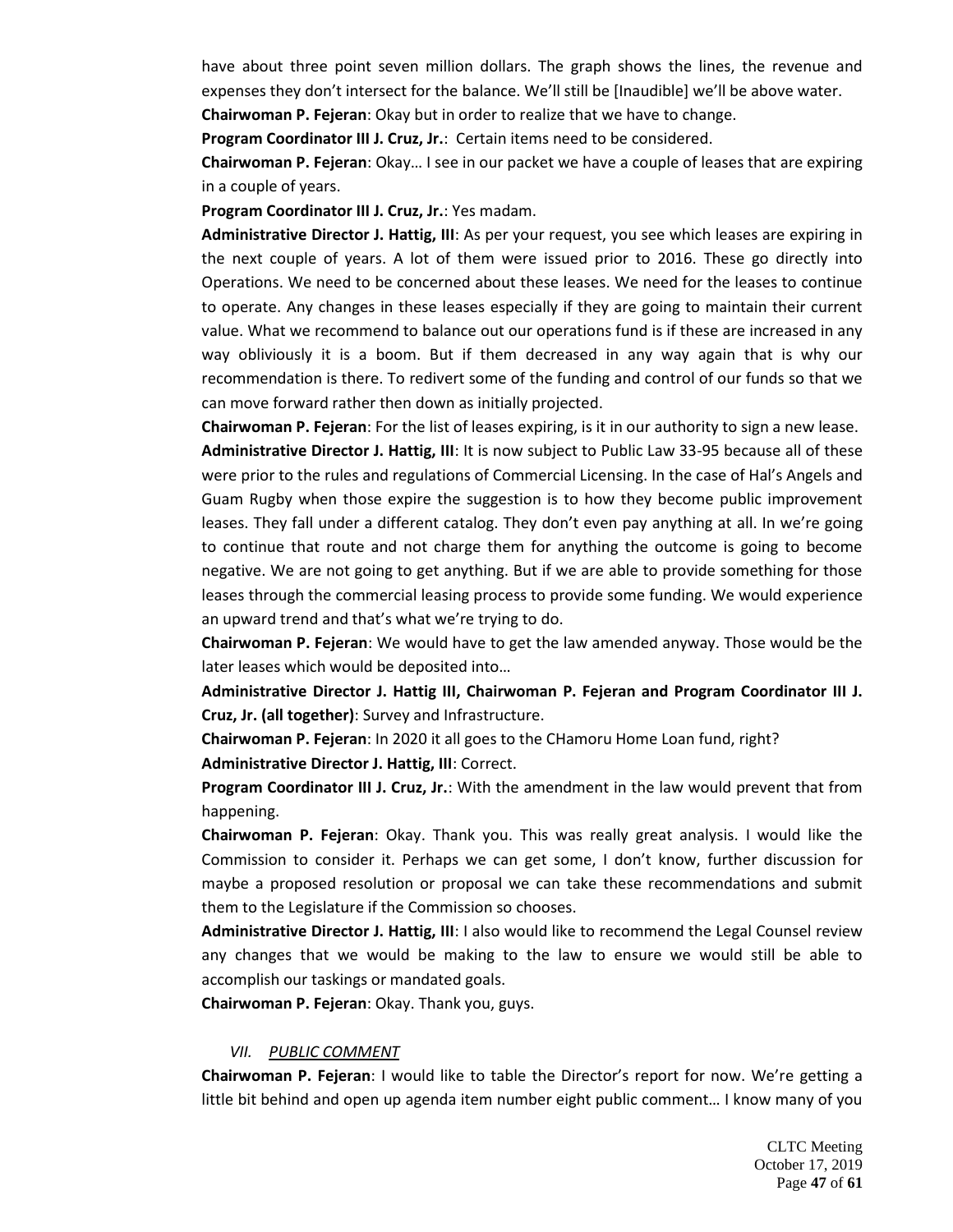have about three point seven million dollars. The graph shows the lines, the revenue and expenses they don't intersect for the balance. We'll still be [Inaudible] we'll be above water.

**Chairwoman P. Fejeran**: Okay but in order to realize that we have to change.

**Program Coordinator III J. Cruz, Jr.**: Certain items need to be considered.

**Chairwoman P. Fejeran**: Okay… I see in our packet we have a couple of leases that are expiring in a couple of years.

**Program Coordinator III J. Cruz, Jr.**: Yes madam.

**Administrative Director J. Hattig, III**: As per your request, you see which leases are expiring in the next couple of years. A lot of them were issued prior to 2016. These go directly into Operations. We need to be concerned about these leases. We need for the leases to continue to operate. Any changes in these leases especially if they are going to maintain their current value. What we recommend to balance out our operations fund is if these are increased in any way obliviously it is a boom. But if them decreased in any way again that is why our recommendation is there. To redivert some of the funding and control of our funds so that we can move forward rather then down as initially projected.

**Chairwoman P. Fejeran**: For the list of leases expiring, is it in our authority to sign a new lease.

**Administrative Director J. Hattig, III**: It is now subject to Public Law 33-95 because all of these were prior to the rules and regulations of Commercial Licensing. In the case of Hal's Angels and Guam Rugby when those expire the suggestion is to how they become public improvement leases. They fall under a different catalog. They don't even pay anything at all. In we're going to continue that route and not charge them for anything the outcome is going to become negative. We are not going to get anything. But if we are able to provide something for those leases through the commercial leasing process to provide some funding. We would experience an upward trend and that's what we're trying to do.

**Chairwoman P. Fejeran**: We would have to get the law amended anyway. Those would be the later leases which would be deposited into…

**Administrative Director J. Hattig III, Chairwoman P. Fejeran and Program Coordinator III J. Cruz, Jr. (all together)**: Survey and Infrastructure.

**Chairwoman P. Fejeran**: In 2020 it all goes to the CHamoru Home Loan fund, right?

**Administrative Director J. Hattig, III**: Correct.

**Program Coordinator III J. Cruz, Jr.**: With the amendment in the law would prevent that from happening.

**Chairwoman P. Fejeran**: Okay. Thank you. This was really great analysis. I would like the Commission to consider it. Perhaps we can get some, I don't know, further discussion for maybe a proposed resolution or proposal we can take these recommendations and submit them to the Legislature if the Commission so chooses.

**Administrative Director J. Hattig, III**: I also would like to recommend the Legal Counsel review any changes that we would be making to the law to ensure we would still be able to accomplish our taskings or mandated goals.

**Chairwoman P. Fejeran**: Okay. Thank you, guys.

### *VII. PUBLIC COMMENT*

**Chairwoman P. Fejeran**: I would like to table the Director's report for now. We're getting a little bit behind and open up agenda item number eight public comment… I know many of you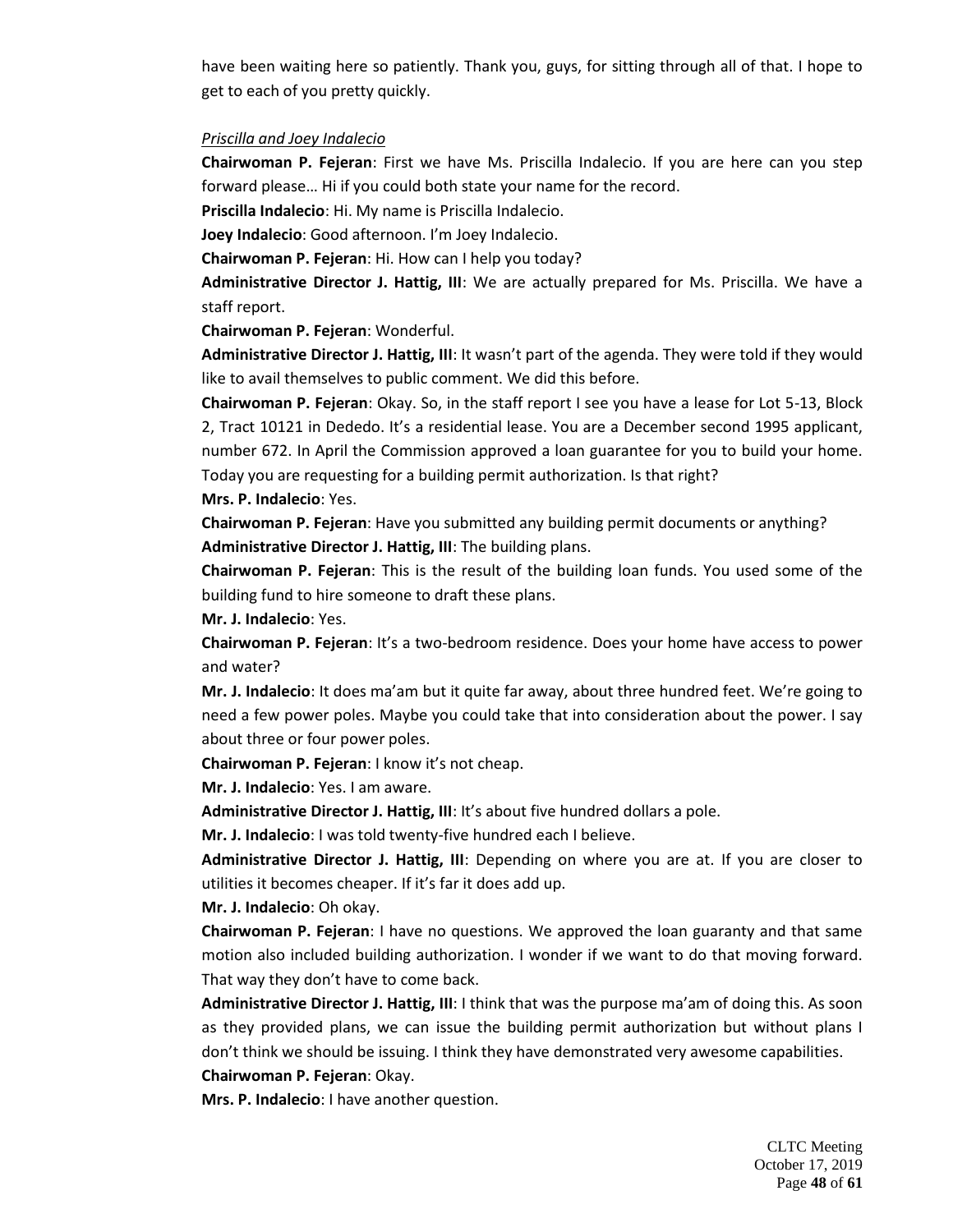have been waiting here so patiently. Thank you, guys, for sitting through all of that. I hope to get to each of you pretty quickly.

*Priscilla and Joey Indalecio*

**Chairwoman P. Fejeran**: First we have Ms. Priscilla Indalecio. If you are here can you step forward please… Hi if you could both state your name for the record.

**Priscilla Indalecio**: Hi. My name is Priscilla Indalecio.

**Joey Indalecio**: Good afternoon. I'm Joey Indalecio.

**Chairwoman P. Fejeran**: Hi. How can I help you today?

**Administrative Director J. Hattig, III**: We are actually prepared for Ms. Priscilla. We have a staff report.

**Chairwoman P. Fejeran**: Wonderful.

**Administrative Director J. Hattig, III**: It wasn't part of the agenda. They were told if they would like to avail themselves to public comment. We did this before.

**Chairwoman P. Fejeran**: Okay. So, in the staff report I see you have a lease for Lot 5-13, Block 2, Tract 10121 in Dededo. It's a residential lease. You are a December second 1995 applicant, number 672. In April the Commission approved a loan guarantee for you to build your home. Today you are requesting for a building permit authorization. Is that right?

**Mrs. P. Indalecio**: Yes.

**Chairwoman P. Fejeran**: Have you submitted any building permit documents or anything?

**Administrative Director J. Hattig, III**: The building plans.

**Chairwoman P. Fejeran**: This is the result of the building loan funds. You used some of the building fund to hire someone to draft these plans.

**Mr. J. Indalecio**: Yes.

**Chairwoman P. Fejeran**: It's a two-bedroom residence. Does your home have access to power and water?

**Mr. J. Indalecio**: It does ma'am but it quite far away, about three hundred feet. We're going to need a few power poles. Maybe you could take that into consideration about the power. I say about three or four power poles.

**Chairwoman P. Fejeran**: I know it's not cheap.

**Mr. J. Indalecio**: Yes. I am aware.

**Administrative Director J. Hattig, III**: It's about five hundred dollars a pole.

**Mr. J. Indalecio**: I was told twenty-five hundred each I believe.

**Administrative Director J. Hattig, III**: Depending on where you are at. If you are closer to utilities it becomes cheaper. If it's far it does add up.

**Mr. J. Indalecio**: Oh okay.

**Chairwoman P. Fejeran**: I have no questions. We approved the loan guaranty and that same motion also included building authorization. I wonder if we want to do that moving forward. That way they don't have to come back.

**Administrative Director J. Hattig, III**: I think that was the purpose ma'am of doing this. As soon as they provided plans, we can issue the building permit authorization but without plans I don't think we should be issuing. I think they have demonstrated very awesome capabilities.

**Chairwoman P. Fejeran**: Okay.

**Mrs. P. Indalecio**: I have another question.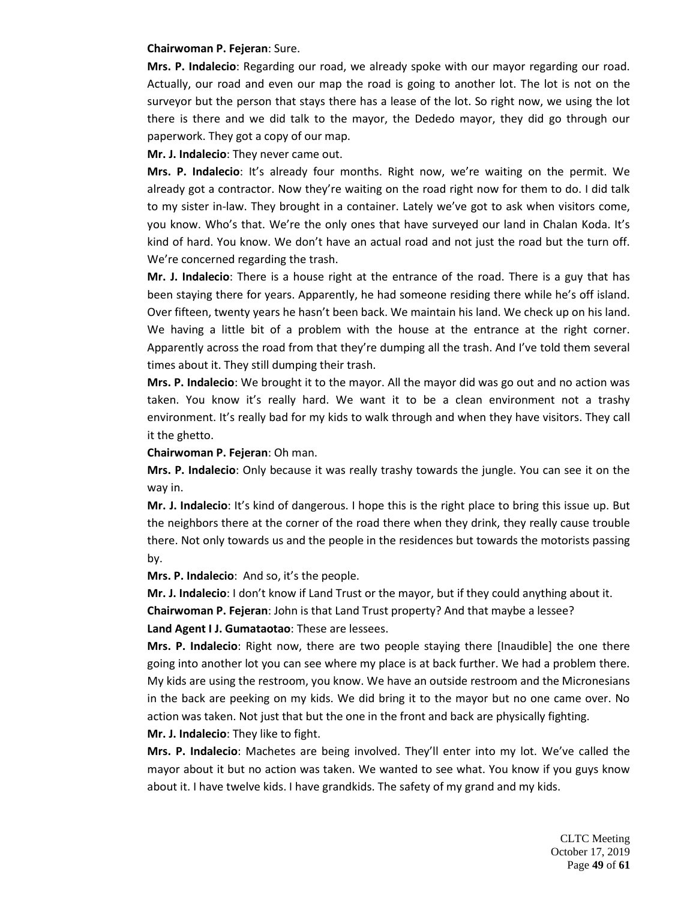**Chairwoman P. Fejeran**: Sure.

**Mrs. P. Indalecio**: Regarding our road, we already spoke with our mayor regarding our road. Actually, our road and even our map the road is going to another lot. The lot is not on the surveyor but the person that stays there has a lease of the lot. So right now, we using the lot there is there and we did talk to the mayor, the Dededo mayor, they did go through our paperwork. They got a copy of our map.

**Mr. J. Indalecio**: They never came out.

**Mrs. P. Indalecio**: It's already four months. Right now, we're waiting on the permit. We already got a contractor. Now they're waiting on the road right now for them to do. I did talk to my sister in-law. They brought in a container. Lately we've got to ask when visitors come, you know. Who's that. We're the only ones that have surveyed our land in Chalan Koda. It's kind of hard. You know. We don't have an actual road and not just the road but the turn off. We're concerned regarding the trash.

**Mr. J. Indalecio**: There is a house right at the entrance of the road. There is a guy that has been staying there for years. Apparently, he had someone residing there while he's off island. Over fifteen, twenty years he hasn't been back. We maintain his land. We check up on his land. We having a little bit of a problem with the house at the entrance at the right corner. Apparently across the road from that they're dumping all the trash. And I've told them several times about it. They still dumping their trash.

**Mrs. P. Indalecio**: We brought it to the mayor. All the mayor did was go out and no action was taken. You know it's really hard. We want it to be a clean environment not a trashy environment. It's really bad for my kids to walk through and when they have visitors. They call it the ghetto.

**Chairwoman P. Fejeran**: Oh man.

**Mrs. P. Indalecio**: Only because it was really trashy towards the jungle. You can see it on the way in.

**Mr. J. Indalecio**: It's kind of dangerous. I hope this is the right place to bring this issue up. But the neighbors there at the corner of the road there when they drink, they really cause trouble there. Not only towards us and the people in the residences but towards the motorists passing by.

**Mrs. P. Indalecio**: And so, it's the people.

**Mr. J. Indalecio**: I don't know if Land Trust or the mayor, but if they could anything about it.

**Chairwoman P. Fejeran**: John is that Land Trust property? And that maybe a lessee?

**Land Agent I J. Gumataotao**: These are lessees.

**Mrs. P. Indalecio**: Right now, there are two people staying there [Inaudible] the one there going into another lot you can see where my place is at back further. We had a problem there. My kids are using the restroom, you know. We have an outside restroom and the Micronesians in the back are peeking on my kids. We did bring it to the mayor but no one came over. No action was taken. Not just that but the one in the front and back are physically fighting.

**Mr. J. Indalecio**: They like to fight.

**Mrs. P. Indalecio**: Machetes are being involved. They'll enter into my lot. We've called the mayor about it but no action was taken. We wanted to see what. You know if you guys know about it. I have twelve kids. I have grandkids. The safety of my grand and my kids.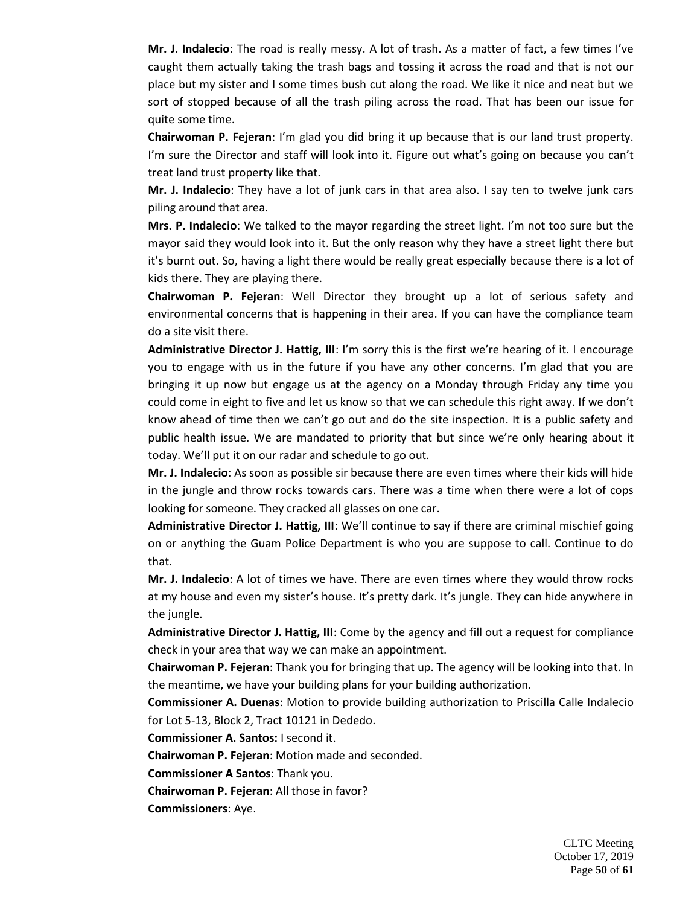**Mr. J. Indalecio**: The road is really messy. A lot of trash. As a matter of fact, a few times I've caught them actually taking the trash bags and tossing it across the road and that is not our place but my sister and I some times bush cut along the road. We like it nice and neat but we sort of stopped because of all the trash piling across the road. That has been our issue for quite some time.

**Chairwoman P. Fejeran**: I'm glad you did bring it up because that is our land trust property. I'm sure the Director and staff will look into it. Figure out what's going on because you can't treat land trust property like that.

**Mr. J. Indalecio**: They have a lot of junk cars in that area also. I say ten to twelve junk cars piling around that area.

**Mrs. P. Indalecio**: We talked to the mayor regarding the street light. I'm not too sure but the mayor said they would look into it. But the only reason why they have a street light there but it's burnt out. So, having a light there would be really great especially because there is a lot of kids there. They are playing there.

**Chairwoman P. Fejeran**: Well Director they brought up a lot of serious safety and environmental concerns that is happening in their area. If you can have the compliance team do a site visit there.

**Administrative Director J. Hattig, III**: I'm sorry this is the first we're hearing of it. I encourage you to engage with us in the future if you have any other concerns. I'm glad that you are bringing it up now but engage us at the agency on a Monday through Friday any time you could come in eight to five and let us know so that we can schedule this right away. If we don't know ahead of time then we can't go out and do the site inspection. It is a public safety and public health issue. We are mandated to priority that but since we're only hearing about it today. We'll put it on our radar and schedule to go out.

**Mr. J. Indalecio**: As soon as possible sir because there are even times where their kids will hide in the jungle and throw rocks towards cars. There was a time when there were a lot of cops looking for someone. They cracked all glasses on one car.

**Administrative Director J. Hattig, III**: We'll continue to say if there are criminal mischief going on or anything the Guam Police Department is who you are suppose to call. Continue to do that.

**Mr. J. Indalecio**: A lot of times we have. There are even times where they would throw rocks at my house and even my sister's house. It's pretty dark. It's jungle. They can hide anywhere in the jungle.

**Administrative Director J. Hattig, III**: Come by the agency and fill out a request for compliance check in your area that way we can make an appointment.

**Chairwoman P. Fejeran**: Thank you for bringing that up. The agency will be looking into that. In the meantime, we have your building plans for your building authorization.

**Commissioner A. Duenas**: Motion to provide building authorization to Priscilla Calle Indalecio for Lot 5-13, Block 2, Tract 10121 in Dededo.

**Commissioner A. Santos:** I second it.

**Chairwoman P. Fejeran**: Motion made and seconded.

**Commissioner A Santos**: Thank you.

**Chairwoman P. Fejeran**: All those in favor?

**Commissioners**: Aye.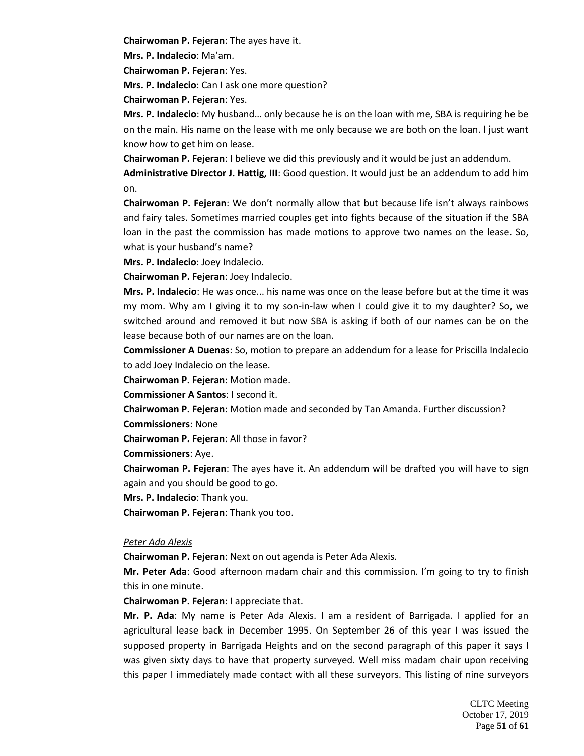**Chairwoman P. Fejeran**: The ayes have it.

**Mrs. P. Indalecio**: Ma'am.

**Chairwoman P. Fejeran**: Yes.

**Mrs. P. Indalecio**: Can I ask one more question?

**Chairwoman P. Fejeran**: Yes.

**Mrs. P. Indalecio**: My husband… only because he is on the loan with me, SBA is requiring he be on the main. His name on the lease with me only because we are both on the loan. I just want know how to get him on lease.

**Chairwoman P. Fejeran**: I believe we did this previously and it would be just an addendum.

**Administrative Director J. Hattig, III**: Good question. It would just be an addendum to add him on.

**Chairwoman P. Fejeran**: We don't normally allow that but because life isn't always rainbows and fairy tales. Sometimes married couples get into fights because of the situation if the SBA loan in the past the commission has made motions to approve two names on the lease. So, what is your husband's name?

**Mrs. P. Indalecio**: Joey Indalecio.

**Chairwoman P. Fejeran**: Joey Indalecio.

**Mrs. P. Indalecio**: He was once... his name was once on the lease before but at the time it was my mom. Why am I giving it to my son-in-law when I could give it to my daughter? So, we switched around and removed it but now SBA is asking if both of our names can be on the lease because both of our names are on the loan.

**Commissioner A Duenas**: So, motion to prepare an addendum for a lease for Priscilla Indalecio to add Joey Indalecio on the lease.

**Chairwoman P. Fejeran**: Motion made.

**Commissioner A Santos**: I second it.

**Chairwoman P. Fejeran**: Motion made and seconded by Tan Amanda. Further discussion?

**Commissioners**: None

**Chairwoman P. Fejeran**: All those in favor?

**Commissioners**: Aye.

**Chairwoman P. Fejeran**: The ayes have it. An addendum will be drafted you will have to sign again and you should be good to go.

**Mrs. P. Indalecio**: Thank you.

**Chairwoman P. Fejeran**: Thank you too.

*Peter Ada Alexis*

**Chairwoman P. Fejeran**: Next on out agenda is Peter Ada Alexis.

**Mr. Peter Ada**: Good afternoon madam chair and this commission. I'm going to try to finish this in one minute.

**Chairwoman P. Fejeran**: I appreciate that.

**Mr. P. Ada**: My name is Peter Ada Alexis. I am a resident of Barrigada. I applied for an agricultural lease back in December 1995. On September 26 of this year I was issued the supposed property in Barrigada Heights and on the second paragraph of this paper it says I was given sixty days to have that property surveyed. Well miss madam chair upon receiving this paper I immediately made contact with all these surveyors. This listing of nine surveyors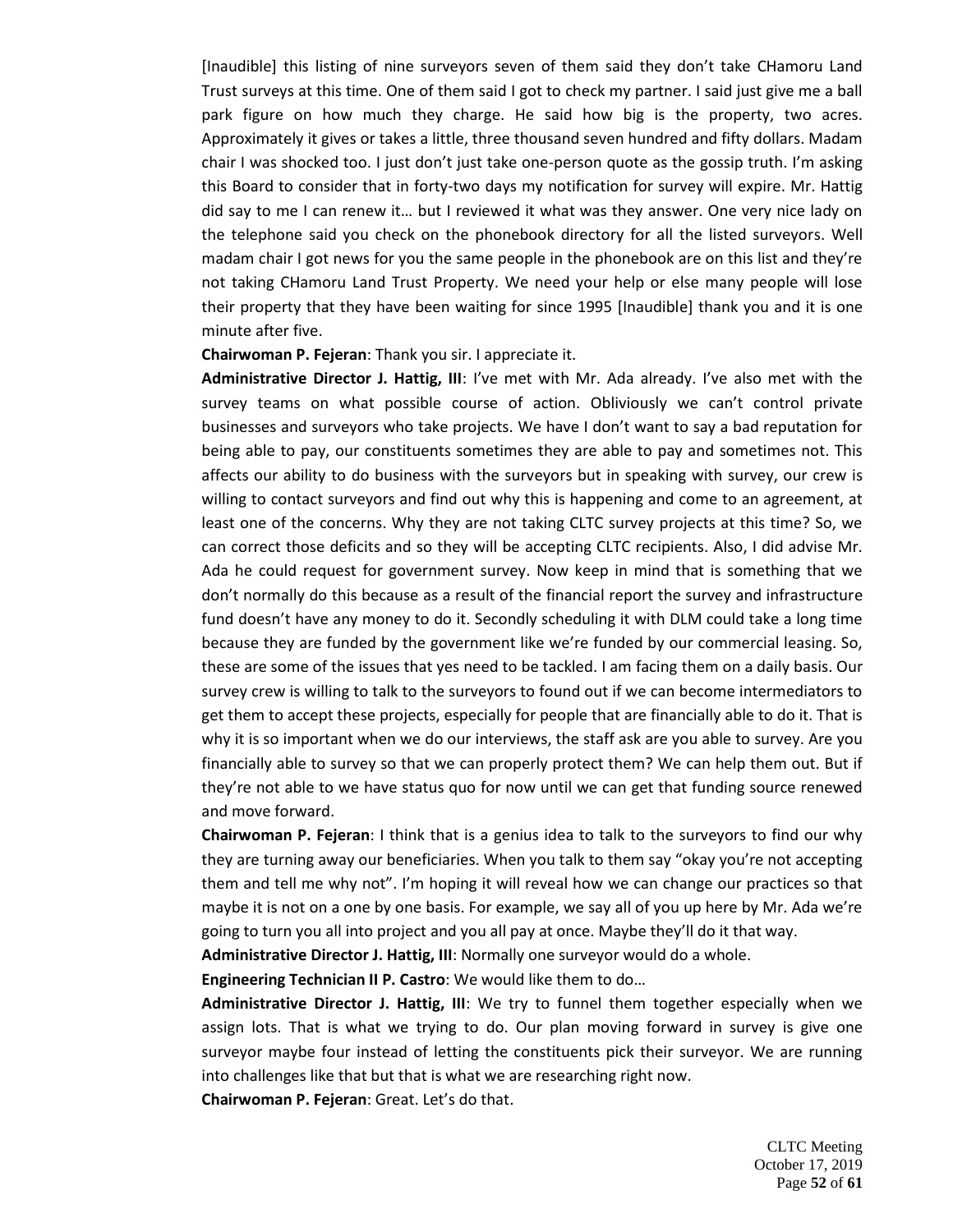[Inaudible] this listing of nine surveyors seven of them said they don't take CHamoru Land Trust surveys at this time. One of them said I got to check my partner. I said just give me a ball park figure on how much they charge. He said how big is the property, two acres. Approximately it gives or takes a little, three thousand seven hundred and fifty dollars. Madam chair I was shocked too. I just don't just take one-person quote as the gossip truth. I'm asking this Board to consider that in forty-two days my notification for survey will expire. Mr. Hattig did say to me I can renew it… but I reviewed it what was they answer. One very nice lady on the telephone said you check on the phonebook directory for all the listed surveyors. Well madam chair I got news for you the same people in the phonebook are on this list and they're not taking CHamoru Land Trust Property. We need your help or else many people will lose their property that they have been waiting for since 1995 [Inaudible] thank you and it is one minute after five.

**Chairwoman P. Fejeran**: Thank you sir. I appreciate it.

**Administrative Director J. Hattig, III**: I've met with Mr. Ada already. I've also met with the survey teams on what possible course of action. Obliviously we can't control private businesses and surveyors who take projects. We have I don't want to say a bad reputation for being able to pay, our constituents sometimes they are able to pay and sometimes not. This affects our ability to do business with the surveyors but in speaking with survey, our crew is willing to contact surveyors and find out why this is happening and come to an agreement, at least one of the concerns. Why they are not taking CLTC survey projects at this time? So, we can correct those deficits and so they will be accepting CLTC recipients. Also, I did advise Mr. Ada he could request for government survey. Now keep in mind that is something that we don't normally do this because as a result of the financial report the survey and infrastructure fund doesn't have any money to do it. Secondly scheduling it with DLM could take a long time because they are funded by the government like we're funded by our commercial leasing. So, these are some of the issues that yes need to be tackled. I am facing them on a daily basis. Our survey crew is willing to talk to the surveyors to found out if we can become intermediators to get them to accept these projects, especially for people that are financially able to do it. That is why it is so important when we do our interviews, the staff ask are you able to survey. Are you financially able to survey so that we can properly protect them? We can help them out. But if they're not able to we have status quo for now until we can get that funding source renewed and move forward.

**Chairwoman P. Fejeran**: I think that is a genius idea to talk to the surveyors to find our why they are turning away our beneficiaries. When you talk to them say "okay you're not accepting them and tell me why not". I'm hoping it will reveal how we can change our practices so that maybe it is not on a one by one basis. For example, we say all of you up here by Mr. Ada we're going to turn you all into project and you all pay at once. Maybe they'll do it that way.

**Administrative Director J. Hattig, III**: Normally one surveyor would do a whole.

**Engineering Technician II P. Castro**: We would like them to do…

**Administrative Director J. Hattig, III**: We try to funnel them together especially when we assign lots. That is what we trying to do. Our plan moving forward in survey is give one surveyor maybe four instead of letting the constituents pick their surveyor. We are running into challenges like that but that is what we are researching right now.

**Chairwoman P. Fejeran**: Great. Let's do that.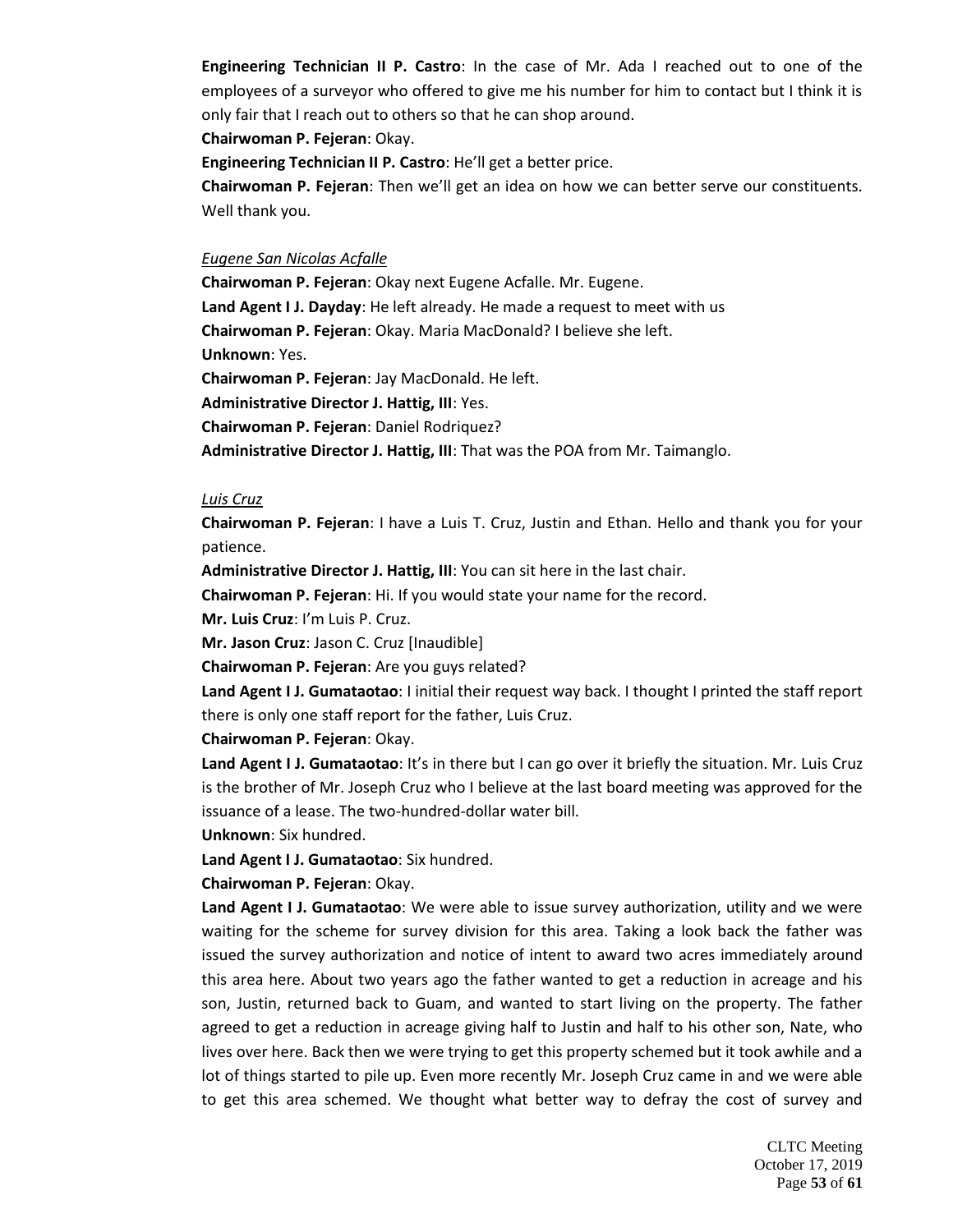**Engineering Technician II P. Castro**: In the case of Mr. Ada I reached out to one of the employees of a surveyor who offered to give me his number for him to contact but I think it is only fair that I reach out to others so that he can shop around.

**Chairwoman P. Fejeran**: Okay.

**Engineering Technician II P. Castro**: He'll get a better price.

**Chairwoman P. Fejeran**: Then we'll get an idea on how we can better serve our constituents. Well thank you.

*Eugene San Nicolas Acfalle*

**Chairwoman P. Fejeran**: Okay next Eugene Acfalle. Mr. Eugene.

**Land Agent I J. Dayday**: He left already. He made a request to meet with us

**Chairwoman P. Fejeran**: Okay. Maria MacDonald? I believe she left.

**Unknown**: Yes.

**Chairwoman P. Fejeran**: Jay MacDonald. He left.

**Administrative Director J. Hattig, III**: Yes.

**Chairwoman P. Fejeran**: Daniel Rodriquez?

**Administrative Director J. Hattig, III**: That was the POA from Mr. Taimanglo.

*Luis Cruz*

**Chairwoman P. Fejeran**: I have a Luis T. Cruz, Justin and Ethan. Hello and thank you for your patience.

**Administrative Director J. Hattig, III**: You can sit here in the last chair.

**Chairwoman P. Fejeran**: Hi. If you would state your name for the record.

**Mr. Luis Cruz**: I'm Luis P. Cruz.

**Mr. Jason Cruz**: Jason C. Cruz [Inaudible]

**Chairwoman P. Fejeran**: Are you guys related?

**Land Agent I J. Gumataotao**: I initial their request way back. I thought I printed the staff report there is only one staff report for the father, Luis Cruz.

**Chairwoman P. Fejeran**: Okay.

**Land Agent I J. Gumataotao**: It's in there but I can go over it briefly the situation. Mr. Luis Cruz is the brother of Mr. Joseph Cruz who I believe at the last board meeting was approved for the issuance of a lease. The two-hundred-dollar water bill.

**Unknown**: Six hundred.

**Land Agent I J. Gumataotao**: Six hundred.

**Chairwoman P. Fejeran**: Okay.

**Land Agent I J. Gumataotao**: We were able to issue survey authorization, utility and we were waiting for the scheme for survey division for this area. Taking a look back the father was issued the survey authorization and notice of intent to award two acres immediately around this area here. About two years ago the father wanted to get a reduction in acreage and his son, Justin, returned back to Guam, and wanted to start living on the property. The father agreed to get a reduction in acreage giving half to Justin and half to his other son, Nate, who lives over here. Back then we were trying to get this property schemed but it took awhile and a lot of things started to pile up. Even more recently Mr. Joseph Cruz came in and we were able to get this area schemed. We thought what better way to defray the cost of survey and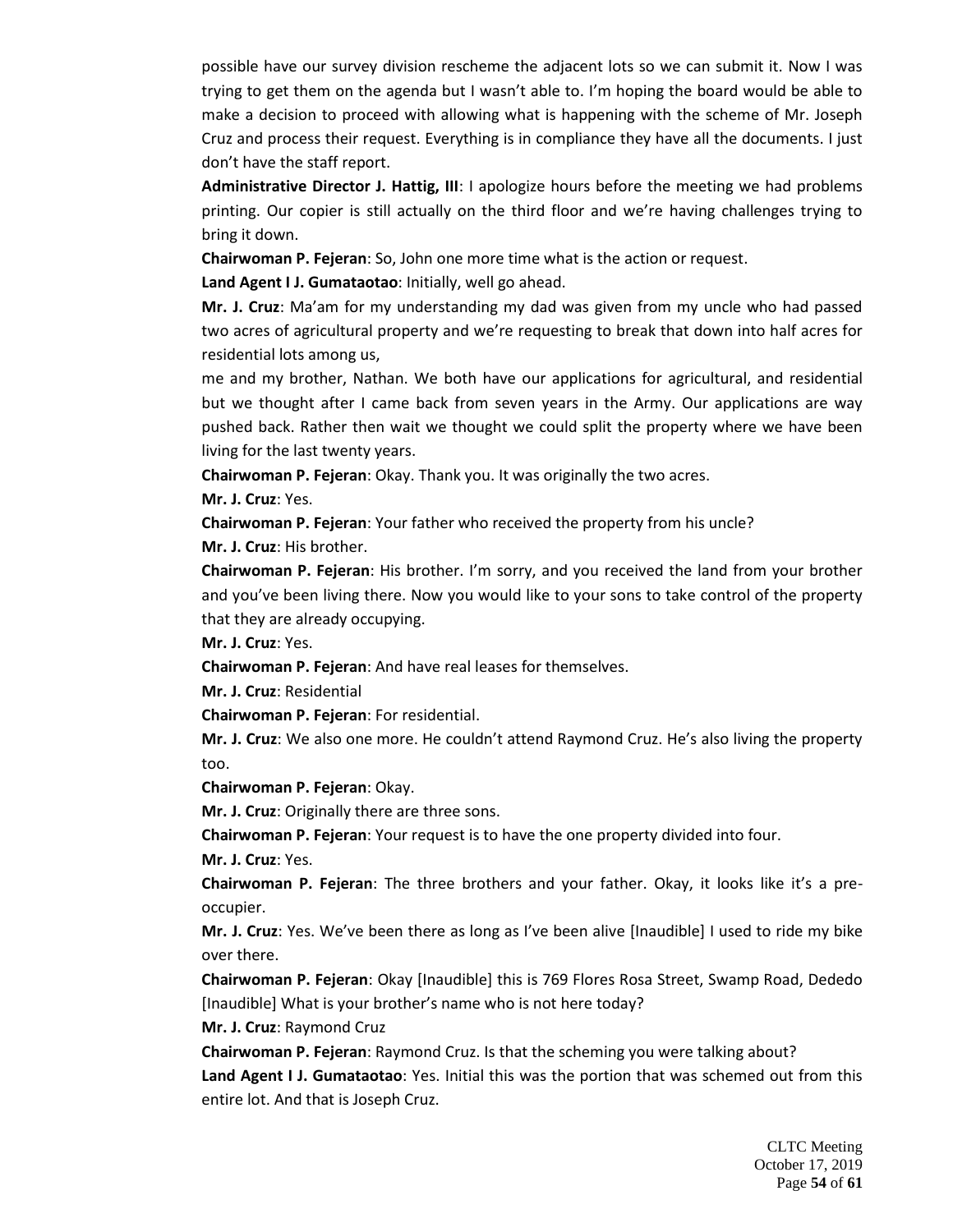possible have our survey division rescheme the adjacent lots so we can submit it. Now I was trying to get them on the agenda but I wasn't able to. I'm hoping the board would be able to make a decision to proceed with allowing what is happening with the scheme of Mr. Joseph Cruz and process their request. Everything is in compliance they have all the documents. I just don't have the staff report.

**Administrative Director J. Hattig, III**: I apologize hours before the meeting we had problems printing. Our copier is still actually on the third floor and we're having challenges trying to bring it down.

**Chairwoman P. Fejeran**: So, John one more time what is the action or request.

**Land Agent I J. Gumataotao**: Initially, well go ahead.

**Mr. J. Cruz**: Ma'am for my understanding my dad was given from my uncle who had passed two acres of agricultural property and we're requesting to break that down into half acres for residential lots among us,

me and my brother, Nathan. We both have our applications for agricultural, and residential but we thought after I came back from seven years in the Army. Our applications are way pushed back. Rather then wait we thought we could split the property where we have been living for the last twenty years.

**Chairwoman P. Fejeran**: Okay. Thank you. It was originally the two acres.

**Mr. J. Cruz**: Yes.

**Chairwoman P. Fejeran**: Your father who received the property from his uncle?

**Mr. J. Cruz**: His brother.

**Chairwoman P. Fejeran**: His brother. I'm sorry, and you received the land from your brother and you've been living there. Now you would like to your sons to take control of the property that they are already occupying.

**Mr. J. Cruz**: Yes.

**Chairwoman P. Fejeran**: And have real leases for themselves.

**Mr. J. Cruz**: Residential

**Chairwoman P. Fejeran**: For residential.

**Mr. J. Cruz**: We also one more. He couldn't attend Raymond Cruz. He's also living the property too.

**Chairwoman P. Fejeran**: Okay.

**Mr. J. Cruz**: Originally there are three sons.

**Chairwoman P. Fejeran**: Your request is to have the one property divided into four.

**Mr. J. Cruz**: Yes.

**Chairwoman P. Fejeran**: The three brothers and your father. Okay, it looks like it's a pre-occupier.

**Mr. J. Cruz**: Yes. We've been there as long as I've been alive [Inaudible] I used to ride my bike over there.

**Chairwoman P. Fejeran**: Okay [Inaudible] this is 769 Flores Rosa Street, Swamp Road, Dededo [Inaudible] What is your brother's name who is not here today?

**Mr. J. Cruz**: Raymond Cruz

**Chairwoman P. Fejeran**: Raymond Cruz. Is that the scheming you were talking about?

**Land Agent I J. Gumataotao**: Yes. Initial this was the portion that was schemed out from this entire lot. And that is Joseph Cruz.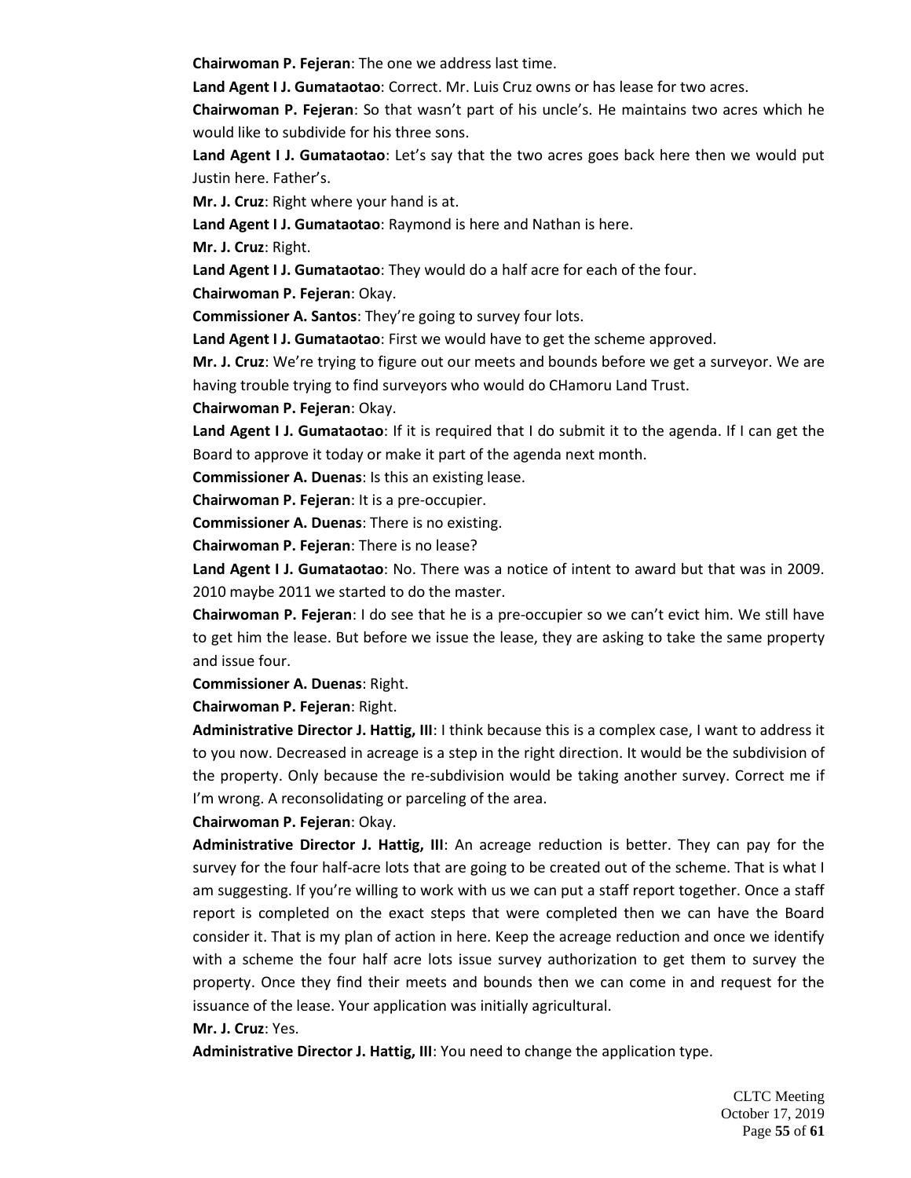**Chairwoman P. Fejeran**: The one we address last time.

**Land Agent I J. Gumataotao**: Correct. Mr. Luis Cruz owns or has lease for two acres.

**Chairwoman P. Fejeran**: So that wasn't part of his uncle's. He maintains two acres which he would like to subdivide for his three sons.

**Land Agent I J. Gumataotao**: Let's say that the two acres goes back here then we would put Justin here. Father's.

**Mr. J. Cruz**: Right where your hand is at.

**Land Agent I J. Gumataotao**: Raymond is here and Nathan is here.

**Mr. J. Cruz**: Right.

**Land Agent I J. Gumataotao**: They would do a half acre for each of the four.

**Chairwoman P. Fejeran**: Okay.

**Commissioner A. Santos**: They're going to survey four lots.

**Land Agent I J. Gumataotao**: First we would have to get the scheme approved.

**Mr. J. Cruz**: We're trying to figure out our meets and bounds before we get a surveyor. We are having trouble trying to find surveyors who would do CHamoru Land Trust.

**Chairwoman P. Fejeran**: Okay.

**Land Agent I J. Gumataotao**: If it is required that I do submit it to the agenda. If I can get the Board to approve it today or make it part of the agenda next month.

**Commissioner A. Duenas**: Is this an existing lease.

**Chairwoman P. Fejeran**: It is a pre-occupier.

**Commissioner A. Duenas**: There is no existing.

**Chairwoman P. Fejeran**: There is no lease?

**Land Agent I J. Gumataotao**: No. There was a notice of intent to award but that was in 2009. 2010 maybe 2011 we started to do the master.

**Chairwoman P. Fejeran**: I do see that he is a pre-occupier so we can't evict him. We still have to get him the lease. But before we issue the lease, they are asking to take the same property and issue four.

**Commissioner A. Duenas**: Right.

**Chairwoman P. Fejeran**: Right.

**Administrative Director J. Hattig, III**: I think because this is a complex case, I want to address it to you now. Decreased in acreage is a step in the right direction. It would be the subdivision of the property. Only because the re-subdivision would be taking another survey. Correct me if I'm wrong. A reconsolidating or parceling of the area.

**Chairwoman P. Fejeran**: Okay.

**Administrative Director J. Hattig, III**: An acreage reduction is better. They can pay for the survey for the four half-acre lots that are going to be created out of the scheme. That is what I am suggesting. If you're willing to work with us we can put a staff report together. Once a staff report is completed on the exact steps that were completed then we can have the Board consider it. That is my plan of action in here. Keep the acreage reduction and once we identify with a scheme the four half acre lots issue survey authorization to get them to survey the property. Once they find their meets and bounds then we can come in and request for the issuance of the lease. Your application was initially agricultural.

**Mr. J. Cruz**: Yes.

**Administrative Director J. Hattig, III**: You need to change the application type.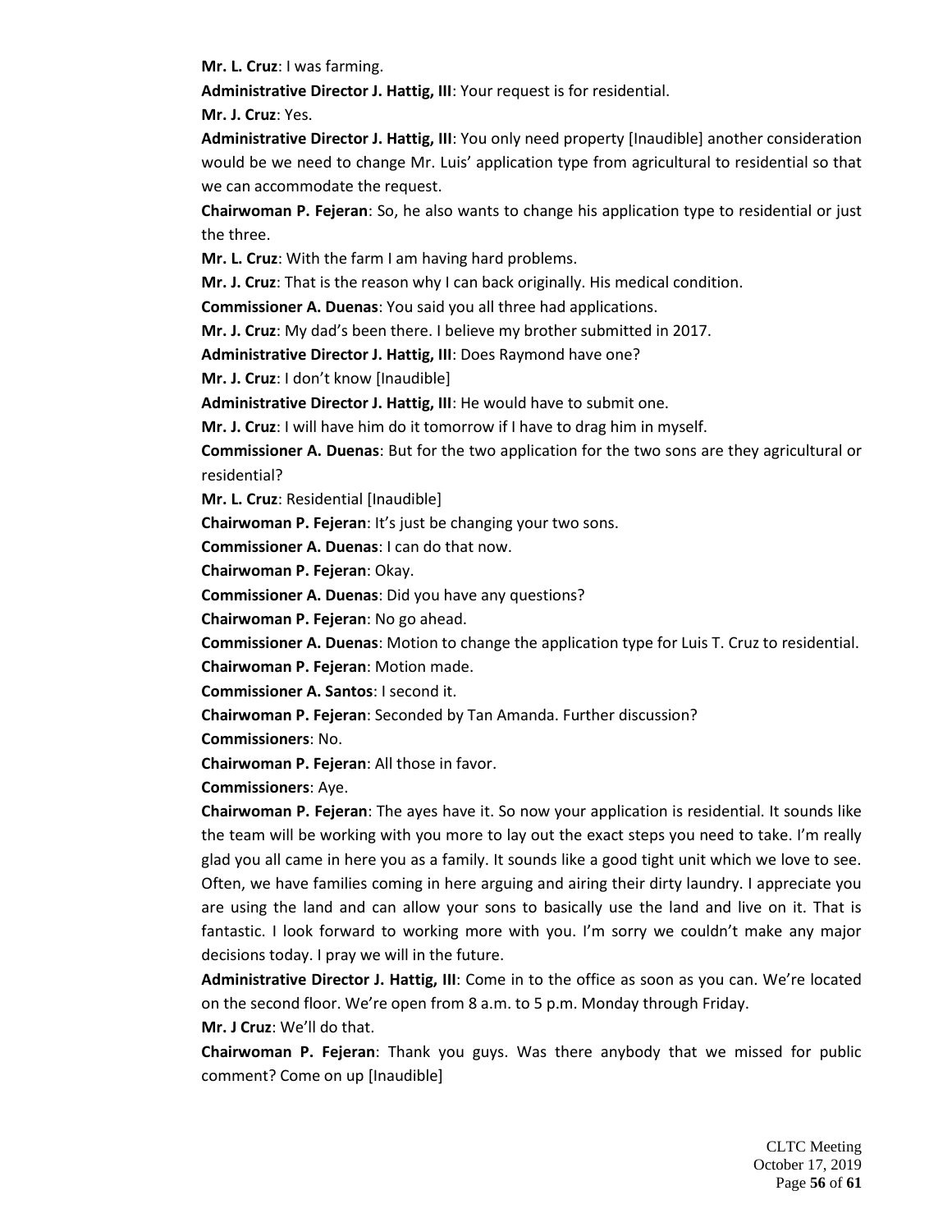**Mr. L. Cruz**: I was farming.

**Administrative Director J. Hattig, III**: Your request is for residential.

**Mr. J. Cruz**: Yes.

**Administrative Director J. Hattig, III**: You only need property [Inaudible] another consideration would be we need to change Mr. Luis' application type from agricultural to residential so that we can accommodate the request.

**Chairwoman P. Fejeran**: So, he also wants to change his application type to residential or just the three.

**Mr. L. Cruz**: With the farm I am having hard problems.

**Mr. J. Cruz**: That is the reason why I can back originally. His medical condition.

**Commissioner A. Duenas**: You said you all three had applications.

**Mr. J. Cruz**: My dad's been there. I believe my brother submitted in 2017.

**Administrative Director J. Hattig, III**: Does Raymond have one?

**Mr. J. Cruz**: I don't know [Inaudible]

**Administrative Director J. Hattig, III**: He would have to submit one.

**Mr. J. Cruz**: I will have him do it tomorrow if I have to drag him in myself.

**Commissioner A. Duenas**: But for the two application for the two sons are they agricultural or residential?

**Mr. L. Cruz**: Residential [Inaudible]

**Chairwoman P. Fejeran**: It's just be changing your two sons.

**Commissioner A. Duenas**: I can do that now.

**Chairwoman P. Fejeran**: Okay.

**Commissioner A. Duenas**: Did you have any questions?

**Chairwoman P. Fejeran**: No go ahead.

**Commissioner A. Duenas**: Motion to change the application type for Luis T. Cruz to residential.

**Chairwoman P. Fejeran**: Motion made.

**Commissioner A. Santos**: I second it.

**Chairwoman P. Fejeran**: Seconded by Tan Amanda. Further discussion?

**Commissioners**: No.

**Chairwoman P. Fejeran**: All those in favor.

**Commissioners**: Aye.

**Chairwoman P. Fejeran**: The ayes have it. So now your application is residential. It sounds like the team will be working with you more to lay out the exact steps you need to take. I'm really glad you all came in here you as a family. It sounds like a good tight unit which we love to see. Often, we have families coming in here arguing and airing their dirty laundry. I appreciate you are using the land and can allow your sons to basically use the land and live on it. That is fantastic. I look forward to working more with you. I'm sorry we couldn't make any major decisions today. I pray we will in the future.

**Administrative Director J. Hattig, III**: Come in to the office as soon as you can. We're located on the second floor. We're open from 8 a.m. to 5 p.m. Monday through Friday.

**Mr J Cruz**: We'll do that.

**Chairwoman P. Fejeran**: Thank you guys. Was there anybody that we missed for public comment? Come on up [Inaudible]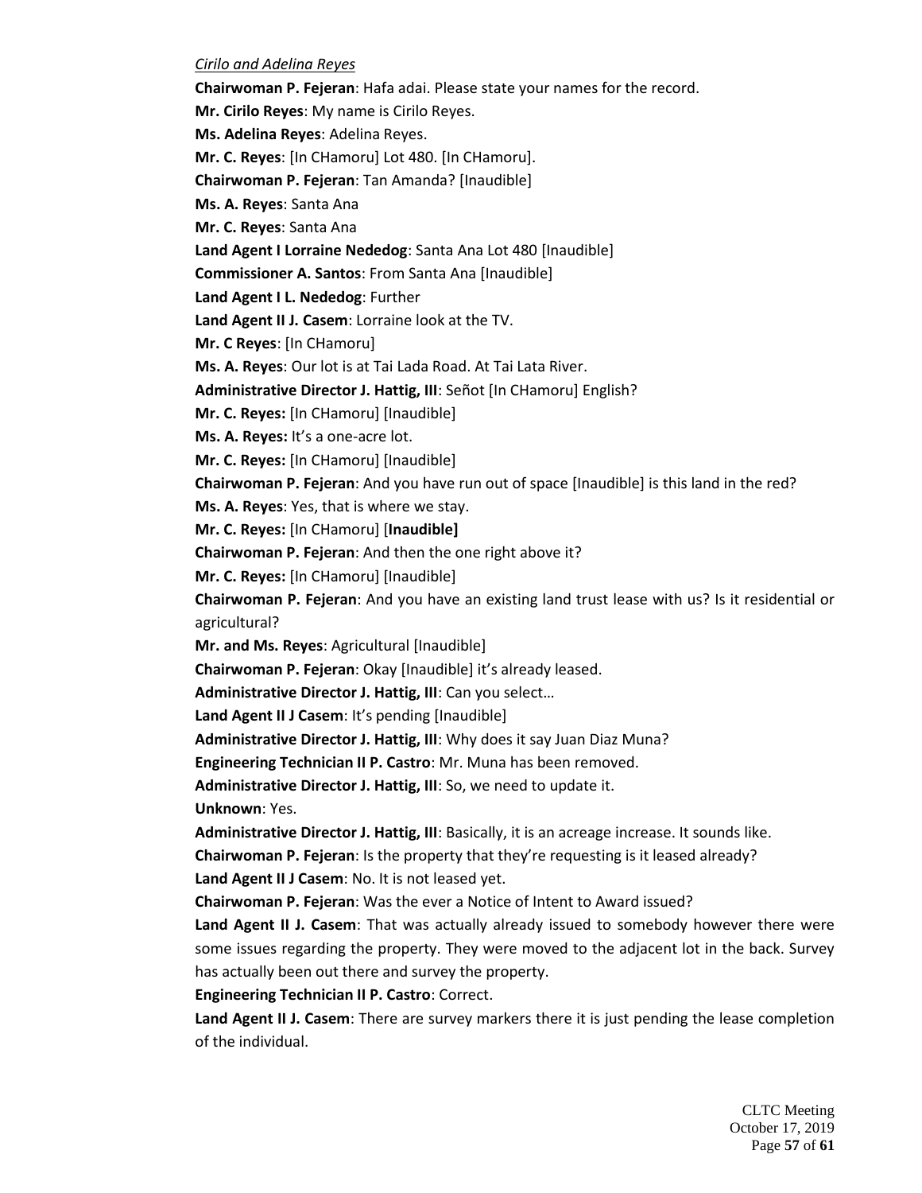*Cirilo and Adelina Reyes*

**Chairwoman P. Fejeran**: Hafa adai. Please state your names for the record.

**Mr. Cirilo Reyes**: My name is Cirilo Reyes.

**Ms. Adelina Reyes**: Adelina Reyes.

**Mr. C. Reyes**: [In CHamoru] Lot 480. [In CHamoru].

**Chairwoman P. Fejeran**: Tan Amanda? [Inaudible]

**Ms. A. Reyes**: Santa Ana

**Mr. C. Reyes**: Santa Ana

**Land Agent I Lorraine Nededog**: Santa Ana Lot 480 [Inaudible]

**Commissioner A. Santos**: From Santa Ana [Inaudible]

**Land Agent I L. Nededog**: Further

**Land Agent II J. Casem**: Lorraine look at the TV.

**Mr C Reyes**: [In CHamoru]

**Ms. A. Reyes**: Our lot is at Tai Lada Road. At Tai Lata River.

**Administrative Director J. Hattig, III**: Señot [In CHamoru] English?

**Mr. C. Reyes:** [In CHamoru] [Inaudible]

**Ms. A. Reyes:** It's a one-acre lot.

**Mr. C. Reyes:** [In CHamoru] [Inaudible]

**Chairwoman P. Fejeran**: And you have run out of space [Inaudible] is this land in the red?

**Ms. A. Reyes**: Yes, that is where we stay.

**Mr. C. Reyes:** [In CHamoru] [**Inaudible]**

**Chairwoman P. Fejeran**: And then the one right above it?

**Mr. C. Reyes:** [In CHamoru] [Inaudible]

**Chairwoman P. Fejeran**: And you have an existing land trust lease with us? Is it residential or agricultural?

**Mr. and Ms. Reyes**: Agricultural [Inaudible]

**Chairwoman P. Fejeran**: Okay [Inaudible] it's already leased.

**Administrative Director J. Hattig, III**: Can you select…

**Land Agent II J Casem**: It's pending [Inaudible]

**Administrative Director J. Hattig, III**: Why does it say Juan Diaz Muna?

**Engineering Technician II P. Castro**: Mr. Muna has been removed.

**Administrative Director J. Hattig, III**: So, we need to update it.

**Unknown**: Yes.

**Administrative Director J. Hattig, III**: Basically, it is an acreage increase. It sounds like.

**Chairwoman P. Fejeran**: Is the property that they're requesting is it leased already?

**Land Agent II J Casem**: No. It is not leased yet.

**Chairwoman P. Fejeran**: Was the ever a Notice of Intent to Award issued?

**Land Agent II J. Casem**: That was actually already issued to somebody however there were some issues regarding the property. They were moved to the adjacent lot in the back. Survey has actually been out there and survey the property.

**Engineering Technician II P. Castro**: Correct.

**Land Agent II J. Casem**: There are survey markers there it is just pending the lease completion of the individual.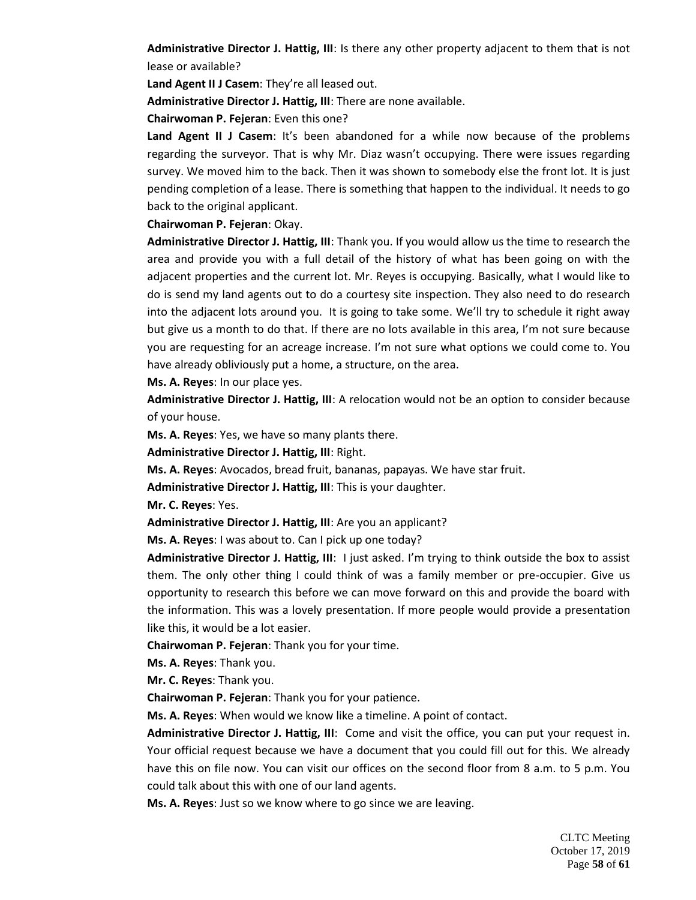**Administrative Director J. Hattig, III**: Is there any other property adjacent to them that is not lease or available?

**Land Agent II J Casem**: They're all leased out.

**Administrative Director J. Hattig, III**: There are none available.

**Chairwoman P. Fejeran**: Even this one?

**Land Agent II J Casem**: It's been abandoned for a while now because of the problems regarding the surveyor. That is why Mr. Diaz wasn't occupying. There were issues regarding survey. We moved him to the back. Then it was shown to somebody else the front lot. It is just pending completion of a lease. There is something that happen to the individual. It needs to go back to the original applicant.

**Chairwoman P. Fejeran**: Okay.

**Administrative Director J. Hattig, III**: Thank you. If you would allow us the time to research the area and provide you with a full detail of the history of what has been going on with the adjacent properties and the current lot. Mr. Reyes is occupying. Basically, what I would like to do is send my land agents out to do a courtesy site inspection. They also need to do research into the adjacent lots around you. It is going to take some. We'll try to schedule it right away but give us a month to do that. If there are no lots available in this area, I'm not sure because you are requesting for an acreage increase. I'm not sure what options we could come to. You have already obliviously put a home, a structure, on the area.

**Ms. A. Reyes**: In our place yes.

**Administrative Director J. Hattig, III**: A relocation would not be an option to consider because of your house.

**Ms. A. Reyes**: Yes, we have so many plants there.

**Administrative Director J. Hattig, III**: Right.

**Ms. A. Reyes**: Avocados, bread fruit, bananas, papayas. We have star fruit.

**Administrative Director J. Hattig, III**: This is your daughter.

**Mr. C. Reyes**: Yes.

**Administrative Director J. Hattig, III**: Are you an applicant?

**Ms. A. Reyes**: I was about to. Can I pick up one today?

**Administrative Director J. Hattig, III**: I just asked. I'm trying to think outside the box to assist them. The only other thing I could think of was a family member or pre-occupier. Give us opportunity to research this before we can move forward on this and provide the board with the information. This was a lovely presentation. If more people would provide a presentation like this, it would be a lot easier.

**Chairwoman P. Fejeran**: Thank you for your time.

**Ms. A. Reyes**: Thank you.

**Mr. C. Reyes**: Thank you.

**Chairwoman P. Fejeran**: Thank you for your patience.

**Ms. A. Reyes**: When would we know like a timeline. A point of contact.

**Administrative Director J. Hattig, III**: Come and visit the office, you can put your request in. Your official request because we have a document that you could fill out for this. We already have this on file now. You can visit our offices on the second floor from 8 a.m. to 5 p.m. You could talk about this with one of our land agents.

**Ms. A. Reyes**: Just so we know where to go since we are leaving.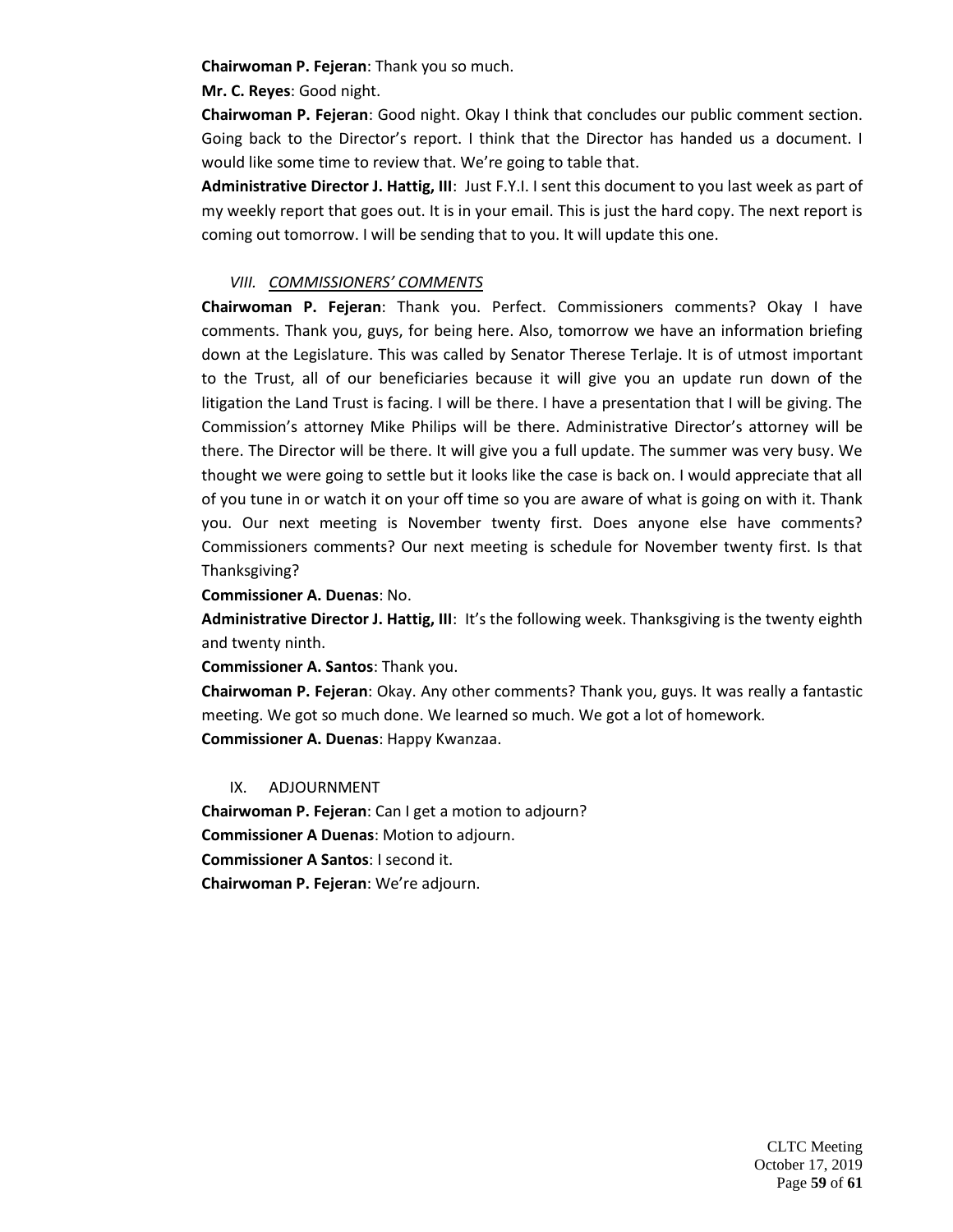**Chairwoman P. Fejeran**: Thank you so much.

**Mr. C. Reyes**: Good night.

**Chairwoman P. Fejeran**: Good night. Okay I think that concludes our public comment section. Going back to the Director's report. I think that the Director has handed us a document. I would like some time to review that. We're going to table that.

**Administrative Director J. Hattig, III**: Just F.Y.I. I sent this document to you last week as part of my weekly report that goes out. It is in your email. This is just the hard copy. The next report is coming out tomorrow. I will be sending that to you. It will update this one.

## *VIII. COMMISSIONERS' COMMENTS*

**Chairwoman P. Fejeran**: Thank you. Perfect. Commissioners comments? Okay I have comments. Thank you, guys, for being here. Also, tomorrow we have an information briefing down at the Legislature. This was called by Senator Therese Terlaje. It is of utmost important to the Trust, all of our beneficiaries because it will give you an update run down of the litigation the Land Trust is facing. I will be there. I have a presentation that I will be giving. The Commission's attorney Mike Philips will be there. Administrative Director's attorney will be there. The Director will be there. It will give you a full update. The summer was very busy. We thought we were going to settle but it looks like the case is back on. I would appreciate that all of you tune in or watch it on your off time so you are aware of what is going on with it. Thank you. Our next meeting is November twenty first. Does anyone else have comments? Commissioners comments? Our next meeting is schedule for November twenty first. Is that Thanksgiving?

**Commissioner A. Duenas**: No.

**Administrative Director J. Hattig, III**: It's the following week. Thanksgiving is the twenty eighth and twenty ninth.

**Commissioner A. Santos**: Thank you.

**Chairwoman P. Fejeran**: Okay. Any other comments? Thank you, guys. It was really a fantastic meeting. We got so much done. We learned so much. We got a lot of homework.

**Commissioner A. Duenas**: Happy Kwanzaa.

## IX. ADJOURNMENT

**Chairwoman P. Fejeran**: Can I get a motion to adjourn?

**Commissioner A Duenas**: Motion to adjourn.

**Commissioner A Santos**: I second it.

**Chairwoman P. Fejeran**: We're adjourn.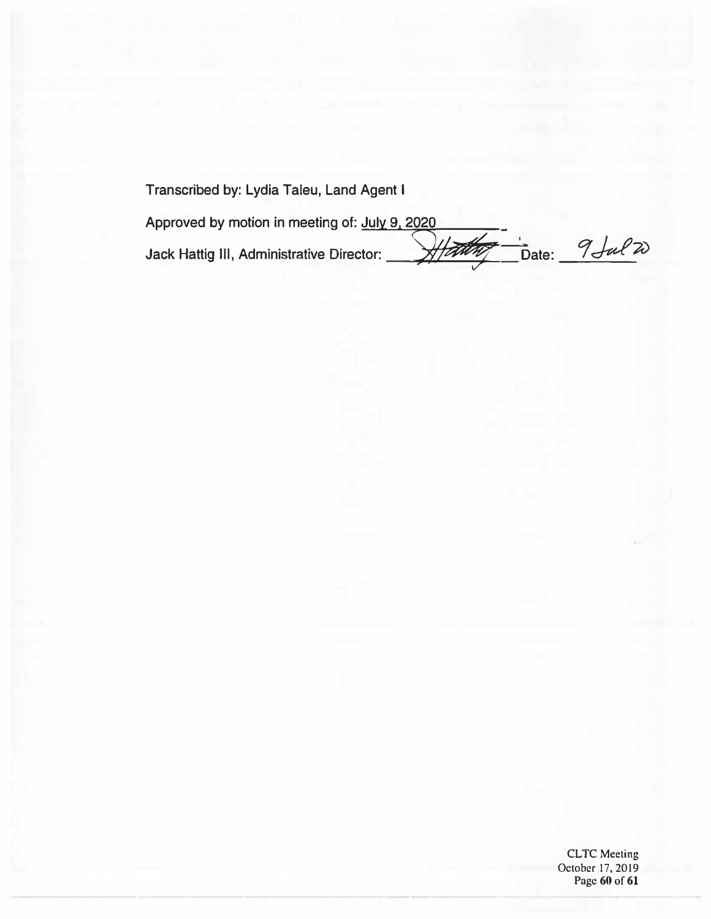Transcribed by: Lydia Taleu, Land Agent I

Approved by motion in meeting of: July 9, 2020

Jack Hattig III, Administrative Director: ~~JHattig~~ Date: 9 Jul 20